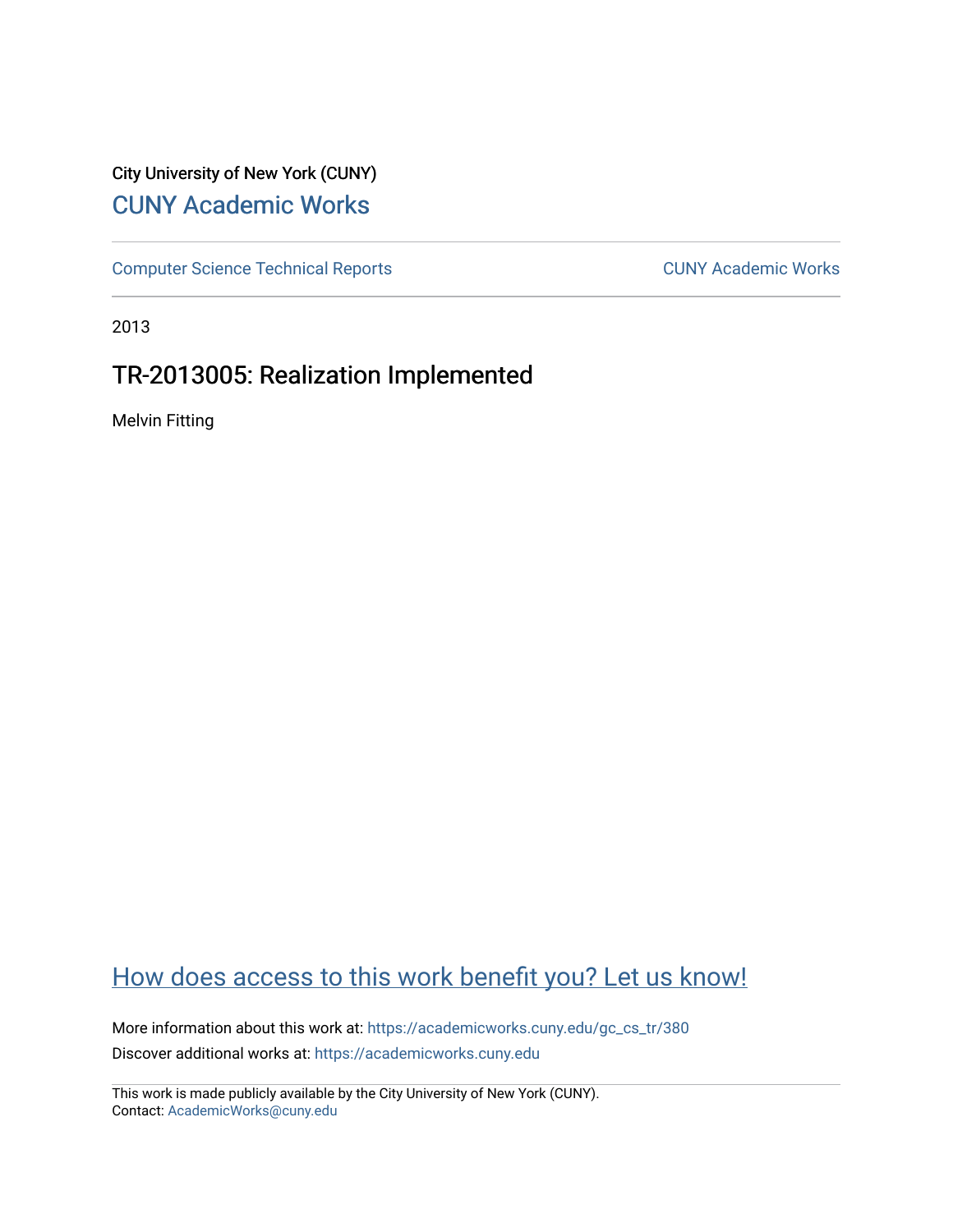City University of New York (CUNY)

# CUNY Academic Works

Computer Science Technical Reports | CUNY Academic Works

2013

## TR-2013005: Realization Implemented

Melvin Fitting

How does access to this work benefit you? Let us know!

More information about this work at: https://academicworks.cuny.edu/gc_cs_tr/380

Discover additional works at: https://academicworks.cuny.edu

This work is made publicly available by the City University of New York (CUNY).
Contact: AcademicWorks@cuny.edu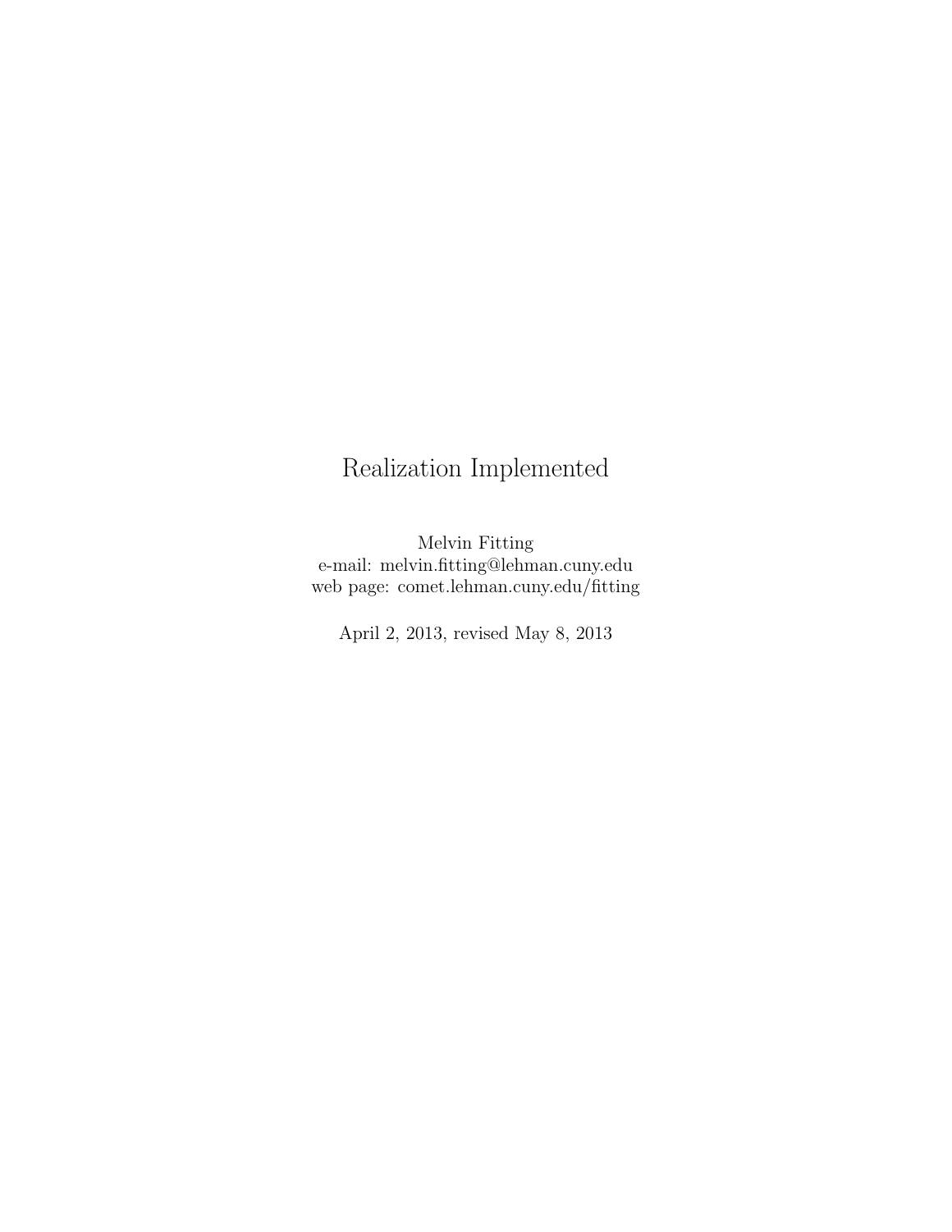# Realization Implemented

Melvin Fitting
e-mail: melvin.fitting@lehman.cuny.edu
web page: comet.lehman.cuny.edu/fitting

April 2, 2013, revised May 8, 2013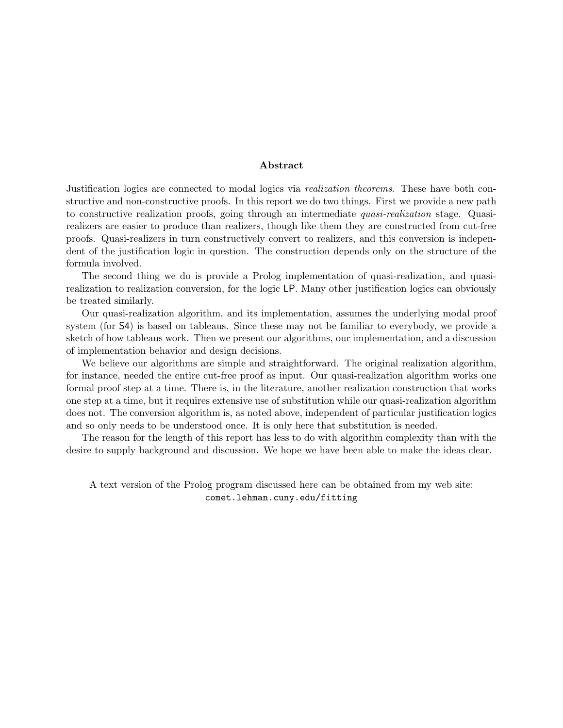## Abstract

Justification logics are connected to modal logics via *realization theorems*. These have both constructive and non-constructive proofs. In this report we do two things. First we provide a new path to constructive realization proofs, going through an intermediate *quasi-realization* stage. Quasi-realizers are easier to produce than realizers, though like them they are constructed from cut-free proofs. Quasi-realizers in turn constructively convert to realizers, and this conversion is independent of the justification logic in question. The construction depends only on the structure of the formula involved.

The second thing we do is provide a Prolog implementation of quasi-realization, and quasi-realization to realization conversion, for the logic LP. Many other justification logics can obviously be treated similarly.

Our quasi-realization algorithm, and its implementation, assumes the underlying modal proof system (for S4) is based on tableaus. Since these may not be familiar to everybody, we provide a sketch of how tableaus work. Then we present our algorithms, our implementation, and a discussion of implementation behavior and design decisions.

We believe our algorithms are simple and straightforward. The original realization algorithm, for instance, needed the entire cut-free proof as input. Our quasi-realization algorithm works one formal proof step at a time. There is, in the literature, another realization construction that works one step at a time, but it requires extensive use of substitution while our quasi-realization algorithm does not. The conversion algorithm is, as noted above, independent of particular justification logics and so only needs to be understood once. It is only here that substitution is needed.

The reason for the length of this report has less to do with algorithm complexity than with the desire to supply background and discussion. We hope we have been able to make the ideas clear.

A text version of the Prolog program discussed here can be obtained from my web site:
`comet.lehman.cuny.edu/fitting`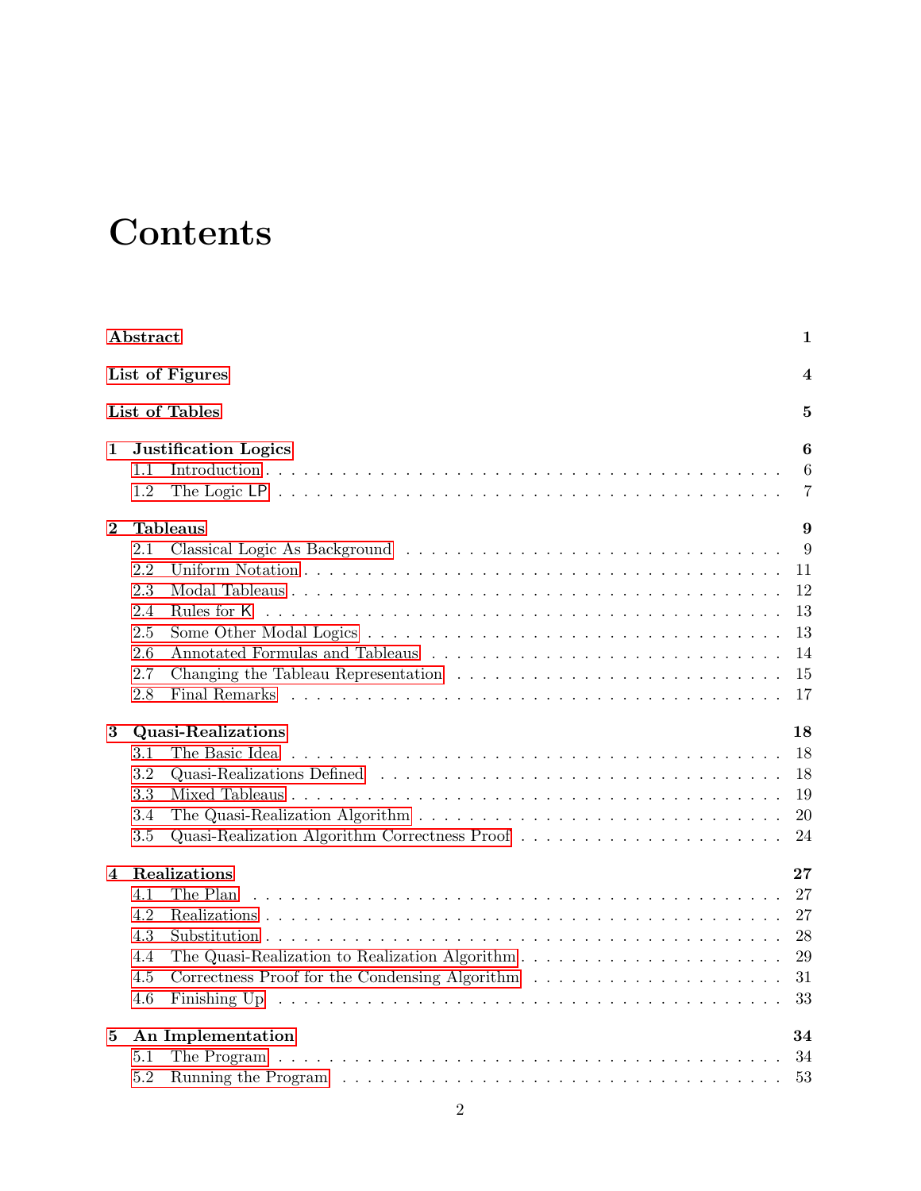# Contents

**Abstract** **1**

**List of Figures** **4**

**List of Tables** **5**

**1 Justification Logics** **6**
- 1.1 Introduction . . . 6
- 1.2 The Logic LP . . . 7

**2 Tableaus** **9**
- 2.1 Classical Logic As Background . . . 9
- 2.2 Uniform Notation . . . 11
- 2.3 Modal Tableaus . . . 12
- 2.4 Rules for K . . . 13
- 2.5 Some Other Modal Logics . . . 13
- 2.6 Annotated Formulas and Tableaus . . . 14
- 2.7 Changing the Tableau Representation . . . 15
- 2.8 Final Remarks . . . 17

**3 Quasi-Realizations** **18**
- 3.1 The Basic Idea . . . 18
- 3.2 Quasi-Realizations Defined . . . 18
- 3.3 Mixed Tableaus . . . 19
- 3.4 The Quasi-Realization Algorithm . . . 20
- 3.5 Quasi-Realization Algorithm Correctness Proof . . . 24

**4 Realizations** **27**
- 4.1 The Plan . . . 27
- 4.2 Realizations . . . 27
- 4.3 Substitution . . . 28
- 4.4 The Quasi-Realization to Realization Algorithm . . . 29
- 4.5 Correctness Proof for the Condensing Algorithm . . . 31
- 4.6 Finishing Up . . . 33

**5 An Implementation** **34**
- 5.1 The Program . . . 34
- 5.2 Running the Program . . . 53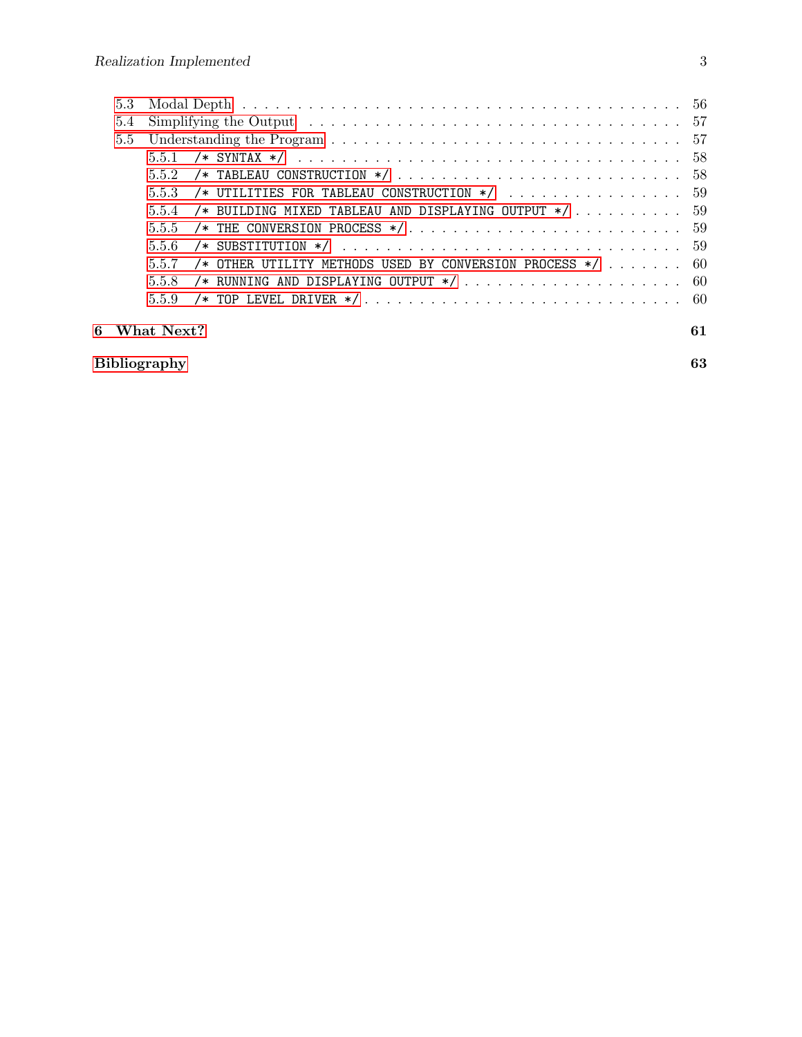- 5.3 Modal Depth . . . 56
- 5.4 Simplifying the Output . . . 57
- 5.5 Understanding the Program . . . 57
  - 5.5.1 `/* SYNTAX */` . . . 58
  - 5.5.2 `/* TABLEAU CONSTRUCTION */` . . . 58
  - 5.5.3 `/* UTILITIES FOR TABLEAU CONSTRUCTION */` . . . 59
  - 5.5.4 `/* BUILDING MIXED TABLEAU AND DISPLAYING OUTPUT */` . . . 59
  - 5.5.5 `/* THE CONVERSION PROCESS */` . . . 59
  - 5.5.6 `/* SUBSTITUTION */` . . . 59
  - 5.5.7 `/* OTHER UTILITY METHODS USED BY CONVERSION PROCESS */` . . . 60
  - 5.5.8 `/* RUNNING AND DISPLAYING OUTPUT */` . . . 60
  - 5.5.9 `/* TOP LEVEL DRIVER */` . . . 60

**6 What Next?** **61**

**Bibliography** **63**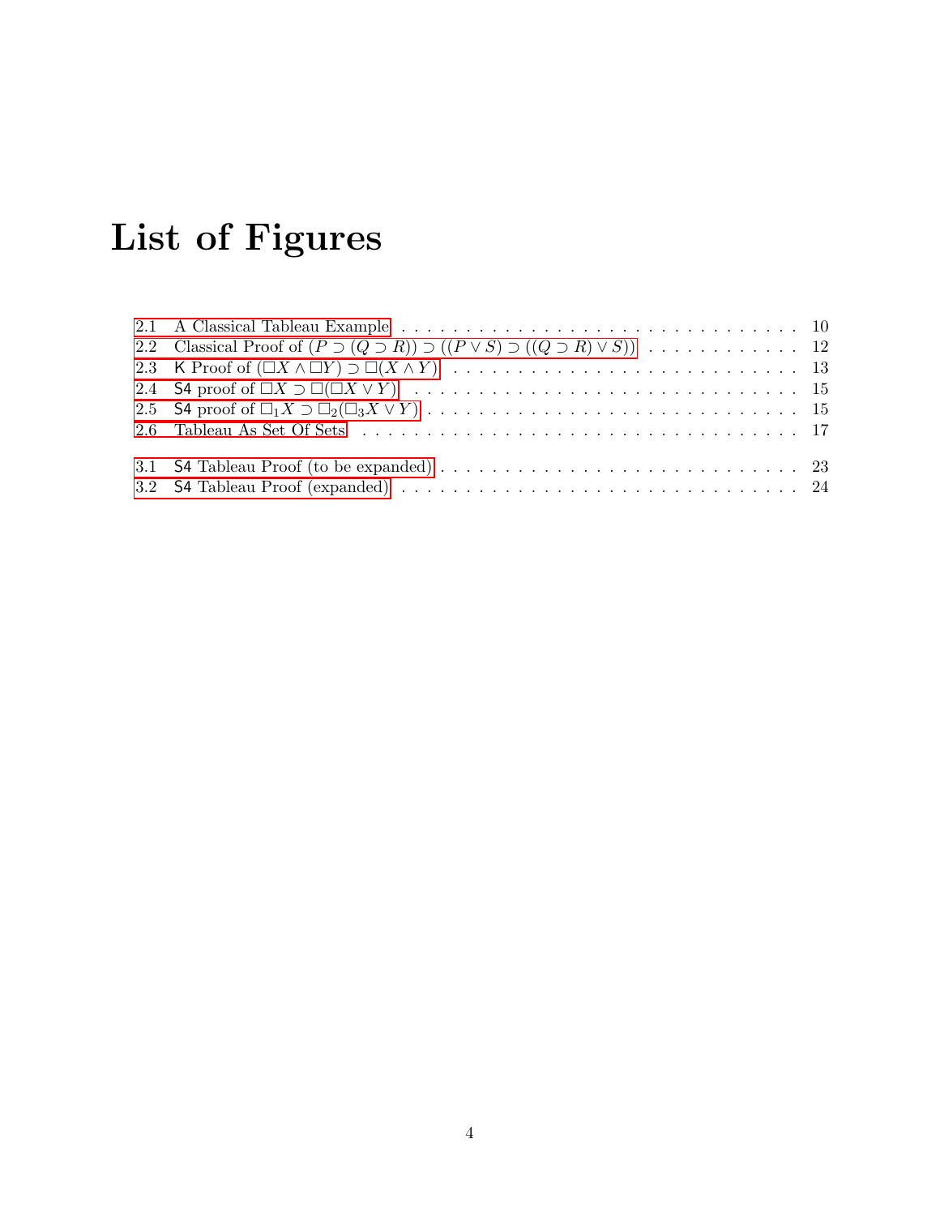# List of Figures

2.1 A Classical Tableau Example . . . . . . . . . . 10

2.2 Classical Proof of $(P \supset (Q \supset R)) \supset ((P \vee S) \supset ((Q \supset R) \vee S))$ . . . . . . . . . . 12

2.3 K Proof of $(\Box X \wedge \Box Y) \supset \Box(X \wedge Y)$ . . . . . . . . . . 13

2.4 S4 proof of $\Box X \supset \Box(\Box X \vee Y)$ . . . . . . . . . . 15

2.5 S4 proof of $\Box_1 X \supset \Box_2(\Box_3 X \vee Y)$ . . . . . . . . . . 15

2.6 Tableau As Set Of Sets . . . . . . . . . . 17

3.1 S4 Tableau Proof (to be expanded) . . . . . . . . . . 23

3.2 S4 Tableau Proof (expanded) . . . . . . . . . . 24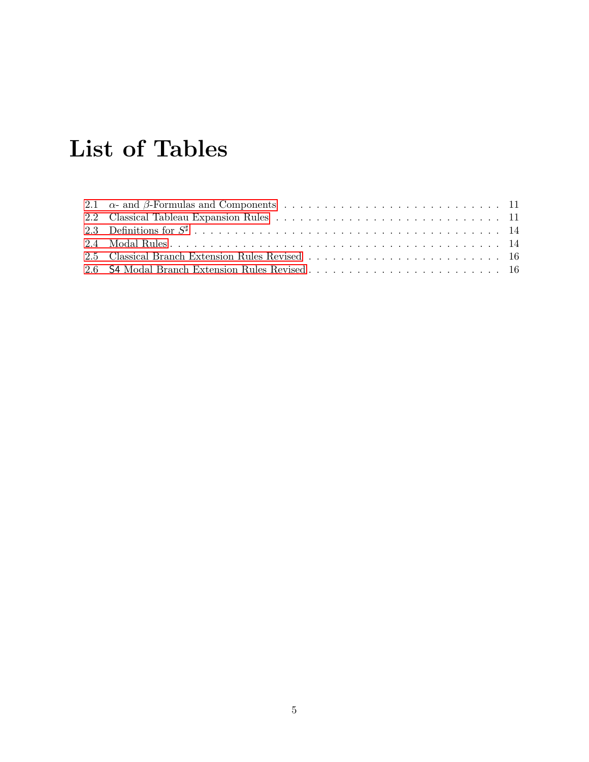# List of Tables

2.1 $\alpha$- and $\beta$-Formulas and Components . . . . . . . . . . . . . . . . . . . . . . . . . . 11
2.2 Classical Tableau Expansion Rules . . . . . . . . . . . . . . . . . . . . . . . . . . 11
2.3 Definitions for $S^\sharp$ . . . . . . . . . . . . . . . . . . . . . . . . . . . . . . . . . . . 14
2.4 Modal Rules . . . . . . . . . . . . . . . . . . . . . . . . . . . . . . . . . . . . . . 14
2.5 Classical Branch Extension Rules Revised . . . . . . . . . . . . . . . . . . . . . . . 16
2.6 S4 Modal Branch Extension Rules Revised . . . . . . . . . . . . . . . . . . . . . . . 16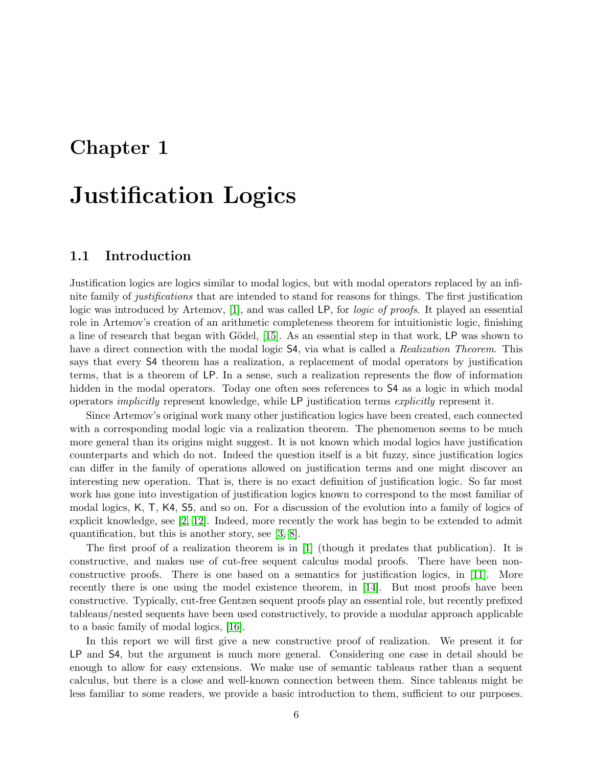# Chapter 1

# Justification Logics

## 1.1 Introduction

Justification logics are logics similar to modal logics, but with modal operators replaced by an infinite family of *justifications* that are intended to stand for reasons for things. The first justification logic was introduced by Artemov, [1], and was called LP, for *logic of proofs*. It played an essential role in Artemov's creation of an arithmetic completeness theorem for intuitionistic logic, finishing a line of research that began with Gödel, [15]. As an essential step in that work, LP was shown to have a direct connection with the modal logic S4, via what is called a *Realization Theorem*. This says that every S4 theorem has a realization, a replacement of modal operators by justification terms, that is a theorem of LP. In a sense, such a realization represents the flow of information hidden in the modal operators. Today one often sees references to S4 as a logic in which modal operators *implicitly* represent knowledge, while LP justification terms *explicitly* represent it.

Since Artemov's original work many other justification logics have been created, each connected with a corresponding modal logic via a realization theorem. The phenomenon seems to be much more general than its origins might suggest. It is not known which modal logics have justification counterparts and which do not. Indeed the question itself is a bit fuzzy, since justification logics can differ in the family of operations allowed on justification terms and one might discover an interesting new operation. That is, there is no exact definition of justification logic. So far most work has gone into investigation of justification logics known to correspond to the most familiar of modal logics, K, T, K4, S5, and so on. For a discussion of the evolution into a family of logics of explicit knowledge, see [2, 12]. Indeed, more recently the work has begin to be extended to admit quantification, but this is another story, see [3, 8].

The first proof of a realization theorem is in [1] (though it predates that publication). It is constructive, and makes use of cut-free sequent calculus modal proofs. There have been non-constructive proofs. There is one based on a semantics for justification logics, in [11]. More recently there is one using the model existence theorem, in [14]. But most proofs have been constructive. Typically, cut-free Gentzen sequent proofs play an essential role, but recently prefixed tableaus/nested sequents have been used constructively, to provide a modular approach applicable to a basic family of modal logics, [16].

In this report we will first give a new constructive proof of realization. We present it for LP and S4, but the argument is much more general. Considering one case in detail should be enough to allow for easy extensions. We make use of semantic tableaus rather than a sequent calculus, but there is a close and well-known connection between them. Since tableaus might be less familiar to some readers, we provide a basic introduction to them, sufficient to our purposes.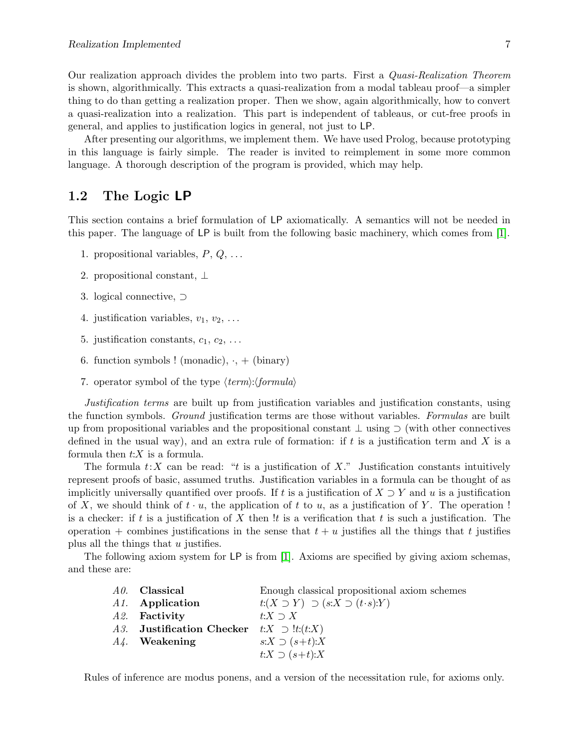Our realization approach divides the problem into two parts. First a *Quasi-Realization Theorem* is shown, algorithmically. This extracts a quasi-realization from a modal tableau proof—a simpler thing to do than getting a realization proper. Then we show, again algorithmically, how to convert a quasi-realization into a realization. This part is independent of tableaus, or cut-free proofs in general, and applies to justification logics in general, not just to LP.

After presenting our algorithms, we implement them. We have used Prolog, because prototyping in this language is fairly simple. The reader is invited to reimplement in some more common language. A thorough description of the program is provided, which may help.

## 1.2 The Logic LP

This section contains a brief formulation of LP axiomatically. A semantics will not be needed in this paper. The language of LP is built from the following basic machinery, which comes from [1].

1. propositional variables, $P$, $Q$, ...
2. propositional constant, $\bot$
3. logical connective, $\supset$
4. justification variables, $v_1$, $v_2$, ...
5. justification constants, $c_1$, $c_2$, ...
6. function symbols ! (monadic), $\cdot$, $+$ (binary)
7. operator symbol of the type $\langle term \rangle{:}\langle formula \rangle$

*Justification terms* are built up from justification variables and justification constants, using the function symbols. *Ground* justification terms are those without variables. *Formulas* are built up from propositional variables and the propositional constant $\bot$ using $\supset$ (with other connectives defined in the usual way), and an extra rule of formation: if $t$ is a justification term and $X$ is a formula then $t{:}X$ is a formula.

The formula $t{:}X$ can be read: "$t$ is a justification of $X$." Justification constants intuitively represent proofs of basic, assumed truths. Justification variables in a formula can be thought of as implicitly universally quantified over proofs. If $t$ is a justification of $X \supset Y$ and $u$ is a justification of $X$, we should think of $t \cdot u$, the application of $t$ to $u$, as a justification of $Y$. The operation ! is a checker: if $t$ is a justification of $X$ then $!t$ is a verification that $t$ is such a justification. The operation $+$ combines justifications in the sense that $t + u$ justifies all the things that $t$ justifies plus all the things that $u$ justifies.

The following axiom system for LP is from [1]. Axioms are specified by giving axiom schemas, and these are:

| | | |
|---|---|---|
| *A0.* | **Classical** | Enough classical propositional axiom schemes |
| *A1.* | **Application** | $t{:}(X \supset Y) \supset (s{:}X \supset (t{\cdot}s){:}Y)$ |
| *A2.* | **Factivity** | $t{:}X \supset X$ |
| *A3.* | **Justification Checker** | $t{:}X \supset\, !t{:}(t{:}X)$ |
| *A4.* | **Weakening** | $s{:}X \supset (s{+}t){:}X$ |
| | | $t{:}X \supset (s{+}t){:}X$ |

Rules of inference are modus ponens, and a version of the necessitation rule, for axioms only.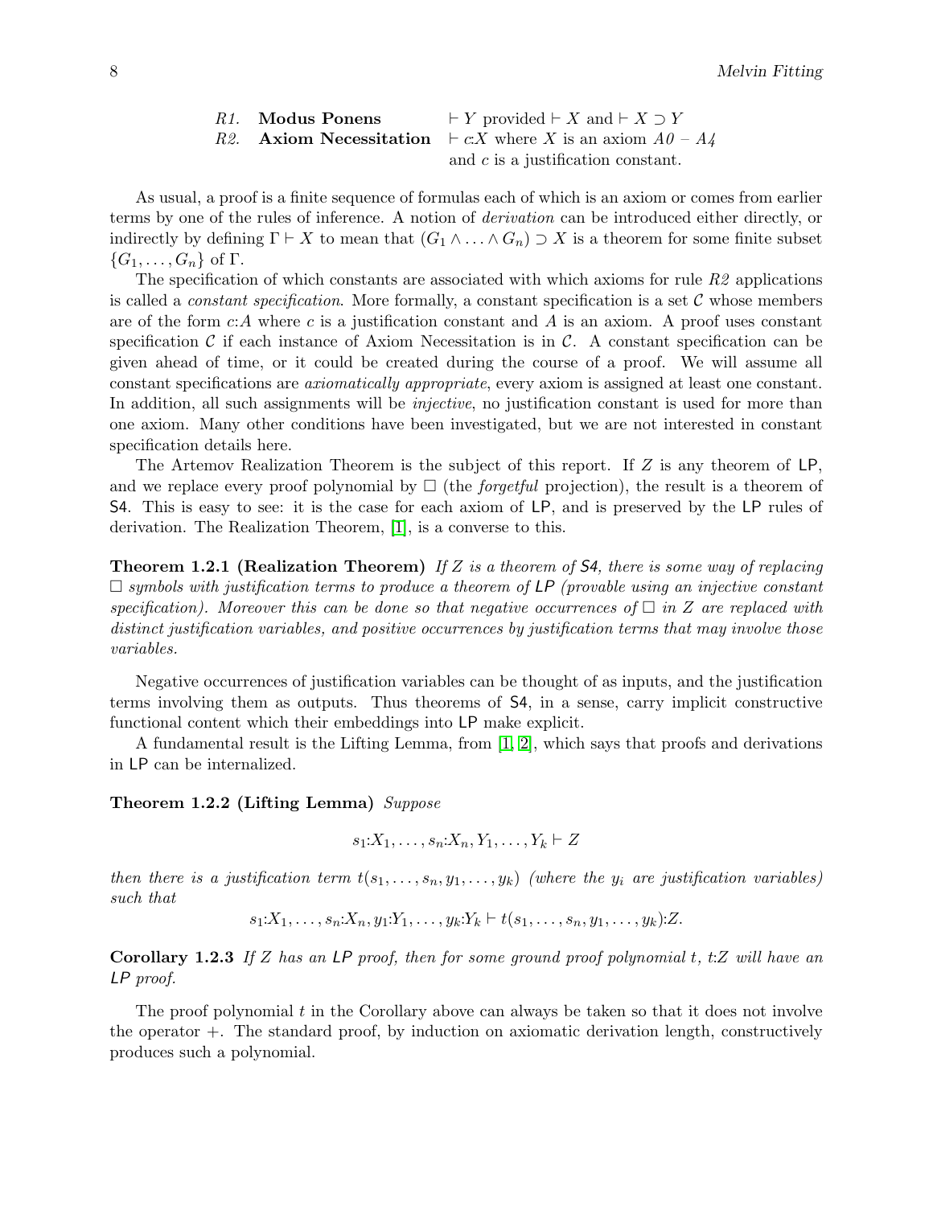*R1.* **Modus Ponens** $\vdash Y$ provided $\vdash X$ and $\vdash X \supset Y$

*R2.* **Axiom Necessitation** $\vdash c{:}X$ where $X$ is an axiom *A0 – A4* and $c$ is a justification constant.

As usual, a proof is a finite sequence of formulas each of which is an axiom or comes from earlier terms by one of the rules of inference. A notion of *derivation* can be introduced either directly, or indirectly by defining $\Gamma \vdash X$ to mean that $(G_1 \wedge \ldots \wedge G_n) \supset X$ is a theorem for some finite subset $\{G_1, \ldots, G_n\}$ of $\Gamma$.

The specification of which constants are associated with which axioms for rule *R2* applications is called a *constant specification*. More formally, a constant specification is a set $\mathcal{C}$ whose members are of the form $c{:}A$ where $c$ is a justification constant and $A$ is an axiom. A proof uses constant specification $\mathcal{C}$ if each instance of Axiom Necessitation is in $\mathcal{C}$. A constant specification can be given ahead of time, or it could be created during the course of a proof. We will assume all constant specifications are *axiomatically appropriate*, every axiom is assigned at least one constant. In addition, all such assignments will be *injective*, no justification constant is used for more than one axiom. Many other conditions have been investigated, but we are not interested in constant specification details here.

The Artemov Realization Theorem is the subject of this report. If $Z$ is any theorem of LP, and we replace every proof polynomial by $\Box$ (the *forgetful* projection), the result is a theorem of S4. This is easy to see: it is the case for each axiom of LP, and is preserved by the LP rules of derivation. The Realization Theorem, [1], is a converse to this.

**Theorem 1.2.1 (Realization Theorem)** *If $Z$ is a theorem of S4, there is some way of replacing $\Box$ symbols with justification terms to produce a theorem of LP (provable using an injective constant specification). Moreover this can be done so that negative occurrences of $\Box$ in $Z$ are replaced with distinct justification variables, and positive occurrences by justification terms that may involve those variables.*

Negative occurrences of justification variables can be thought of as inputs, and the justification terms involving them as outputs. Thus theorems of S4, in a sense, carry implicit constructive functional content which their embeddings into LP make explicit.

A fundamental result is the Lifting Lemma, from [1, 2], which says that proofs and derivations in LP can be internalized.

**Theorem 1.2.2 (Lifting Lemma)** *Suppose*

$$s_1{:}X_1, \ldots, s_n{:}X_n, Y_1, \ldots, Y_k \vdash Z$$

*then there is a justification term $t(s_1, \ldots, s_n, y_1, \ldots, y_k)$ (where the $y_i$ are justification variables) such that*

$$s_1{:}X_1, \ldots, s_n{:}X_n, y_1{:}Y_1, \ldots, y_k{:}Y_k \vdash t(s_1, \ldots, s_n, y_1, \ldots, y_k){:}Z.$$

**Corollary 1.2.3** *If $Z$ has an LP proof, then for some ground proof polynomial $t$, $t{:}Z$ will have an LP proof.*

The proof polynomial $t$ in the Corollary above can always be taken so that it does not involve the operator $+$. The standard proof, by induction on axiomatic derivation length, constructively produces such a polynomial.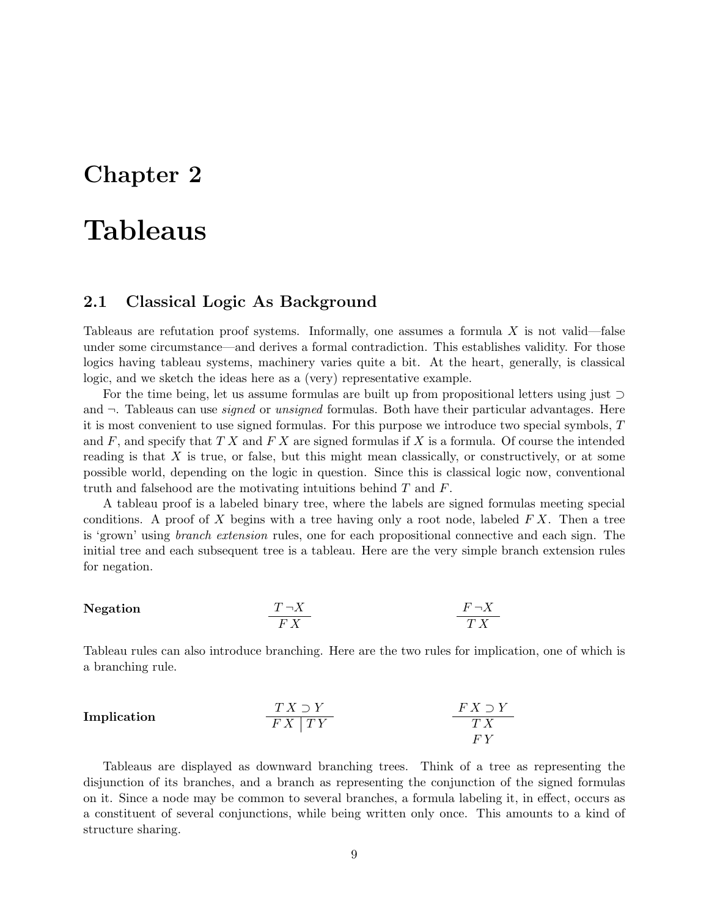# Chapter 2

# Tableaus

## 2.1 Classical Logic As Background

Tableaus are refutation proof systems. Informally, one assumes a formula $X$ is not valid—false under some circumstance—and derives a formal contradiction. This establishes validity. For those logics having tableau systems, machinery varies quite a bit. At the heart, generally, is classical logic, and we sketch the ideas here as a (very) representative example.

For the time being, let us assume formulas are built up from propositional letters using just $\supset$ and $\neg$. Tableaus can use *signed* or *unsigned* formulas. Both have their particular advantages. Here it is most convenient to use signed formulas. For this purpose we introduce two special symbols, $T$ and $F$, and specify that $T\,X$ and $F\,X$ are signed formulas if $X$ is a formula. Of course the intended reading is that $X$ is true, or false, but this might mean classically, or constructively, or at some possible world, depending on the logic in question. Since this is classical logic now, conventional truth and falsehood are the motivating intuitions behind $T$ and $F$.

A tableau proof is a labeled binary tree, where the labels are signed formulas meeting special conditions. A proof of $X$ begins with a tree having only a root node, labeled $F\,X$. Then a tree is 'grown' using *branch extension* rules, one for each propositional connective and each sign. The initial tree and each subsequent tree is a tableau. Here are the very simple branch extension rules for negation.

**Negation** $\qquad \dfrac{T\,\neg X}{F\,X} \qquad\qquad \dfrac{F\,\neg X}{T\,X}$

Tableau rules can also introduce branching. Here are the two rules for implication, one of which is a branching rule.

**Implication** $\qquad \dfrac{T\,X \supset Y}{F\,X \mid T\,Y} \qquad\qquad \dfrac{F\,X \supset Y}{\begin{array}{c} T\,X \\ F\,Y \end{array}}$

Tableaus are displayed as downward branching trees. Think of a tree as representing the disjunction of its branches, and a branch as representing the conjunction of the signed formulas on it. Since a node may be common to several branches, a formula labeling it, in effect, occurs as a constituent of several conjunctions, while being written only once. This amounts to a kind of structure sharing.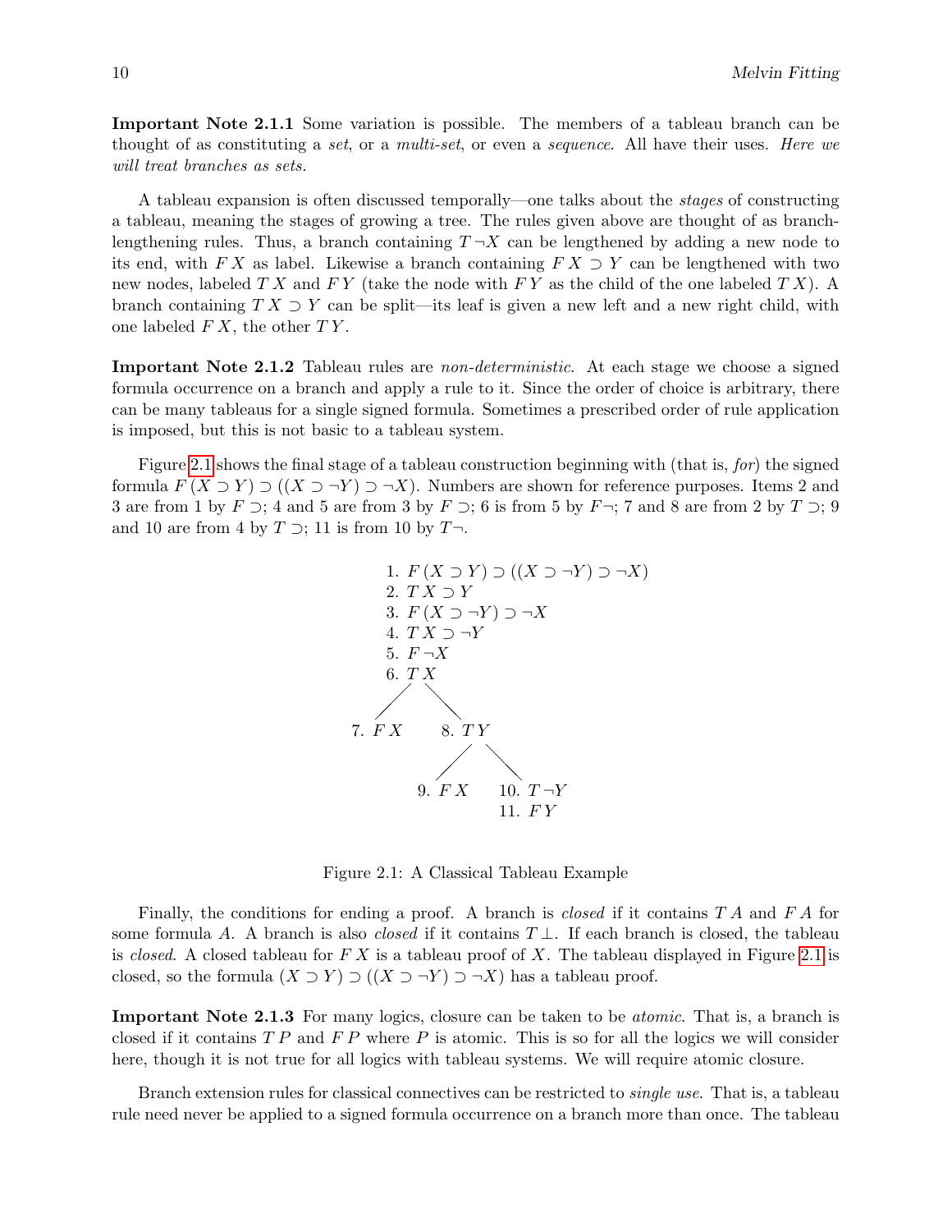**Important Note 2.1.1** Some variation is possible. The members of a tableau branch can be thought of as constituting a *set*, or a *multi-set*, or even a *sequence*. All have their uses. *Here we will treat branches as sets.*

A tableau expansion is often discussed temporally—one talks about the *stages* of constructing a tableau, meaning the stages of growing a tree. The rules given above are thought of as branch-lengthening rules. Thus, a branch containing $T\,\neg X$ can be lengthened by adding a new node to its end, with $F\,X$ as label. Likewise a branch containing $F\,X \supset Y$ can be lengthened with two new nodes, labeled $T\,X$ and $F\,Y$ (take the node with $F\,Y$ as the child of the one labeled $T\,X$). A branch containing $T\,X \supset Y$ can be split—its leaf is given a new left and a new right child, with one labeled $F\,X$, the other $T\,Y$.

**Important Note 2.1.2** Tableau rules are *non-deterministic*. At each stage we choose a signed formula occurrence on a branch and apply a rule to it. Since the order of choice is arbitrary, there can be many tableaus for a single signed formula. Sometimes a prescribed order of rule application is imposed, but this is not basic to a tableau system.

Figure 2.1 shows the final stage of a tableau construction beginning with (that is, *for*) the signed formula $F\,(X \supset Y) \supset ((X \supset \neg Y) \supset \neg X)$. Numbers are shown for reference purposes. Items 2 and 3 are from 1 by $F \supset$; 4 and 5 are from 3 by $F \supset$; 6 is from 5 by $F\neg$; 7 and 8 are from 2 by $T \supset$; 9 and 10 are from 4 by $T \supset$; 11 is from 10 by $T\neg$.

```
          1. F (X ⊃ Y) ⊃ ((X ⊃ ¬Y) ⊃ ¬X)
          2. T X ⊃ Y
          3. F (X ⊃ ¬Y) ⊃ ¬X
          4. T X ⊃ ¬Y
          5. F ¬X
          6. T X
           /      \
     7. F X      8. T Y
                  /     \
             9. F X    10. T ¬Y
                       11. F Y
```

Figure 2.1: A Classical Tableau Example

Finally, the conditions for ending a proof. A branch is *closed* if it contains $T\,A$ and $F\,A$ for some formula $A$. A branch is also *closed* if it contains $T\,\bot$. If each branch is closed, the tableau is *closed*. A closed tableau for $F\,X$ is a tableau proof of $X$. The tableau displayed in Figure 2.1 is closed, so the formula $(X \supset Y) \supset ((X \supset \neg Y) \supset \neg X)$ has a tableau proof.

**Important Note 2.1.3** For many logics, closure can be taken to be *atomic*. That is, a branch is closed if it contains $T\,P$ and $F\,P$ where $P$ is atomic. This is so for all the logics we will consider here, though it is not true for all logics with tableau systems. We will require atomic closure.

Branch extension rules for classical connectives can be restricted to *single use*. That is, a tableau rule need never be applied to a signed formula occurrence on a branch more than once. The tableau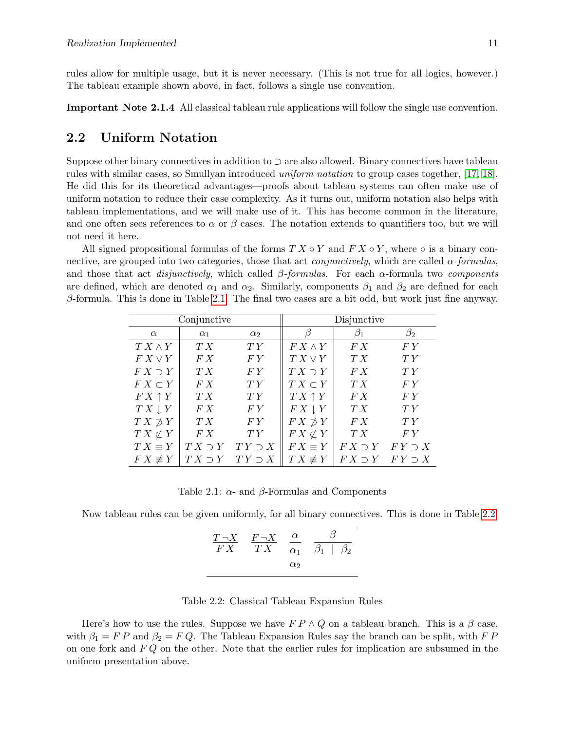rules allow for multiple usage, but it is never necessary. (This is not true for all logics, however.) The tableau example shown above, in fact, follows a single use convention.

**Important Note 2.1.4** All classical tableau rule applications will follow the single use convention.

## 2.2 Uniform Notation

Suppose other binary connectives in addition to $\supset$ are also allowed. Binary connectives have tableau rules with similar cases, so Smullyan introduced *uniform notation* to group cases together, [17, 18]. He did this for its theoretical advantages—proofs about tableau systems can often make use of uniform notation to reduce their case complexity. As it turns out, uniform notation also helps with tableau implementations, and we will make use of it. This has become common in the literature, and one often sees references to $\alpha$ or $\beta$ cases. The notation extends to quantifiers too, but we will not need it here.

All signed propositional formulas of the forms $T\, X \circ Y$ and $F\, X \circ Y$, where $\circ$ is a binary connective, are grouped into two categories, those that act *conjunctively*, which are called $\alpha$*-formulas*, and those that act *disjunctively*, which called $\beta$*-formulas*. For each $\alpha$-formula two *components* are defined, which are denoted $\alpha_1$ and $\alpha_2$. Similarly, components $\beta_1$ and $\beta_2$ are defined for each $\beta$-formula. This is done in Table 2.1. The final two cases are a bit odd, but work just fine anyway.

| Conjunctive | | | Disjunctive | | |
|---|---|---|---|---|---|
| $\alpha$ | $\alpha_1$ | $\alpha_2$ | $\beta$ | $\beta_1$ | $\beta_2$ |
| $T\, X \wedge Y$ | $T\, X$ | $T\, Y$ | $F\, X \wedge Y$ | $F\, X$ | $F\, Y$ |
| $F\, X \vee Y$ | $F\, X$ | $F\, Y$ | $T\, X \vee Y$ | $T\, X$ | $T\, Y$ |
| $F\, X \supset Y$ | $T\, X$ | $F\, Y$ | $T\, X \supset Y$ | $F\, X$ | $T\, Y$ |
| $F\, X \subset Y$ | $F\, X$ | $T\, Y$ | $T\, X \subset Y$ | $T\, X$ | $F\, Y$ |
| $F\, X \uparrow Y$ | $T\, X$ | $T\, Y$ | $T\, X \uparrow Y$ | $F\, X$ | $F\, Y$ |
| $T\, X \downarrow Y$ | $F\, X$ | $F\, Y$ | $F\, X \downarrow Y$ | $T\, X$ | $T\, Y$ |
| $T\, X \not\supset Y$ | $T\, X$ | $F\, Y$ | $F\, X \not\supset Y$ | $F\, X$ | $T\, Y$ |
| $T\, X \not\subset Y$ | $F\, X$ | $T\, Y$ | $F\, X \not\subset Y$ | $T\, X$ | $F\, Y$ |
| $T\, X \equiv Y$ | $T\, X \supset Y$ | $T\, Y \supset X$ | $F\, X \equiv Y$ | $F\, X \supset Y$ | $F\, Y \supset X$ |
| $F\, X \not\equiv Y$ | $T\, X \supset Y$ | $T\, Y \supset X$ | $T\, X \not\equiv Y$ | $F\, X \supset Y$ | $F\, Y \supset X$ |

Table 2.1: $\alpha$- and $\beta$-Formulas and Components

Now tableau rules can be given uniformly, for all binary connectives. This is done in Table 2.2.

$$\frac{T\,\neg X}{F\, X} \qquad \frac{F\,\neg X}{T\, X} \qquad \frac{\alpha}{\begin{array}{c}\alpha_1\\ \alpha_2\end{array}} \qquad \frac{\beta}{\beta_1 \mid \beta_2}$$

Table 2.2: Classical Tableau Expansion Rules

Here's how to use the rules. Suppose we have $F\, P \wedge Q$ on a tableau branch. This is a $\beta$ case, with $\beta_1 = F\, P$ and $\beta_2 = F\, Q$. The Tableau Expansion Rules say the branch can be split, with $F\, P$ on one fork and $F\, Q$ on the other. Note that the earlier rules for implication are subsumed in the uniform presentation above.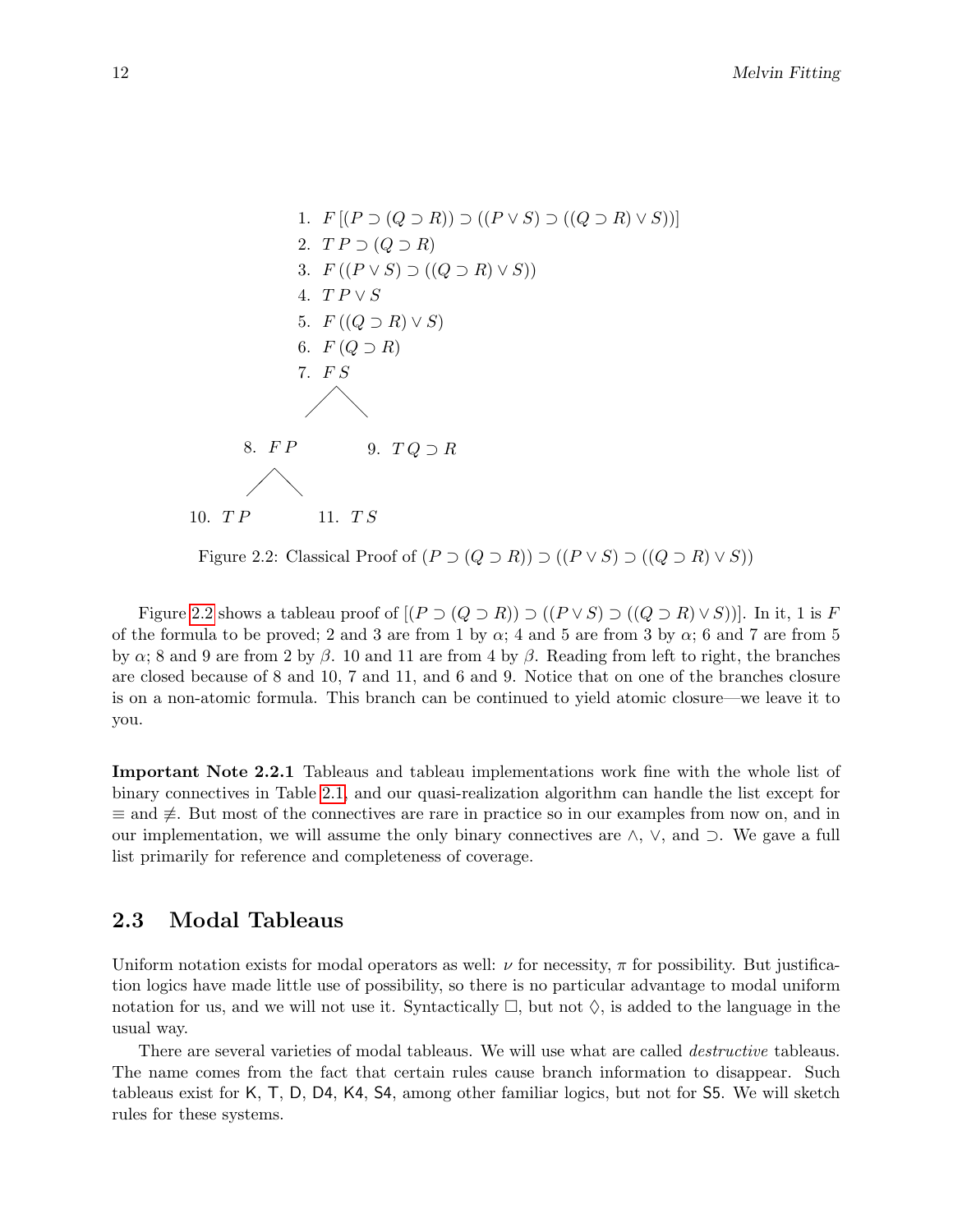1. $F\,[(P \supset (Q \supset R)) \supset ((P \vee S) \supset ((Q \supset R) \vee S))]$
2. $T\,P \supset (Q \supset R)$
3. $F\,((P \vee S) \supset ((Q \supset R) \vee S))$
4. $T\,P \vee S$
5. $F\,((Q \supset R) \vee S)$
6. $F\,(Q \supset R)$
7. $F\,S$

Branch on 2:

- 8. $F\,P$
  - 10. $T\,P$
  - 11. $T\,S$
- 9. $T\,Q \supset R$

Figure 2.2: Classical Proof of $(P \supset (Q \supset R)) \supset ((P \vee S) \supset ((Q \supset R) \vee S))$

Figure 2.2 shows a tableau proof of $[(P \supset (Q \supset R)) \supset ((P \vee S) \supset ((Q \supset R) \vee S))]$. In it, 1 is $F$ of the formula to be proved; 2 and 3 are from 1 by $\alpha$; 4 and 5 are from 3 by $\alpha$; 6 and 7 are from 5 by $\alpha$; 8 and 9 are from 2 by $\beta$. 10 and 11 are from 4 by $\beta$. Reading from left to right, the branches are closed because of 8 and 10, 7 and 11, and 6 and 9. Notice that on one of the branches closure is on a non-atomic formula. This branch can be continued to yield atomic closure—we leave it to you.

**Important Note 2.2.1** Tableaus and tableau implementations work fine with the whole list of binary connectives in Table 2.1, and our quasi-realization algorithm can handle the list except for $\equiv$ and $\not\equiv$. But most of the connectives are rare in practice so in our examples from now on, and in our implementation, we will assume the only binary connectives are $\wedge$, $\vee$, and $\supset$. We gave a full list primarily for reference and completeness of coverage.

## 2.3 Modal Tableaus

Uniform notation exists for modal operators as well: $\nu$ for necessity, $\pi$ for possibility. But justification logics have made little use of possibility, so there is no particular advantage to modal uniform notation for us, and we will not use it. Syntactically $\Box$, but not $\Diamond$, is added to the language in the usual way.

There are several varieties of modal tableaus. We will use what are called *destructive* tableaus. The name comes from the fact that certain rules cause branch information to disappear. Such tableaus exist for K, T, D, D4, K4, S4, among other familiar logics, but not for S5. We will sketch rules for these systems.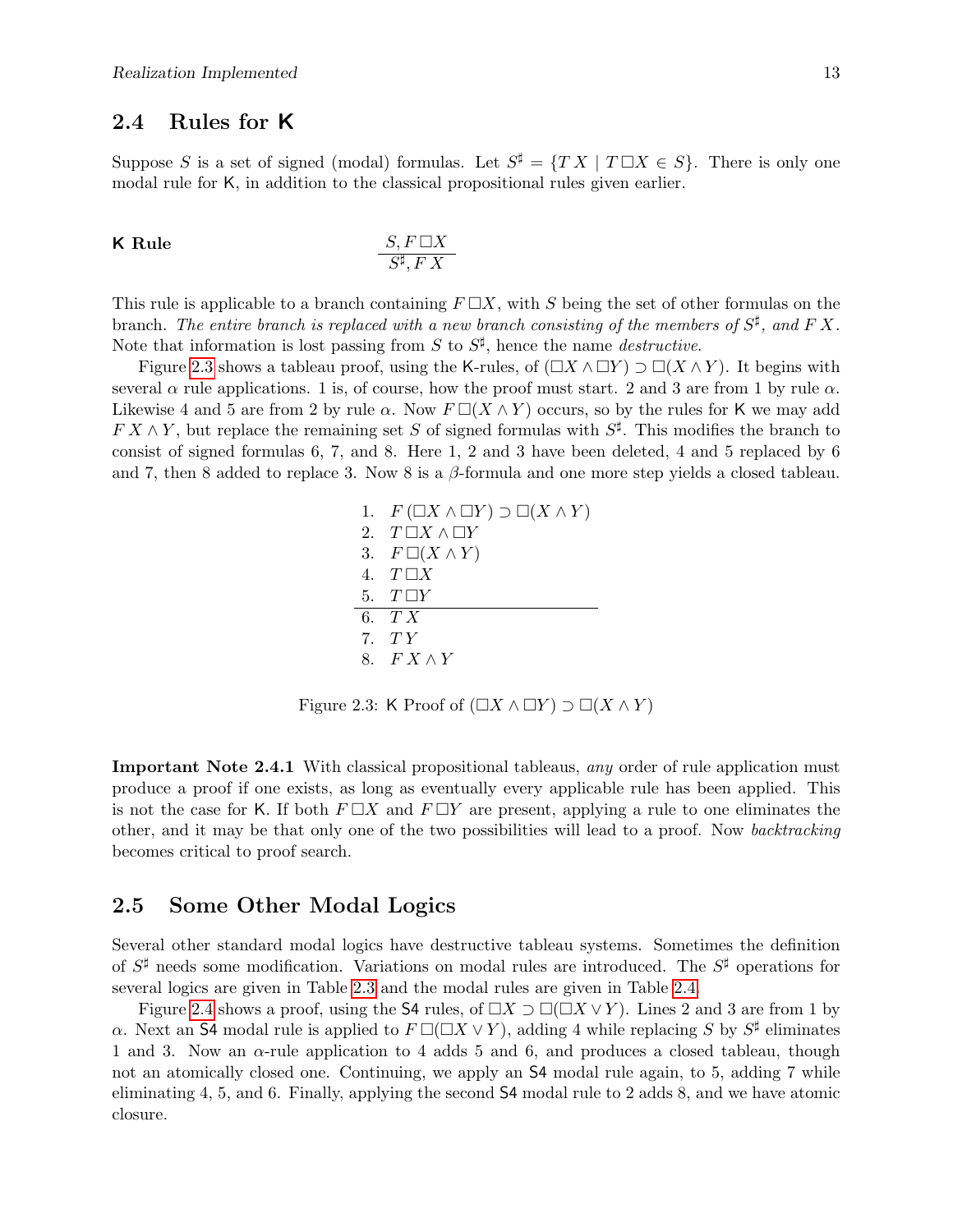## 2.4 Rules for K

Suppose $S$ is a set of signed (modal) formulas. Let $S^\sharp = \{T\,X \mid T\,\Box X \in S\}$. There is only one modal rule for K, in addition to the classical propositional rules given earlier.

**K Rule**

$$\frac{S, F\,\Box X}{S^\sharp, F\,X}$$

This rule is applicable to a branch containing $F\,\Box X$, with $S$ being the set of other formulas on the branch. *The entire branch is replaced with a new branch consisting of the members of $S^\sharp$, and $F\,X$.* Note that information is lost passing from $S$ to $S^\sharp$, hence the name *destructive*.

Figure 2.3 shows a tableau proof, using the K-rules, of $(\Box X \wedge \Box Y) \supset \Box(X \wedge Y)$. It begins with several $\alpha$ rule applications. 1 is, of course, how the proof must start. 2 and 3 are from 1 by rule $\alpha$. Likewise 4 and 5 are from 2 by rule $\alpha$. Now $F\,\Box(X \wedge Y)$ occurs, so by the rules for K we may add $F\,X \wedge Y$, but replace the remaining set $S$ of signed formulas with $S^\sharp$. This modifies the branch to consist of signed formulas 6, 7, and 8. Here 1, 2 and 3 have been deleted, 4 and 5 replaced by 6 and 7, then 8 added to replace 3. Now 8 is a $\beta$-formula and one more step yields a closed tableau.

1. $F\,(\Box X \wedge \Box Y) \supset \Box(X \wedge Y)$
2. $T\,\Box X \wedge \Box Y$
3. $F\,\Box(X \wedge Y)$
4. $T\,\Box X$
5. $T\,\Box Y$

---

6. $T\,X$
7. $T\,Y$
8. $F\,X \wedge Y$

Figure 2.3: K Proof of $(\Box X \wedge \Box Y) \supset \Box(X \wedge Y)$

**Important Note 2.4.1** With classical propositional tableaus, *any* order of rule application must produce a proof if one exists, as long as eventually every applicable rule has been applied. This is not the case for K. If both $F\,\Box X$ and $F\,\Box Y$ are present, applying a rule to one eliminates the other, and it may be that only one of the two possibilities will lead to a proof. Now *backtracking* becomes critical to proof search.

## 2.5 Some Other Modal Logics

Several other standard modal logics have destructive tableau systems. Sometimes the definition of $S^\sharp$ needs some modification. Variations on modal rules are introduced. The $S^\sharp$ operations for several logics are given in Table 2.3 and the modal rules are given in Table 2.4.

Figure 2.4 shows a proof, using the S4 rules, of $\Box X \supset \Box(\Box X \vee Y)$. Lines 2 and 3 are from 1 by $\alpha$. Next an S4 modal rule is applied to $F\,\Box(\Box X \vee Y)$, adding 4 while replacing $S$ by $S^\sharp$ eliminates 1 and 3. Now an $\alpha$-rule application to 4 adds 5 and 6, and produces a closed tableau, though not an atomically closed one. Continuing, we apply an S4 modal rule again, to 5, adding 7 while eliminating 4, 5, and 6. Finally, applying the second S4 modal rule to 2 adds 8, and we have atomic closure.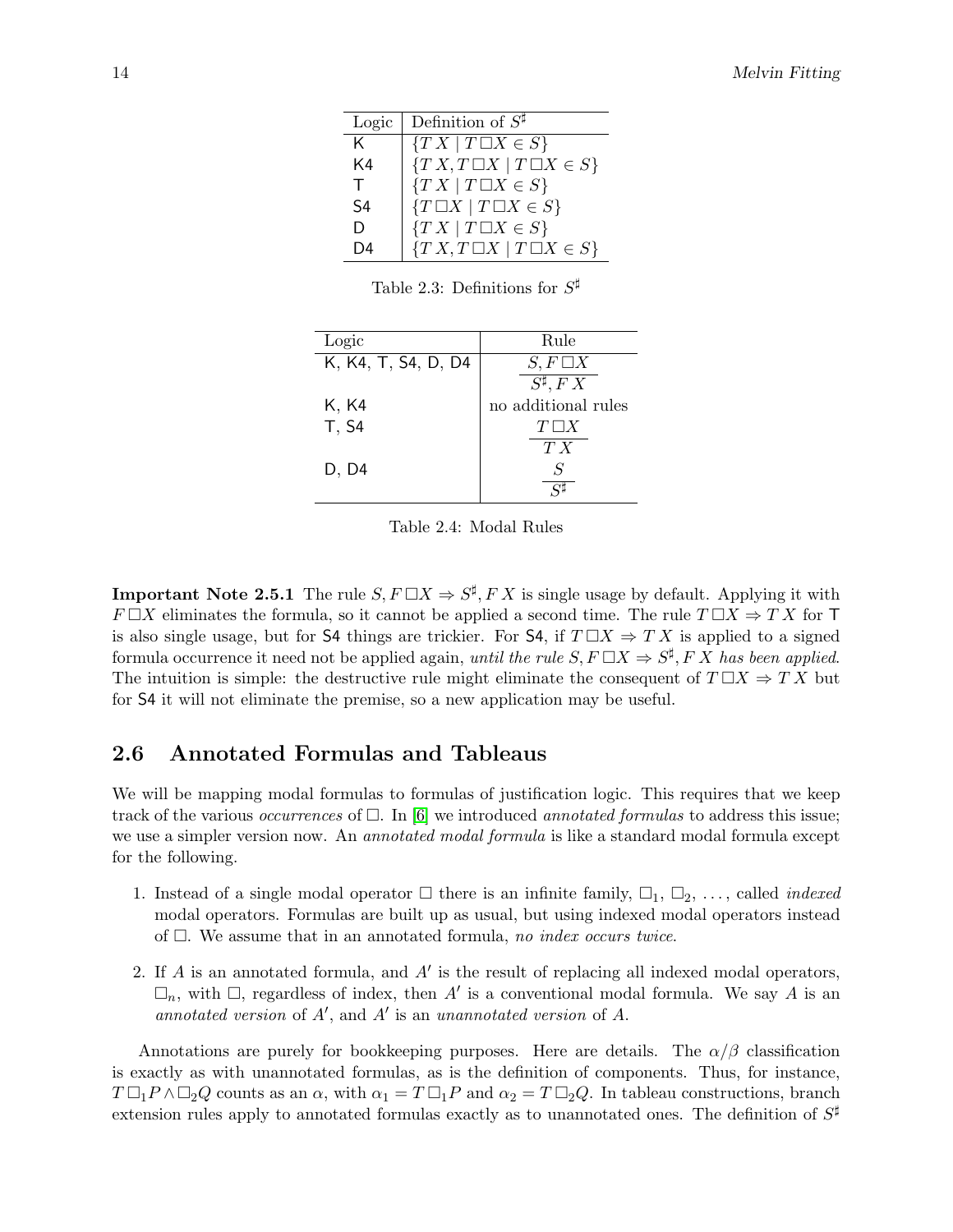| Logic | Definition of $S^\sharp$ |
|---|---|
| K | $\{T\,X \mid T\,\Box X \in S\}$ |
| K4 | $\{T\,X, T\,\Box X \mid T\,\Box X \in S\}$ |
| T | $\{T\,X \mid T\,\Box X \in S\}$ |
| S4 | $\{T\,\Box X \mid T\,\Box X \in S\}$ |
| D | $\{T\,X \mid T\,\Box X \in S\}$ |
| D4 | $\{T\,X, T\,\Box X \mid T\,\Box X \in S\}$ |

Table 2.3: Definitions for $S^\sharp$

| Logic | Rule |
|---|---|
| K, K4, T, S4, D, D4 | $\dfrac{S, F\,\Box X}{S^\sharp, F\,X}$ |
| K, K4 | no additional rules |
| T, S4 | $\dfrac{T\,\Box X}{T\,X}$ |
| D, D4 | $\dfrac{S}{S^\sharp}$ |

Table 2.4: Modal Rules

**Important Note 2.5.1** The rule $S, F\,\Box X \Rightarrow S^\sharp, F\,X$ is single usage by default. Applying it with $F\,\Box X$ eliminates the formula, so it cannot be applied a second time. The rule $T\,\Box X \Rightarrow T\,X$ for T is also single usage, but for S4 things are trickier. For S4, if $T\,\Box X \Rightarrow T\,X$ is applied to a signed formula occurrence it need not be applied again, *until the rule $S, F\,\Box X \Rightarrow S^\sharp, F\,X$ has been applied.* The intuition is simple: the destructive rule might eliminate the consequent of $T\,\Box X \Rightarrow T\,X$ but for S4 it will not eliminate the premise, so a new application may be useful.

## 2.6 Annotated Formulas and Tableaus

We will be mapping modal formulas to formulas of justification logic. This requires that we keep track of the various *occurrences* of $\Box$. In [6] we introduced *annotated formulas* to address this issue; we use a simpler version now. An *annotated modal formula* is like a standard modal formula except for the following.

1. Instead of a single modal operator $\Box$ there is an infinite family, $\Box_1$, $\Box_2$, ..., called *indexed* modal operators. Formulas are built up as usual, but using indexed modal operators instead of $\Box$. We assume that in an annotated formula, *no index occurs twice*.

2. If $A$ is an annotated formula, and $A'$ is the result of replacing all indexed modal operators, $\Box_n$, with $\Box$, regardless of index, then $A'$ is a conventional modal formula. We say $A$ is an *annotated version* of $A'$, and $A'$ is an *unannotated version* of $A$.

Annotations are purely for bookkeeping purposes. Here are details. The $\alpha/\beta$ classification is exactly as with unannotated formulas, as is the definition of components. Thus, for instance, $T\,\Box_1 P \wedge \Box_2 Q$ counts as an $\alpha$, with $\alpha_1 = T\,\Box_1 P$ and $\alpha_2 = T\,\Box_2 Q$. In tableau constructions, branch extension rules apply to annotated formulas exactly as to unannotated ones. The definition of $S^\sharp$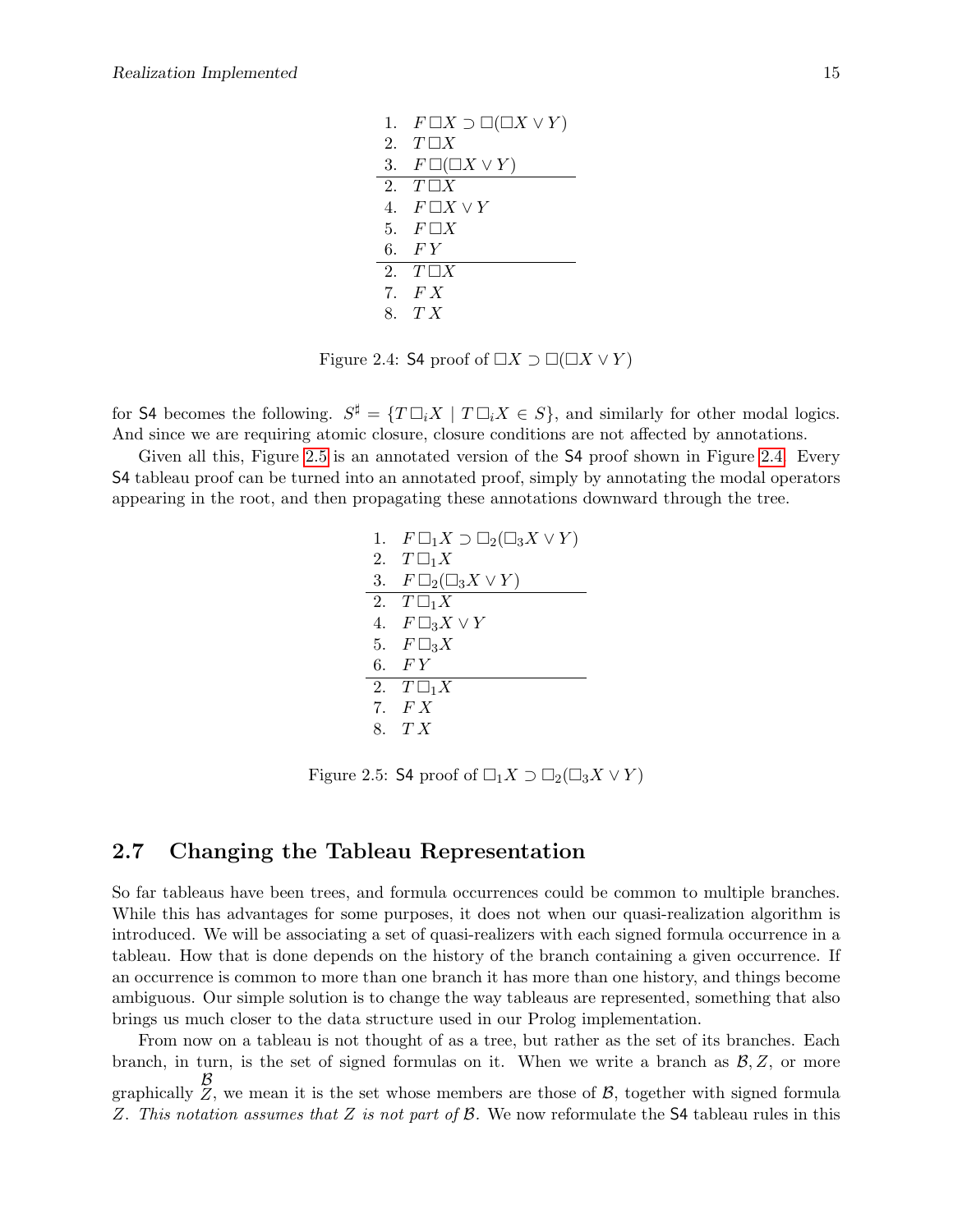$$
\begin{array}{ll}
1. & F\,\Box X \supset \Box(\Box X \vee Y) \\
2. & T\,\Box X \\
3. & F\,\Box(\Box X \vee Y) \\
\hline
2. & T\,\Box X \\
4. & F\,\Box X \vee Y \\
5. & F\,\Box X \\
6. & F\,Y \\
\hline
2. & T\,\Box X \\
7. & F\,X \\
8. & T\,X
\end{array}
$$

Figure 2.4: S4 proof of $\Box X \supset \Box(\Box X \vee Y)$

for S4 becomes the following. $S^\sharp = \{T\,\Box_i X \mid T\,\Box_i X \in S\}$, and similarly for other modal logics. And since we are requiring atomic closure, closure conditions are not affected by annotations.

Given all this, Figure 2.5 is an annotated version of the S4 proof shown in Figure 2.4. Every S4 tableau proof can be turned into an annotated proof, simply by annotating the modal operators appearing in the root, and then propagating these annotations downward through the tree.

$$
\begin{array}{ll}
1. & F\,\Box_1 X \supset \Box_2(\Box_3 X \vee Y) \\
2. & T\,\Box_1 X \\
3. & F\,\Box_2(\Box_3 X \vee Y) \\
\hline
2. & T\,\Box_1 X \\
4. & F\,\Box_3 X \vee Y \\
5. & F\,\Box_3 X \\
6. & F\,Y \\
\hline
2. & T\,\Box_1 X \\
7. & F\,X \\
8. & T\,X
\end{array}
$$

Figure 2.5: S4 proof of $\Box_1 X \supset \Box_2(\Box_3 X \vee Y)$

## 2.7 Changing the Tableau Representation

So far tableaus have been trees, and formula occurrences could be common to multiple branches. While this has advantages for some purposes, it does not when our quasi-realization algorithm is introduced. We will be associating a set of quasi-realizers with each signed formula occurrence in a tableau. How that is done depends on the history of the branch containing a given occurrence. If an occurrence is common to more than one branch it has more than one history, and things become ambiguous. Our simple solution is to change the way tableaus are represented, something that also brings us much closer to the data structure used in our Prolog implementation.

From now on a tableau is not thought of as a tree, but rather as the set of its branches. Each branch, in turn, is the set of signed formulas on it. When we write a branch as $\mathcal{B}, Z$, or more graphically $\begin{array}{c}\mathcal{B}\\ Z\end{array}$, we mean it is the set whose members are those of $\mathcal{B}$, together with signed formula $Z$. *This notation assumes that $Z$ is not part of $\mathcal{B}$.* We now reformulate the S4 tableau rules in this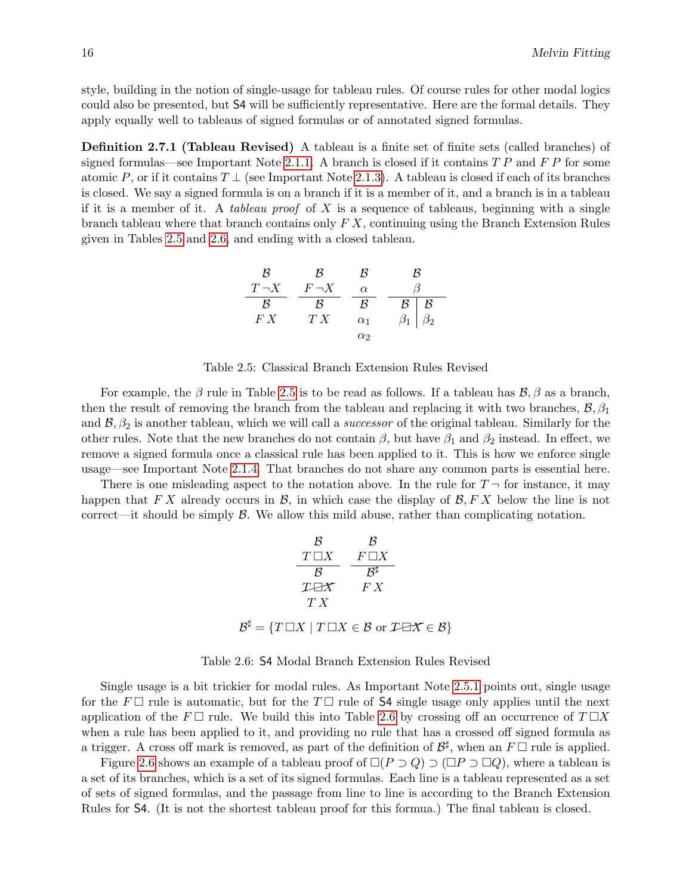style, building in the notion of single-usage for tableau rules. Of course rules for other modal logics could also be presented, but S4 will be sufficiently representative. Here are the formal details. They apply equally well to tableaus of signed formulas or of annotated signed formulas.

**Definition 2.7.1 (Tableau Revised)** A tableau is a finite set of finite sets (called branches) of signed formulas—see Important Note 2.1.1. A branch is closed if it contains $T\,P$ and $F\,P$ for some atomic $P$, or if it contains $T\,\bot$ (see Important Note 2.1.3). A tableau is closed if each of its branches is closed. We say a signed formula is on a branch if it is a member of it, and a branch is in a tableau if it is a member of it. A *tableau proof* of $X$ is a sequence of tableaus, beginning with a single branch tableau where that branch contains only $F\,X$, continuing using the Branch Extension Rules given in Tables 2.5 and 2.6, and ending with a closed tableau.

$$
\frac{\begin{array}{c}\mathcal{B}\\ T\,\neg X\end{array}}{\begin{array}{c}\mathcal{B}\\ F\,X\end{array}}
\qquad
\frac{\begin{array}{c}\mathcal{B}\\ F\,\neg X\end{array}}{\begin{array}{c}\mathcal{B}\\ T\,X\end{array}}
\qquad
\frac{\begin{array}{c}\mathcal{B}\\ \alpha\end{array}}{\begin{array}{c}\mathcal{B}\\ \alpha_1\\ \alpha_2\end{array}}
\qquad
\frac{\begin{array}{c}\mathcal{B}\\ \beta\end{array}}{\begin{array}{c|c}\mathcal{B} & \mathcal{B}\\ \beta_1 & \beta_2\end{array}}
$$

Table 2.5: Classical Branch Extension Rules Revised

For example, the $\beta$ rule in Table 2.5 is to be read as follows. If a tableau has $\mathcal{B}, \beta$ as a branch, then the result of removing the branch from the tableau and replacing it with two branches, $\mathcal{B}, \beta_1$ and $\mathcal{B}, \beta_2$ is another tableau, which we will call a *successor* of the original tableau. Similarly for the other rules. Note that the new branches do not contain $\beta$, but have $\beta_1$ and $\beta_2$ instead. In effect, we remove a signed formula once a classical rule has been applied to it. This is how we enforce single usage—see Important Note 2.1.4. That branches do not share any common parts is essential here.

There is one misleading aspect to the notation above. In the rule for $T\,\neg$ for instance, it may happen that $F\,X$ already occurs in $\mathcal{B}$, in which case the display of $\mathcal{B}, F\,X$ below the line is not correct—it should be simply $\mathcal{B}$. We allow this mild abuse, rather than complicating notation.

$$
\frac{\begin{array}{c}\mathcal{B}\\ T\,\Box X\end{array}}{\begin{array}{c}\mathcal{B}\\ \cancel{T\,\Box X}\\ T\,X\end{array}}
\qquad
\frac{\begin{array}{c}\mathcal{B}\\ F\,\Box X\end{array}}{\begin{array}{c}\mathcal{B}^\sharp\\ F\,X\end{array}}
$$

$$\mathcal{B}^\sharp = \{T\,\Box X \mid T\,\Box X \in \mathcal{B} \text{ or } \cancel{T\,\Box X} \in \mathcal{B}\}$$

Table 2.6: S4 Modal Branch Extension Rules Revised

Single usage is a bit trickier for modal rules. As Important Note 2.5.1 points out, single usage for the $F\,\Box$ rule is automatic, but for the $T\,\Box$ rule of S4 single usage only applies until the next application of the $F\,\Box$ rule. We build this into Table 2.6 by crossing off an occurrence of $T\,\Box X$ when a rule has been applied to it, and providing no rule that has a crossed off signed formula as a trigger. A cross off mark is removed, as part of the definition of $\mathcal{B}^\sharp$, when an $F\,\Box$ rule is applied.

Figure 2.6 shows an example of a tableau proof of $\Box(P \supset Q) \supset (\Box P \supset \Box Q)$, where a tableau is a set of its branches, which is a set of its signed formulas. Each line is a tableau represented as a set of sets of signed formulas, and the passage from line to line is according to the Branch Extension Rules for S4. (It is not the shortest tableau proof for this formua.) The final tableau is closed.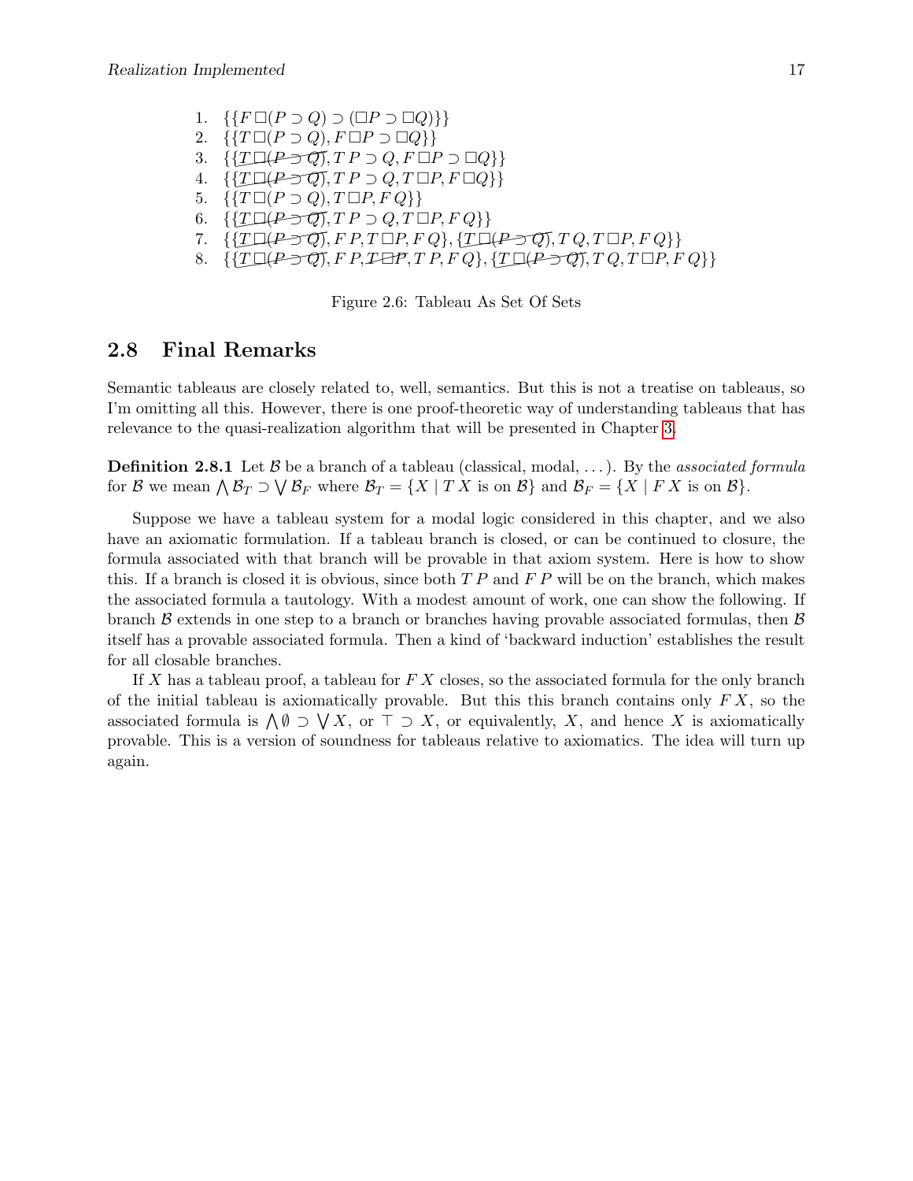1. $\{\{F\,\Box(P \supset Q) \supset (\Box P \supset \Box Q)\}\}$
2. $\{\{T\,\Box(P \supset Q), F\,\Box P \supset \Box Q\}\}$
3. $\{\{\cancel{T\,\Box(P \supset Q)}, T\,P \supset Q, F\,\Box P \supset \Box Q\}\}$
4. $\{\{\cancel{T\,\Box(P \supset Q)}, T\,P \supset Q, T\,\Box P, F\,\Box Q\}\}$
5. $\{\{T\,\Box(P \supset Q), T\,\Box P, F\,Q\}\}$
6. $\{\{\cancel{T\,\Box(P \supset Q)}, T\,P \supset Q, T\,\Box P, F\,Q\}\}$
7. $\{\{\cancel{T\,\Box(P \supset Q)}, F\,P, T\,\Box P, F\,Q\}, \{\cancel{T\,\Box(P \supset Q)}, T\,Q, T\,\Box P, F\,Q\}\}$
8. $\{\{\cancel{T\,\Box(P \supset Q)}, F\,P, \cancel{T\,\Box P}, T\,P, F\,Q\}, \{\cancel{T\,\Box(P \supset Q)}, T\,Q, T\,\Box P, F\,Q\}\}$

Figure 2.6: Tableau As Set Of Sets

## 2.8 Final Remarks

Semantic tableaus are closely related to, well, semantics. But this is not a treatise on tableaus, so I'm omitting all this. However, there is one proof-theoretic way of understanding tableaus that has relevance to the quasi-realization algorithm that will be presented in Chapter 3.

**Definition 2.8.1** Let $\mathcal{B}$ be a branch of a tableau (classical, modal, ...). By the *associated formula* for $\mathcal{B}$ we mean $\bigwedge \mathcal{B}_T \supset \bigvee \mathcal{B}_F$ where $\mathcal{B}_T = \{X \mid T\,X \text{ is on } \mathcal{B}\}$ and $\mathcal{B}_F = \{X \mid F\,X \text{ is on } \mathcal{B}\}$.

Suppose we have a tableau system for a modal logic considered in this chapter, and we also have an axiomatic formulation. If a tableau branch is closed, or can be continued to closure, the formula associated with that branch will be provable in that axiom system. Here is how to show this. If a branch is closed it is obvious, since both $T\,P$ and $F\,P$ will be on the branch, which makes the associated formula a tautology. With a modest amount of work, one can show the following. If branch $\mathcal{B}$ extends in one step to a branch or branches having provable associated formulas, then $\mathcal{B}$ itself has a provable associated formula. Then a kind of 'backward induction' establishes the result for all closable branches.

If $X$ has a tableau proof, a tableau for $F\,X$ closes, so the associated formula for the only branch of the initial tableau is axiomatically provable. But this this branch contains only $F\,X$, so the associated formula is $\bigwedge \emptyset \supset \bigvee X$, or $\top \supset X$, or equivalently, $X$, and hence $X$ is axiomatically provable. This is a version of soundness for tableaus relative to axiomatics. The idea will turn up again.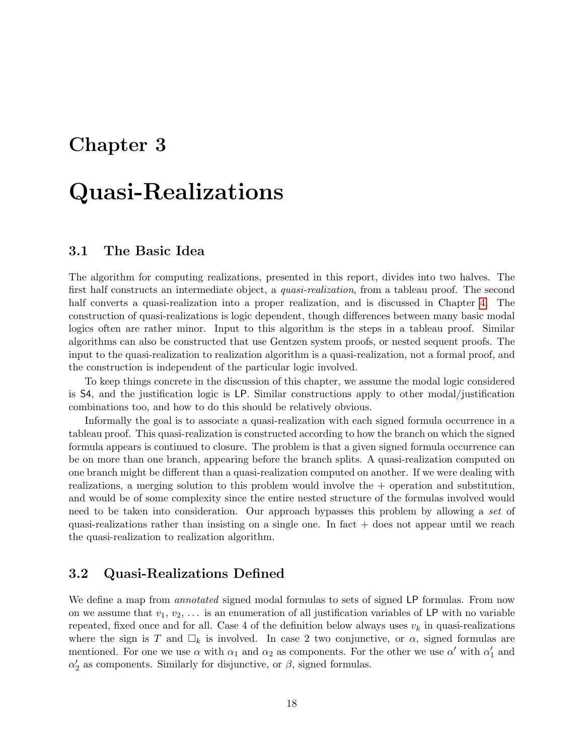# Chapter 3

# Quasi-Realizations

## 3.1 The Basic Idea

The algorithm for computing realizations, presented in this report, divides into two halves. The first half constructs an intermediate object, a *quasi-realization*, from a tableau proof. The second half converts a quasi-realization into a proper realization, and is discussed in Chapter 4. The construction of quasi-realizations is logic dependent, though differences between many basic modal logics often are rather minor. Input to this algorithm is the steps in a tableau proof. Similar algorithms can also be constructed that use Gentzen system proofs, or nested sequent proofs. The input to the quasi-realization to realization algorithm is a quasi-realization, not a formal proof, and the construction is independent of the particular logic involved.

To keep things concrete in the discussion of this chapter, we assume the modal logic considered is S4, and the justification logic is LP. Similar constructions apply to other modal/justification combinations too, and how to do this should be relatively obvious.

Informally the goal is to associate a quasi-realization with each signed formula occurrence in a tableau proof. This quasi-realization is constructed according to how the branch on which the signed formula appears is continued to closure. The problem is that a given signed formula occurrence can be on more than one branch, appearing before the branch splits. A quasi-realization computed on one branch might be different than a quasi-realization computed on another. If we were dealing with realizations, a merging solution to this problem would involve the + operation and substitution, and would be of some complexity since the entire nested structure of the formulas involved would need to be taken into consideration. Our approach bypasses this problem by allowing a *set* of quasi-realizations rather than insisting on a single one. In fact + does not appear until we reach the quasi-realization to realization algorithm.

## 3.2 Quasi-Realizations Defined

We define a map from *annotated* signed modal formulas to sets of signed LP formulas. From now on we assume that $v_1$, $v_2$, ... is an enumeration of all justification variables of LP with no variable repeated, fixed once and for all. Case 4 of the definition below always uses $v_k$ in quasi-realizations where the sign is $T$ and $\Box_k$ is involved. In case 2 two conjunctive, or $\alpha$, signed formulas are mentioned. For one we use $\alpha$ with $\alpha_1$ and $\alpha_2$ as components. For the other we use $\alpha'$ with $\alpha'_1$ and $\alpha'_2$ as components. Similarly for disjunctive, or $\beta$, signed formulas.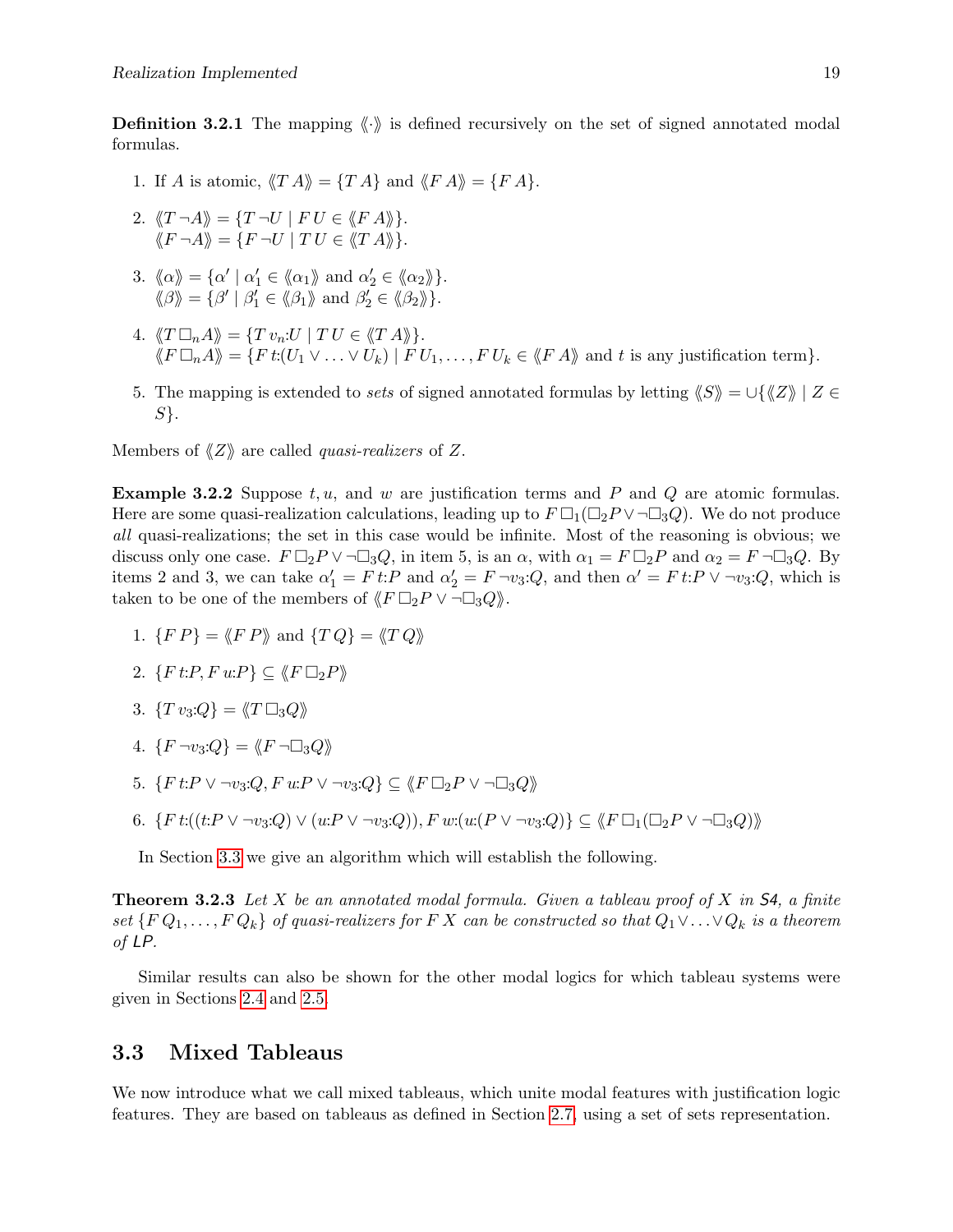**Definition 3.2.1** The mapping $\langle\!\langle \cdot \rangle\!\rangle$ is defined recursively on the set of signed annotated modal formulas.

1. If $A$ is atomic, $\langle\!\langle T\, A \rangle\!\rangle = \{T\, A\}$ and $\langle\!\langle F\, A \rangle\!\rangle = \{F\, A\}$.
2. $\langle\!\langle T \neg A \rangle\!\rangle = \{T \neg U \mid F\, U \in \langle\!\langle F\, A \rangle\!\rangle\}$.
   $\langle\!\langle F \neg A \rangle\!\rangle = \{F \neg U \mid T\, U \in \langle\!\langle T\, A \rangle\!\rangle\}$.
3. $\langle\!\langle \alpha \rangle\!\rangle = \{\alpha' \mid \alpha_1' \in \langle\!\langle \alpha_1 \rangle\!\rangle \text{ and } \alpha_2' \in \langle\!\langle \alpha_2 \rangle\!\rangle\}$.
   $\langle\!\langle \beta \rangle\!\rangle = \{\beta' \mid \beta_1' \in \langle\!\langle \beta_1 \rangle\!\rangle \text{ and } \beta_2' \in \langle\!\langle \beta_2 \rangle\!\rangle\}$.
4. $\langle\!\langle T\, \Box_n A \rangle\!\rangle = \{T\, v_n{:}U \mid T\, U \in \langle\!\langle T\, A \rangle\!\rangle\}$.
   $\langle\!\langle F\, \Box_n A \rangle\!\rangle = \{F\, t{:}(U_1 \vee \ldots \vee U_k) \mid F\, U_1, \ldots, F\, U_k \in \langle\!\langle F\, A \rangle\!\rangle \text{ and } t \text{ is any justification term}\}$.
5. The mapping is extended to *sets* of signed annotated formulas by letting $\langle\!\langle S \rangle\!\rangle = \cup\{\langle\!\langle Z \rangle\!\rangle \mid Z \in S\}$.

Members of $\langle\!\langle Z \rangle\!\rangle$ are called *quasi-realizers* of $Z$.

**Example 3.2.2** Suppose $t, u$, and $w$ are justification terms and $P$ and $Q$ are atomic formulas. Here are some quasi-realization calculations, leading up to $F\, \Box_1(\Box_2 P \vee \neg\Box_3 Q)$. We do not produce *all* quasi-realizations; the set in this case would be infinite. Most of the reasoning is obvious; we discuss only one case. $F\, \Box_2 P \vee \neg\Box_3 Q$, in item 5, is an $\alpha$, with $\alpha_1 = F\, \Box_2 P$ and $\alpha_2 = F \neg\Box_3 Q$. By items 2 and 3, we can take $\alpha_1' = F\, t{:}P$ and $\alpha_2' = F \neg v_3{:}Q$, and then $\alpha' = F\, t{:}P \vee \neg v_3{:}Q$, which is taken to be one of the members of $\langle\!\langle F\, \Box_2 P \vee \neg\Box_3 Q \rangle\!\rangle$.

1. $\{F\, P\} = \langle\!\langle F\, P \rangle\!\rangle$ and $\{T\, Q\} = \langle\!\langle T\, Q \rangle\!\rangle$
2. $\{F\, t{:}P, F\, u{:}P\} \subseteq \langle\!\langle F\, \Box_2 P \rangle\!\rangle$
3. $\{T\, v_3{:}Q\} = \langle\!\langle T\, \Box_3 Q \rangle\!\rangle$
4. $\{F \neg v_3{:}Q\} = \langle\!\langle F \neg\Box_3 Q \rangle\!\rangle$
5. $\{F\, t{:}P \vee \neg v_3{:}Q, F\, u{:}P \vee \neg v_3{:}Q\} \subseteq \langle\!\langle F\, \Box_2 P \vee \neg\Box_3 Q \rangle\!\rangle$
6. $\{F\, t{:}((t{:}P \vee \neg v_3{:}Q) \vee (u{:}P \vee \neg v_3{:}Q)), F\, w{:}(u{:}(P \vee \neg v_3{:}Q)\} \subseteq \langle\!\langle F\, \Box_1(\Box_2 P \vee \neg\Box_3 Q) \rangle\!\rangle$

In Section 3.3 we give an algorithm which will establish the following.

**Theorem 3.2.3** *Let $X$ be an annotated modal formula. Given a tableau proof of $X$ in S4, a finite set $\{F\, Q_1, \ldots, F\, Q_k\}$ of quasi-realizers for $F\, X$ can be constructed so that $Q_1 \vee \ldots \vee Q_k$ is a theorem of LP.*

Similar results can also be shown for the other modal logics for which tableau systems were given in Sections 2.4 and 2.5.

## 3.3 Mixed Tableaus

We now introduce what we call mixed tableaus, which unite modal features with justification logic features. They are based on tableaus as defined in Section 2.7, using a set of sets representation.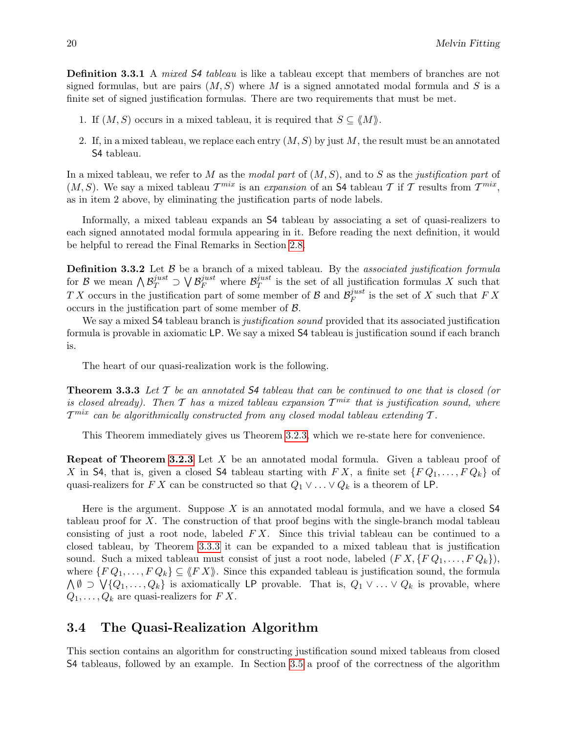**Definition 3.3.1** A *mixed S4 tableau* is like a tableau except that members of branches are not signed formulas, but are pairs $(M, S)$ where $M$ is a signed annotated modal formula and $S$ is a finite set of signed justification formulas. There are two requirements that must be met.

1. If $(M, S)$ occurs in a mixed tableau, it is required that $S \subseteq \langle\!\langle M \rangle\!\rangle$.
2. If, in a mixed tableau, we replace each entry $(M, S)$ by just $M$, the result must be an annotated S4 tableau.

In a mixed tableau, we refer to $M$ as the *modal part* of $(M, S)$, and to $S$ as the *justification part* of $(M, S)$. We say a mixed tableau $\mathcal{T}^{mix}$ is an *expansion* of an S4 tableau $\mathcal{T}$ if $\mathcal{T}$ results from $\mathcal{T}^{mix}$, as in item 2 above, by eliminating the justification parts of node labels.

Informally, a mixed tableau expands an S4 tableau by associating a set of quasi-realizers to each signed annotated modal formula appearing in it. Before reading the next definition, it would be helpful to reread the Final Remarks in Section 2.8.

**Definition 3.3.2** Let $\mathcal{B}$ be a branch of a mixed tableau. By the *associated justification formula* for $\mathcal{B}$ we mean $\bigwedge \mathcal{B}_T^{just} \supset \bigvee \mathcal{B}_F^{just}$ where $\mathcal{B}_T^{just}$ is the set of all justification formulas $X$ such that $T\,X$ occurs in the justification part of some member of $\mathcal{B}$ and $\mathcal{B}_F^{just}$ is the set of $X$ such that $F\,X$ occurs in the justification part of some member of $\mathcal{B}$.

We say a mixed S4 tableau branch is *justification sound* provided that its associated justification formula is provable in axiomatic LP. We say a mixed S4 tableau is justification sound if each branch is.

The heart of our quasi-realization work is the following.

**Theorem 3.3.3** *Let $\mathcal{T}$ be an annotated S4 tableau that can be continued to one that is closed (or is closed already). Then $\mathcal{T}$ has a mixed tableau expansion $\mathcal{T}^{mix}$ that is justification sound, where $\mathcal{T}^{mix}$ can be algorithmically constructed from any closed modal tableau extending $\mathcal{T}$.*

This Theorem immediately gives us Theorem 3.2.3, which we re-state here for convenience.

**Repeat of Theorem 3.2.3** Let $X$ be an annotated modal formula. Given a tableau proof of $X$ in S4, that is, given a closed S4 tableau starting with $F\,X$, a finite set $\{F\,Q_1, \ldots, F\,Q_k\}$ of quasi-realizers for $F\,X$ can be constructed so that $Q_1 \vee \ldots \vee Q_k$ is a theorem of LP.

Here is the argument. Suppose $X$ is an annotated modal formula, and we have a closed S4 tableau proof for $X$. The construction of that proof begins with the single-branch modal tableau consisting of just a root node, labeled $F\,X$. Since this trivial tableau can be continued to a closed tableau, by Theorem 3.3.3 it can be expanded to a mixed tableau that is justification sound. Such a mixed tableau must consist of just a root node, labeled $(F\,X, \{F\,Q_1, \ldots, F\,Q_k\})$, where $\{F\,Q_1, \ldots, F\,Q_k\} \subseteq \langle\!\langle F\,X \rangle\!\rangle$. Since this expanded tableau is justification sound, the formula $\bigwedge \emptyset \supset \bigvee \{Q_1, \ldots, Q_k\}$ is axiomatically LP provable. That is, $Q_1 \vee \ldots \vee Q_k$ is provable, where $Q_1, \ldots, Q_k$ are quasi-realizers for $F\,X$.

## 3.4 The Quasi-Realization Algorithm

This section contains an algorithm for constructing justification sound mixed tableaus from closed S4 tableaus, followed by an example. In Section 3.5 a proof of the correctness of the algorithm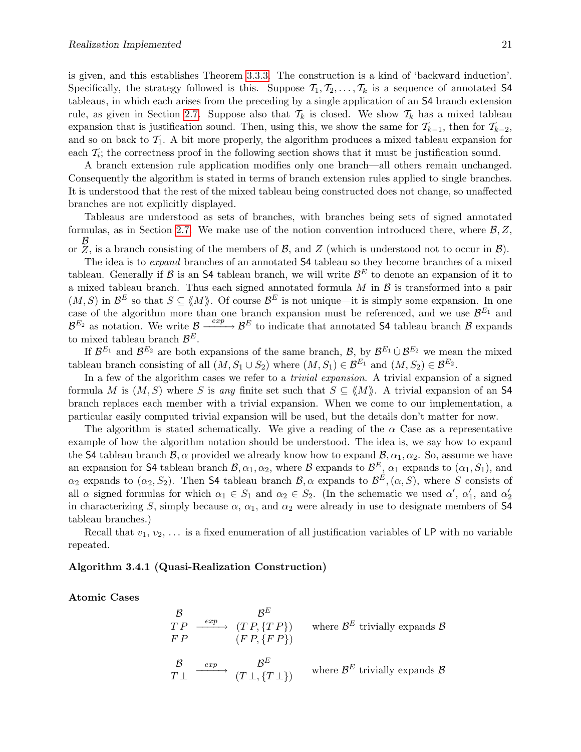is given, and this establishes Theorem 3.3.3. The construction is a kind of 'backward induction'. Specifically, the strategy followed is this. Suppose $\mathcal{T}_1, \mathcal{T}_2, \ldots, \mathcal{T}_k$ is a sequence of annotated $\mathsf{S4}$ tableaus, in which each arises from the preceding by a single application of an $\mathsf{S4}$ branch extension rule, as given in Section 2.7. Suppose also that $\mathcal{T}_k$ is closed. We show $\mathcal{T}_k$ has a mixed tableau expansion that is justification sound. Then, using this, we show the same for $\mathcal{T}_{k-1}$, then for $\mathcal{T}_{k-2}$, and so on back to $\mathcal{T}_1$. A bit more properly, the algorithm produces a mixed tableau expansion for each $\mathcal{T}_i$; the correctness proof in the following section shows that it must be justification sound.

A branch extension rule application modifies only one branch—all others remain unchanged. Consequently the algorithm is stated in terms of branch extension rules applied to single branches. It is understood that the rest of the mixed tableau being constructed does not change, so unaffected branches are not explicitly displayed.

Tableaus are understood as sets of branches, with branches being sets of signed annotated formulas, as in Section 2.7. We make use of the notion convention introduced there, where $\mathcal{B}, Z$, or $\begin{matrix}\mathcal{B}\\ Z\end{matrix}$, is a branch consisting of the members of $\mathcal{B}$, and $Z$ (which is understood not to occur in $\mathcal{B}$).

The idea is to *expand* branches of an annotated $\mathsf{S4}$ tableau so they become branches of a mixed tableau. Generally if $\mathcal{B}$ is an $\mathsf{S4}$ tableau branch, we will write $\mathcal{B}^E$ to denote an expansion of it to a mixed tableau branch. Thus each signed annotated formula $M$ in $\mathcal{B}$ is transformed into a pair $(M, S)$ in $\mathcal{B}^E$ so that $S \subseteq \langle\!\langle M \rangle\!\rangle$. Of course $\mathcal{B}^E$ is not unique—it is simply some expansion. In one case of the algorithm more than one branch expansion must be referenced, and we use $\mathcal{B}^{E_1}$ and $\mathcal{B}^{E_2}$ as notation. We write $\mathcal{B} \xrightarrow{exp} \mathcal{B}^E$ to indicate that annotated $\mathsf{S4}$ tableau branch $\mathcal{B}$ expands to mixed tableau branch $\mathcal{B}^E$.

If $\mathcal{B}^{E_1}$ and $\mathcal{B}^{E_2}$ are both expansions of the same branch, $\mathcal{B}$, by $\mathcal{B}^{E_1} \dot\cup \mathcal{B}^{E_2}$ we mean the mixed tableau branch consisting of all $(M, S_1 \cup S_2)$ where $(M, S_1) \in \mathcal{B}^{E_1}$ and $(M, S_2) \in \mathcal{B}^{E_2}$.

In a few of the algorithm cases we refer to a *trivial expansion*. A trivial expansion of a signed formula $M$ is $(M, S)$ where $S$ is *any* finite set such that $S \subseteq \langle\!\langle M \rangle\!\rangle$. A trivial expansion of an $\mathsf{S4}$ branch replaces each member with a trivial expansion. When we come to our implementation, a particular easily computed trivial expansion will be used, but the details don't matter for now.

The algorithm is stated schematically. We give a reading of the $\alpha$ Case as a representative example of how the algorithm notation should be understood. The idea is, we say how to expand the $\mathsf{S4}$ tableau branch $\mathcal{B}, \alpha$ provided we already know how to expand $\mathcal{B}, \alpha_1, \alpha_2$. So, assume we have an expansion for $\mathsf{S4}$ tableau branch $\mathcal{B}, \alpha_1, \alpha_2$, where $\mathcal{B}$ expands to $\mathcal{B}^E$, $\alpha_1$ expands to $(\alpha_1, S_1)$, and $\alpha_2$ expands to $(\alpha_2, S_2)$. Then $\mathsf{S4}$ tableau branch $\mathcal{B}, \alpha$ expands to $\mathcal{B}^E, (\alpha, S)$, where $S$ consists of all $\alpha$ signed formulas for which $\alpha_1 \in S_1$ and $\alpha_2 \in S_2$. (In the schematic we used $\alpha'$, $\alpha_1'$, and $\alpha_2'$ in characterizing $S$, simply because $\alpha$, $\alpha_1$, and $\alpha_2$ were already in use to designate members of $\mathsf{S4}$ tableau branches.)

Recall that $v_1, v_2, \ldots$ is a fixed enumeration of all justification variables of $\mathsf{LP}$ with no variable repeated.

**Algorithm 3.4.1 (Quasi-Realization Construction)**

**Atomic Cases**

$$\begin{array}{c} \mathcal{B} \\ T\,P \\ F\,P \end{array} \xrightarrow{exp} \begin{array}{c} \mathcal{B}^E \\ (T\,P, \{T\,P\}) \\ (F\,P, \{F\,P\}) \end{array} \quad \text{where } \mathcal{B}^E \text{ trivially expands } \mathcal{B}$$

$$\begin{array}{c} \mathcal{B} \\ T\,\bot \end{array} \xrightarrow{exp} \begin{array}{c} \mathcal{B}^E \\ (T\,\bot, \{T\,\bot\}) \end{array} \quad \text{where } \mathcal{B}^E \text{ trivially expands } \mathcal{B}$$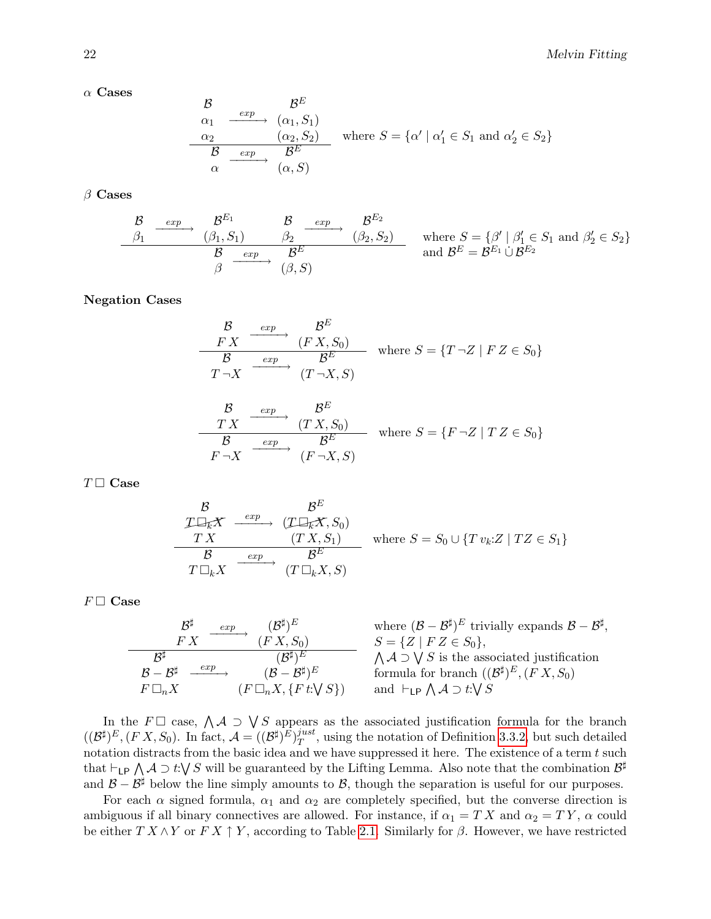**$\alpha$ Cases**

$$
\frac{\begin{array}{lcl} \mathcal{B} & & \mathcal{B}^E \\ \alpha_1 & \xrightarrow{exp} & (\alpha_1, S_1) \\ \alpha_2 & & (\alpha_2, S_2) \end{array}}{\begin{array}{lcl} \mathcal{B} & \xrightarrow{exp} & \mathcal{B}^E \\ \alpha & & (\alpha, S) \end{array}} \quad \text{where } S = \{\alpha' \mid \alpha_1' \in S_1 \text{ and } \alpha_2' \in S_2\}
$$

**$\beta$ Cases**

$$
\frac{\begin{array}{lcl} \mathcal{B} & \xrightarrow{exp} & \mathcal{B}^{E_1} \\ \beta_1 & & (\beta_1, S_1) \end{array} \qquad \begin{array}{lcl} \mathcal{B} & \xrightarrow{exp} & \mathcal{B}^{E_2} \\ \beta_2 & & (\beta_2, S_2) \end{array}}{\begin{array}{lcl} \mathcal{B} & \xrightarrow{exp} & \mathcal{B}^E \\ \beta & & (\beta, S) \end{array}} \quad \begin{array}{l} \text{where } S = \{\beta' \mid \beta_1' \in S_1 \text{ and } \beta_2' \in S_2\} \\ \text{and } \mathcal{B}^E = \mathcal{B}^{E_1} \dot\cup \mathcal{B}^{E_2} \end{array}
$$

**Negation Cases**

$$
\frac{\begin{array}{lcl} \mathcal{B} & \xrightarrow{exp} & \mathcal{B}^E \\ F\,X & & (F\,X, S_0) \end{array}}{\begin{array}{lcl} \mathcal{B} & \xrightarrow{exp} & \mathcal{B}^E \\ T\,\neg X & & (T\,\neg X, S) \end{array}} \quad \text{where } S = \{T\,\neg Z \mid F\,Z \in S_0\}
$$

$$
\frac{\begin{array}{lcl} \mathcal{B} & \xrightarrow{exp} & \mathcal{B}^E \\ T\,X & & (T\,X, S_0) \end{array}}{\begin{array}{lcl} \mathcal{B} & \xrightarrow{exp} & \mathcal{B}^E \\ F\,\neg X & & (F\,\neg X, S) \end{array}} \quad \text{where } S = \{F\,\neg Z \mid T\,Z \in S_0\}
$$

**$T\,\Box$ Case**

$$
\frac{\begin{array}{lcl} \mathcal{B} & & \mathcal{B}^E \\ \cancel{T\,\Box_k X} & \xrightarrow{exp} & (\cancel{T\,\Box_k X}, S_0) \\ T\,X & & (T\,X, S_1) \end{array}}{\begin{array}{lcl} \mathcal{B} & \xrightarrow{exp} & \mathcal{B}^E \\ T\,\Box_k X & & (T\,\Box_k X, S) \end{array}} \quad \text{where } S = S_0 \cup \{T\,v_k{:}Z \mid TZ \in S_1\}
$$

**$F\,\Box$ Case**

$$
\frac{\begin{array}{lcl} \mathcal{B}^\sharp & \xrightarrow{exp} & (\mathcal{B}^\sharp)^E \\ F\,X & & (F\,X, S_0) \end{array}}{\begin{array}{lcl} \mathcal{B}^\sharp & & (\mathcal{B}^\sharp)^E \\ \mathcal{B} - \mathcal{B}^\sharp & \xrightarrow{exp} & (\mathcal{B} - \mathcal{B}^\sharp)^E \\ F\,\Box_n X & & (F\,\Box_n X, \{F\,t{:}\bigvee S\}) \end{array}} \quad \begin{array}{l} \text{where } (\mathcal{B} - \mathcal{B}^\sharp)^E \text{ trivially expands } \mathcal{B} - \mathcal{B}^\sharp, \\ S = \{Z \mid F\,Z \in S_0\}, \\ \bigwedge \mathcal{A} \supset \bigvee S \text{ is the associated justification} \\ \text{formula for branch } ((\mathcal{B}^\sharp)^E, (F\,X, S_0)) \\ \text{and } \vdash_{\mathsf{LP}} \bigwedge \mathcal{A} \supset t{:}\bigvee S \end{array}
$$

In the $F\,\Box$ case, $\bigwedge \mathcal{A} \supset \bigvee S$ appears as the associated justification formula for the branch $((\mathcal{B}^\sharp)^E, (F\,X, S_0))$. In fact, $\mathcal{A} = ((\mathcal{B}^\sharp)^E)^{just}_T$, using the notation of Definition 3.3.2, but such detailed notation distracts from the basic idea and we have suppressed it here. The existence of a term $t$ such that $\vdash_{\mathsf{LP}} \bigwedge \mathcal{A} \supset t{:}\bigvee S$ will be guaranteed by the Lifting Lemma. Also note that the combination $\mathcal{B}^\sharp$ and $\mathcal{B} - \mathcal{B}^\sharp$ below the line simply amounts to $\mathcal{B}$, though the separation is useful for our purposes.

For each $\alpha$ signed formula, $\alpha_1$ and $\alpha_2$ are completely specified, but the converse direction is ambiguous if all binary connectives are allowed. For instance, if $\alpha_1 = T\,X$ and $\alpha_2 = T\,Y$, $\alpha$ could be either $T\,X \wedge Y$ or $F\,X \uparrow Y$, according to Table 2.1. Similarly for $\beta$. However, we have restricted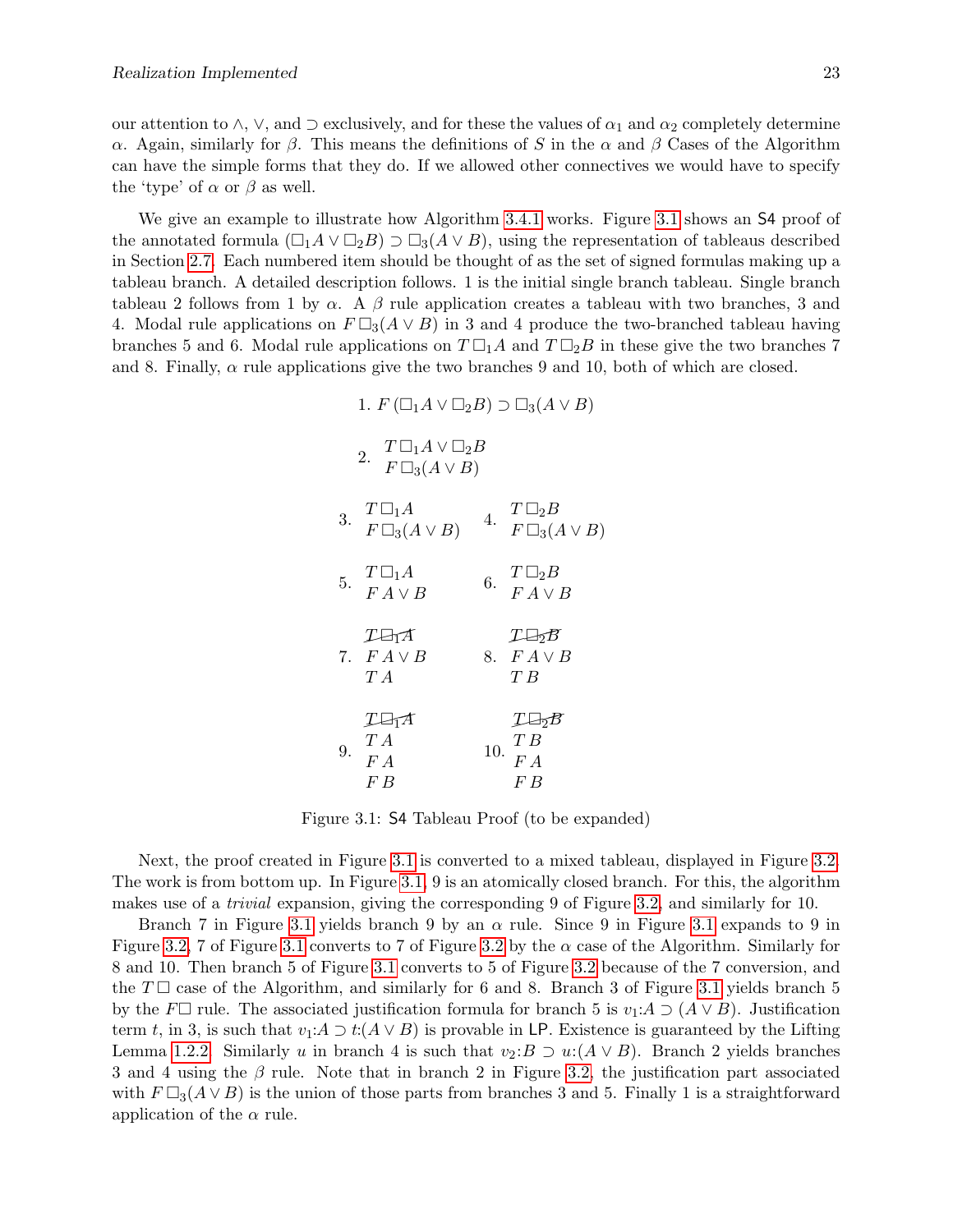our attention to $\wedge$, $\vee$, and $\supset$ exclusively, and for these the values of $\alpha_1$ and $\alpha_2$ completely determine $\alpha$. Again, similarly for $\beta$. This means the definitions of $S$ in the $\alpha$ and $\beta$ Cases of the Algorithm can have the simple forms that they do. If we allowed other connectives we would have to specify the 'type' of $\alpha$ or $\beta$ as well.

We give an example to illustrate how Algorithm 3.4.1 works. Figure 3.1 shows an S4 proof of the annotated formula $(\Box_1 A \vee \Box_2 B) \supset \Box_3(A \vee B)$, using the representation of tableaus described in Section 2.7. Each numbered item should be thought of as the set of signed formulas making up a tableau branch. A detailed description follows. 1 is the initial single branch tableau. Single branch tableau 2 follows from 1 by $\alpha$. A $\beta$ rule application creates a tableau with two branches, 3 and 4. Modal rule applications on $F\,\Box_3(A \vee B)$ in 3 and 4 produce the two-branched tableau having branches 5 and 6. Modal rule applications on $T\,\Box_1 A$ and $T\,\Box_2 B$ in these give the two branches 7 and 8. Finally, $\alpha$ rule applications give the two branches 9 and 10, both of which are closed.

1. $F\,(\Box_1 A \vee \Box_2 B) \supset \Box_3(A \vee B)$

2. $T\,\Box_1 A \vee \Box_2 B$, $F\,\Box_3(A \vee B)$

3. $T\,\Box_1 A$, $F\,\Box_3(A \vee B)$  4. $T\,\Box_2 B$, $F\,\Box_3(A \vee B)$

5. $T\,\Box_1 A$, $F\,A \vee B$  6. $T\,\Box_2 B$, $F\,A \vee B$

7. ~~$T\,\Box_1 A$~~, $F\,A \vee B$, $T\,A$  8. ~~$T\,\Box_2 B$~~, $F\,A \vee B$, $T\,B$

9. ~~$T\,\Box_1 A$~~, $T\,A$, $F\,A$, $F\,B$  10. ~~$T\,\Box_2 B$~~, $T\,B$, $F\,A$, $F\,B$

Figure 3.1: S4 Tableau Proof (to be expanded)

Next, the proof created in Figure 3.1 is converted to a mixed tableau, displayed in Figure 3.2. The work is from bottom up. In Figure 3.1, 9 is an atomically closed branch. For this, the algorithm makes use of a *trivial* expansion, giving the corresponding 9 of Figure 3.2, and similarly for 10.

Branch 7 in Figure 3.1 yields branch 9 by an $\alpha$ rule. Since 9 in Figure 3.1 expands to 9 in Figure 3.2, 7 of Figure 3.1 converts to 7 of Figure 3.2 by the $\alpha$ case of the Algorithm. Similarly for 8 and 10. Then branch 5 of Figure 3.1 converts to 5 of Figure 3.2 because of the 7 conversion, and the $T\,\Box$ case of the Algorithm, and similarly for 6 and 8. Branch 3 of Figure 3.1 yields branch 5 by the $F\Box$ rule. The associated justification formula for branch 5 is $v_1{:}A \supset (A \vee B)$. Justification term $t$, in 3, is such that $v_1{:}A \supset t{:}(A \vee B)$ is provable in LP. Existence is guaranteed by the Lifting Lemma 1.2.2. Similarly $u$ in branch 4 is such that $v_2{:}B \supset u{:}(A \vee B)$. Branch 2 yields branches 3 and 4 using the $\beta$ rule. Note that in branch 2 in Figure 3.2, the justification part associated with $F\,\Box_3(A \vee B)$ is the union of those parts from branches 3 and 5. Finally 1 is a straightforward application of the $\alpha$ rule.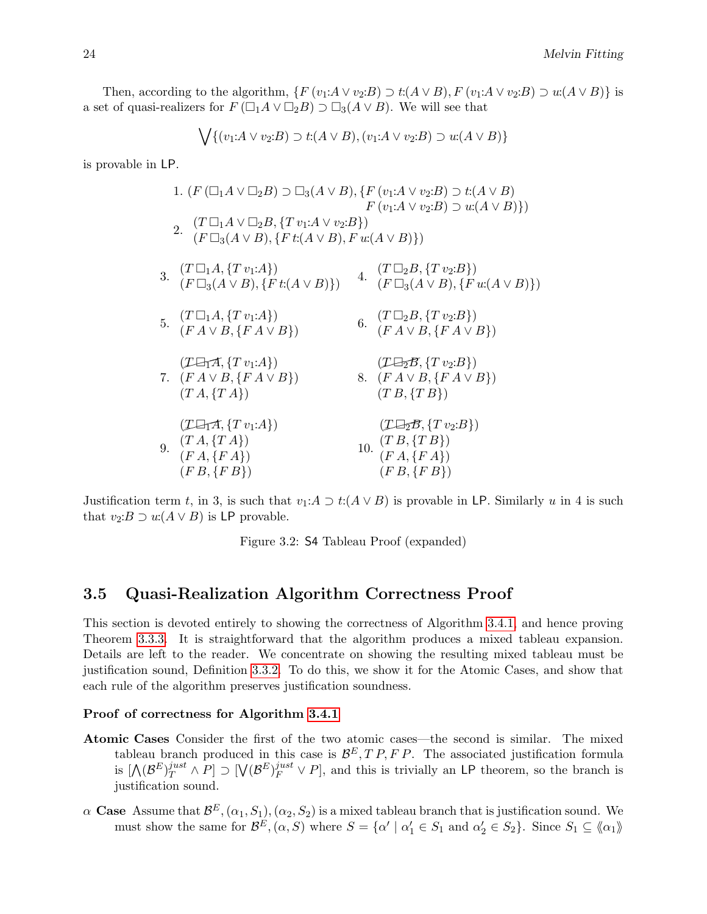Then, according to the algorithm, $\{F\,(v_1{:}A \vee v_2{:}B) \supset t{:}(A \vee B), F\,(v_1{:}A \vee v_2{:}B) \supset u{:}(A \vee B)\}$ is a set of quasi-realizers for $F\,(\Box_1 A \vee \Box_2 B) \supset \Box_3(A \vee B)$. We will see that

$$\bigvee\{(v_1{:}A \vee v_2{:}B) \supset t{:}(A \vee B), (v_1{:}A \vee v_2{:}B) \supset u{:}(A \vee B)\}$$

is provable in LP.

1. $(F\,(\Box_1 A \vee \Box_2 B) \supset \Box_3(A \vee B), \{F\,(v_1{:}A \vee v_2{:}B) \supset t{:}(A \vee B)$
   $F\,(v_1{:}A \vee v_2{:}B) \supset u{:}(A \vee B)\})$

2. $(T\,\Box_1 A \vee \Box_2 B, \{T\,v_1{:}A \vee v_2{:}B\})$
   $(F\,\Box_3(A \vee B), \{F\,t{:}(A \vee B), F\,u{:}(A \vee B)\})$

3. $(T\,\Box_1 A, \{T\,v_1{:}A\})$
   $(F\,\Box_3(A \vee B), \{F\,t{:}(A \vee B)\})$

4. $(T\,\Box_2 B, \{T\,v_2{:}B\})$
   $(F\,\Box_3(A \vee B), \{F\,u{:}(A \vee B)\})$

5. $(T\,\Box_1 A, \{T\,v_1{:}A\})$
   $(F\,A \vee B, \{F\,A \vee B\})$

6. $(T\,\Box_2 B, \{T\,v_2{:}B\})$
   $(F\,A \vee B, \{F\,A \vee B\})$

7. $(\not{T}\,\not{\Box}_1 \not{A}, \{T\,v_1{:}A\})$
   $(F\,A \vee B, \{F\,A \vee B\})$
   $(T\,A, \{T\,A\})$

8. $(\not{T}\,\not{\Box}_2 \not{B}, \{T\,v_2{:}B\})$
   $(F\,A \vee B, \{F\,A \vee B\})$
   $(T\,B, \{T\,B\})$

9. $(\not{T}\,\not{\Box}_1 \not{A}, \{T\,v_1{:}A\})$
   $(T\,A, \{T\,A\})$
   $(F\,A, \{F\,A\})$
   $(F\,B, \{F\,B\})$

10. $(\not{T}\,\not{\Box}_2 \not{B}, \{T\,v_2{:}B\})$
    $(T\,B, \{T\,B\})$
    $(F\,A, \{F\,A\})$
    $(F\,B, \{F\,B\})$

Justification term $t$, in 3, is such that $v_1{:}A \supset t{:}(A \vee B)$ is provable in LP. Similarly $u$ in 4 is such that $v_2{:}B \supset u{:}(A \vee B)$ is LP provable.

Figure 3.2: S4 Tableau Proof (expanded)

## 3.5 Quasi-Realization Algorithm Correctness Proof

This section is devoted entirely to showing the correctness of Algorithm 3.4.1, and hence proving Theorem 3.3.3. It is straightforward that the algorithm produces a mixed tableau expansion. Details are left to the reader. We concentrate on showing the resulting mixed tableau must be justification sound, Definition 3.3.2. To do this, we show it for the Atomic Cases, and show that each rule of the algorithm preserves justification soundness.

**Proof of correctness for Algorithm 3.4.1**

**Atomic Cases** Consider the first of the two atomic cases—the second is similar. The mixed tableau branch produced in this case is $\mathcal{B}^E, T\,P, F\,P$. The associated justification formula is $[\bigwedge(\mathcal{B}^E)_T^{just} \wedge P] \supset [\bigvee(\mathcal{B}^E)_F^{just} \vee P]$, and this is trivially an LP theorem, so the branch is justification sound.

**$\alpha$ Case** Assume that $\mathcal{B}^E, (\alpha_1, S_1), (\alpha_2, S_2)$ is a mixed tableau branch that is justification sound. We must show the same for $\mathcal{B}^E, (\alpha, S)$ where $S = \{\alpha' \mid \alpha_1' \in S_1 \text{ and } \alpha_2' \in S_2\}$. Since $S_1 \subseteq \langle\!\langle \alpha_1 \rangle\!\rangle$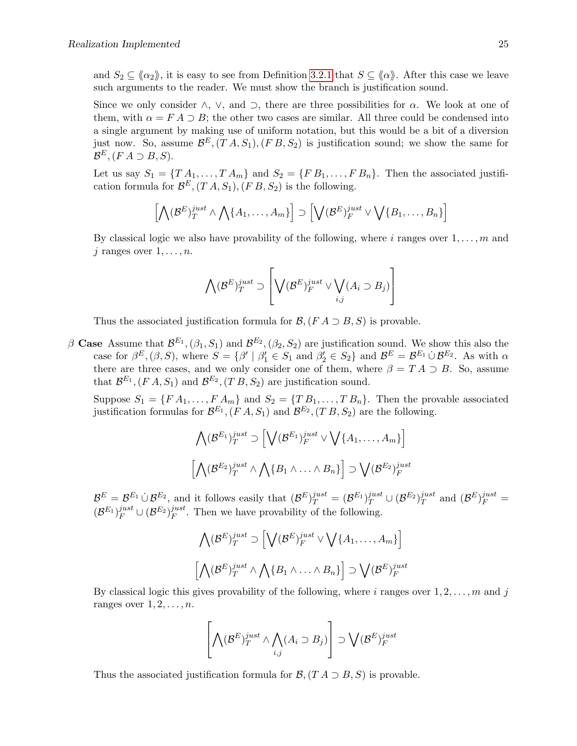and $S_2 \subseteq \langle\!\langle \alpha_2 \rangle\!\rangle$, it is easy to see from Definition 3.2.1 that $S \subseteq \langle\!\langle \alpha \rangle\!\rangle$. After this case we leave such arguments to the reader. We must show the branch is justification sound.

Since we only consider $\wedge$, $\vee$, and $\supset$, there are three possibilities for $\alpha$. We look at one of them, with $\alpha = F\, A \supset B$; the other two cases are similar. All three could be condensed into a single argument by making use of uniform notation, but this would be a bit of a diversion just now. So, assume $\mathcal{B}^E, (T\, A, S_1), (F\, B, S_2)$ is justification sound; we show the same for $\mathcal{B}^E, (F\, A \supset B, S)$.

Let us say $S_1 = \{T\, A_1, \ldots, T\, A_m\}$ and $S_2 = \{F\, B_1, \ldots, F\, B_n\}$. Then the associated justification formula for $\mathcal{B}^E, (T\, A, S_1), (F\, B, S_2)$ is the following.

$$\left[\bigwedge (\mathcal{B}^E)^{just}_T \wedge \bigwedge \{A_1, \ldots, A_m\}\right] \supset \left[\bigvee (\mathcal{B}^E)^{just}_F \vee \bigvee \{B_1, \ldots, B_n\}\right]$$

By classical logic we also have provability of the following, where $i$ ranges over $1, \ldots, m$ and $j$ ranges over $1, \ldots, n$.

$$\bigwedge (\mathcal{B}^E)^{just}_T \supset \left[\bigvee (\mathcal{B}^E)^{just}_F \vee \bigvee_{i,j} (A_i \supset B_j)\right]$$

Thus the associated justification formula for $\mathcal{B}, (F\, A \supset B, S)$ is provable.

$\beta$ **Case** Assume that $\mathcal{B}^{E_1}, (\beta_1, S_1)$ and $\mathcal{B}^{E_2}, (\beta_2, S_2)$ are justification sound. We show this also the case for $\beta^E, (\beta, S)$, where $S = \{\beta' \mid \beta'_1 \in S_1 \text{ and } \beta'_2 \in S_2\}$ and $\mathcal{B}^E = \mathcal{B}^{E_1} \dot{\cup} \mathcal{B}^{E_2}$. As with $\alpha$ there are three cases, and we only consider one of them, where $\beta = T\, A \supset B$. So, assume that $\mathcal{B}^{E_1}, (F\, A, S_1)$ and $\mathcal{B}^{E_2}, (T\, B, S_2)$ are justification sound.

Suppose $S_1 = \{F\, A_1, \ldots, F\, A_m\}$ and $S_2 = \{T\, B_1, \ldots, T\, B_n\}$. Then the provable associated justification formulas for $\mathcal{B}^{E_1}, (F\, A, S_1)$ and $\mathcal{B}^{E_2}, (T\, B, S_2)$ are the following.

$$\bigwedge (\mathcal{B}^{E_1})^{just}_T \supset \left[\bigvee (\mathcal{B}^{E_1})^{just}_F \vee \bigvee \{A_1, \ldots, A_m\}\right]$$

$$\left[\bigwedge (\mathcal{B}^{E_2})^{just}_T \wedge \bigwedge \{B_1 \wedge \ldots \wedge B_n\}\right] \supset \bigvee (\mathcal{B}^{E_2})^{just}_F$$

$\mathcal{B}^E = \mathcal{B}^{E_1} \dot{\cup} \mathcal{B}^{E_2}$, and it follows easily that $(\mathcal{B}^E)^{just}_T = (\mathcal{B}^{E_1})^{just}_T \cup (\mathcal{B}^{E_2})^{just}_T$ and $(\mathcal{B}^E)^{just}_F = (\mathcal{B}^{E_1})^{just}_F \cup (\mathcal{B}^{E_2})^{just}_F$. Then we have provability of the following.

$$\bigwedge (\mathcal{B}^E)^{just}_T \supset \left[\bigvee (\mathcal{B}^E)^{just}_F \vee \bigvee \{A_1, \ldots, A_m\}\right]$$

$$\left[\bigwedge (\mathcal{B}^E)^{just}_T \wedge \bigwedge \{B_1 \wedge \ldots \wedge B_n\}\right] \supset \bigvee (\mathcal{B}^E)^{just}_F$$

By classical logic this gives provability of the following, where $i$ ranges over $1, 2, \ldots, m$ and $j$ ranges over $1, 2, \ldots, n$.

$$\left[\bigwedge (\mathcal{B}^E)^{just}_T \wedge \bigwedge_{i,j} (A_i \supset B_j)\right] \supset \bigvee (\mathcal{B}^E)^{just}_F$$

Thus the associated justification formula for $\mathcal{B}, (T\, A \supset B, S)$ is provable.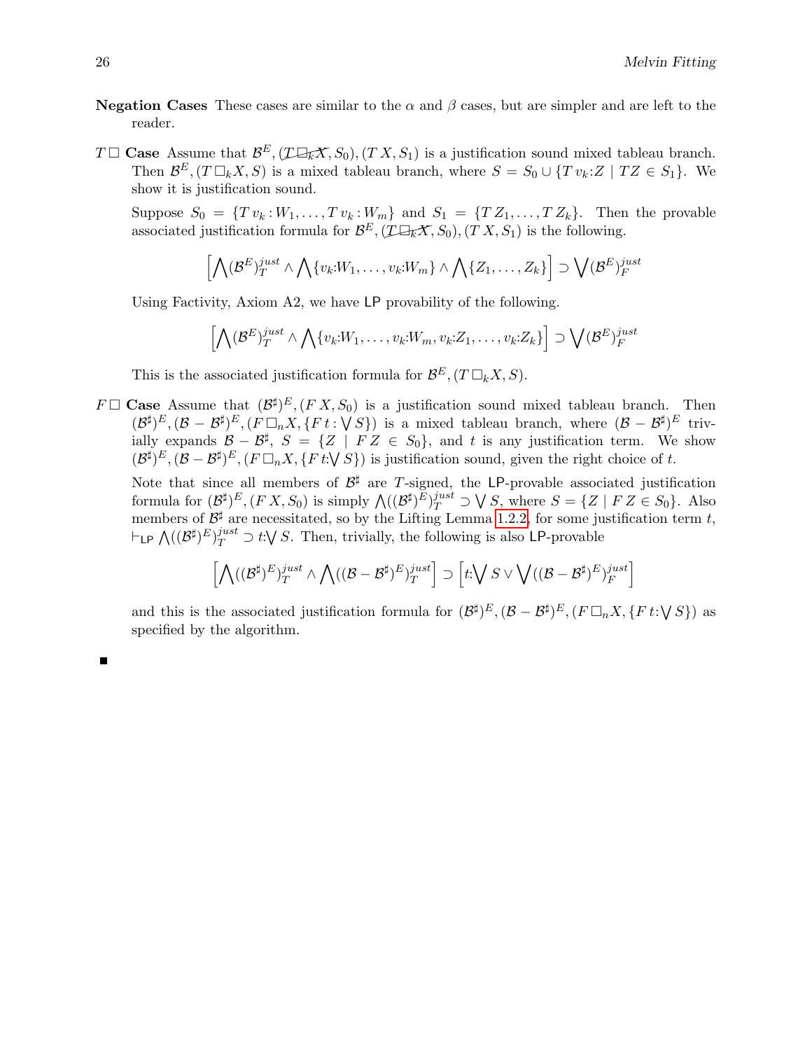**Negation Cases** These cases are similar to the $\alpha$ and $\beta$ cases, but are simpler and are left to the reader.

$T\,\Box$ **Case** Assume that $\mathcal{B}^E, (\not{T\,\Box_k X}, S_0), (T\,X, S_1)$ is a justification sound mixed tableau branch. Then $\mathcal{B}^E, (T\,\Box_k X, S)$ is a mixed tableau branch, where $S = S_0 \cup \{T\,v_k{:}Z \mid TZ \in S_1\}$. We show it is justification sound.

Suppose $S_0 = \{T\,v_k : W_1, \ldots, T\,v_k : W_m\}$ and $S_1 = \{T\,Z_1, \ldots, T\,Z_k\}$. Then the provable associated justification formula for $\mathcal{B}^E, (\not{T\,\Box_k X}, S_0), (T\,X, S_1)$ is the following.

$$\left[\bigwedge (\mathcal{B}^E)^{just}_T \wedge \bigwedge \{v_k{:}W_1, \ldots, v_k{:}W_m\} \wedge \bigwedge \{Z_1, \ldots, Z_k\}\right] \supset \bigvee (\mathcal{B}^E)^{just}_F$$

Using Factivity, Axiom A2, we have $\mathsf{LP}$ provability of the following.

$$\left[\bigwedge (\mathcal{B}^E)^{just}_T \wedge \bigwedge \{v_k{:}W_1, \ldots, v_k{:}W_m, v_k{:}Z_1, \ldots, v_k{:}Z_k\}\right] \supset \bigvee (\mathcal{B}^E)^{just}_F$$

This is the associated justification formula for $\mathcal{B}^E, (T\,\Box_k X, S)$.

$F\,\Box$ **Case** Assume that $(\mathcal{B}^\sharp)^E, (F\,X, S_0)$ is a justification sound mixed tableau branch. Then $(\mathcal{B}^\sharp)^E, (\mathcal{B} - \mathcal{B}^\sharp)^E, (F\,\Box_n X, \{F\,t : \bigvee S\})$ is a mixed tableau branch, where $(\mathcal{B} - \mathcal{B}^\sharp)^E$ trivially expands $\mathcal{B} - \mathcal{B}^\sharp$, $S = \{Z \mid F\,Z \in S_0\}$, and $t$ is any justification term. We show $(\mathcal{B}^\sharp)^E, (\mathcal{B} - \mathcal{B}^\sharp)^E, (F\,\Box_n X, \{F\,t{:}\bigvee S\})$ is justification sound, given the right choice of $t$.

Note that since all members of $\mathcal{B}^\sharp$ are $T$-signed, the $\mathsf{LP}$-provable associated justification formula for $(\mathcal{B}^\sharp)^E, (F\,X, S_0)$ is simply $\bigwedge ((\mathcal{B}^\sharp)^E)^{just}_T \supset \bigvee S$, where $S = \{Z \mid F\,Z \in S_0\}$. Also members of $\mathcal{B}^\sharp$ are necessitated, so by the Lifting Lemma 1.2.2, for some justification term $t$, $\vdash_{\mathsf{LP}} \bigwedge ((\mathcal{B}^\sharp)^E)^{just}_T \supset t{:}\bigvee S$. Then, trivially, the following is also $\mathsf{LP}$-provable

$$\left[\bigwedge ((\mathcal{B}^\sharp)^E)^{just}_T \wedge \bigwedge ((\mathcal{B} - \mathcal{B}^\sharp)^E)^{just}_T\right] \supset \left[t{:}\bigvee S \vee \bigvee ((\mathcal{B} - \mathcal{B}^\sharp)^E)^{just}_F\right]$$

and this is the associated justification formula for $(\mathcal{B}^\sharp)^E, (\mathcal{B} - \mathcal{B}^\sharp)^E, (F\,\Box_n X, \{F\,t{:}\bigvee S\})$ as specified by the algorithm.

■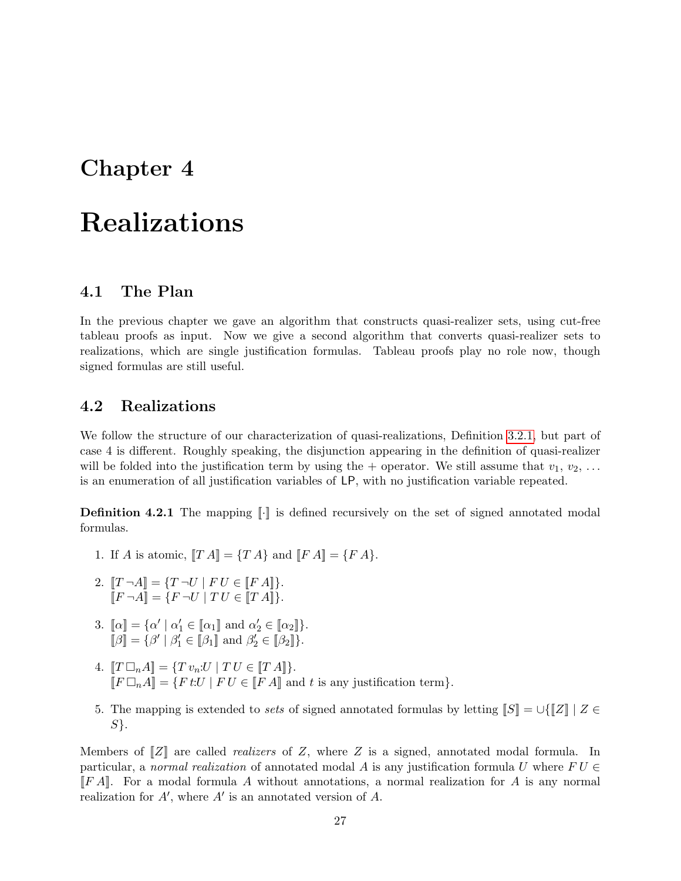# Chapter 4

# Realizations

## 4.1 The Plan

In the previous chapter we gave an algorithm that constructs quasi-realizer sets, using cut-free tableau proofs as input. Now we give a second algorithm that converts quasi-realizer sets to realizations, which are single justification formulas. Tableau proofs play no role now, though signed formulas are still useful.

## 4.2 Realizations

We follow the structure of our characterization of quasi-realizations, Definition 3.2.1, but part of case 4 is different. Roughly speaking, the disjunction appearing in the definition of quasi-realizer will be folded into the justification term by using the + operator. We still assume that $v_1$, $v_2$, ... is an enumeration of all justification variables of LP, with no justification variable repeated.

**Definition 4.2.1** The mapping $[\![\cdot]\!]$ is defined recursively on the set of signed annotated modal formulas.

1. If $A$ is atomic, $[\![T\,A]\!] = \{T\,A\}$ and $[\![F\,A]\!] = \{F\,A\}$.
2. $[\![T\,\neg A]\!] = \{T\,\neg U \mid F\,U \in [\![F\,A]\!]\}$.
   $[\![F\,\neg A]\!] = \{F\,\neg U \mid T\,U \in [\![T\,A]\!]\}$.
3. $[\![\alpha]\!] = \{\alpha' \mid \alpha'_1 \in [\![\alpha_1]\!] \text{ and } \alpha'_2 \in [\![\alpha_2]\!]\}$.
   $[\![\beta]\!] = \{\beta' \mid \beta'_1 \in [\![\beta_1]\!] \text{ and } \beta'_2 \in [\![\beta_2]\!]\}$.
4. $[\![T\,\Box_n A]\!] = \{T\,v_n{:}U \mid T\,U \in [\![T\,A]\!]\}$.
   $[\![F\,\Box_n A]\!] = \{F\,t{:}U \mid F\,U \in [\![F\,A]\!] \text{ and } t \text{ is any justification term}\}$.
5. The mapping is extended to *sets* of signed annotated formulas by letting $[\![S]\!] = \cup\{[\![Z]\!] \mid Z \in S\}$.

Members of $[\![Z]\!]$ are called *realizers* of $Z$, where $Z$ is a signed, annotated modal formula. In particular, a *normal realization* of annotated modal $A$ is any justification formula $U$ where $F\,U \in [\![F\,A]\!]$. For a modal formula $A$ without annotations, a normal realization for $A$ is any normal realization for $A'$, where $A'$ is an annotated version of $A$.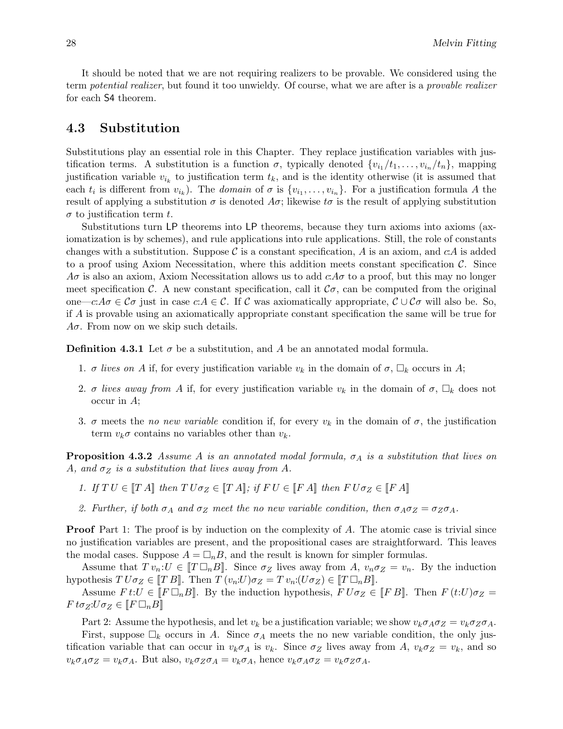It should be noted that we are not requiring realizers to be provable. We considered using the term *potential realizer*, but found it too unwieldy. Of course, what we are after is a *provable realizer* for each S4 theorem.

## 4.3 Substitution

Substitutions play an essential role in this Chapter. They replace justification variables with justification terms. A substitution is a function $\sigma$, typically denoted $\{v_{i_1}/t_1, \ldots, v_{i_n}/t_n\}$, mapping justification variable $v_{i_k}$ to justification term $t_k$, and is the identity otherwise (it is assumed that each $t_i$ is different from $v_{i_k}$). The *domain* of $\sigma$ is $\{v_{i_1}, \ldots, v_{i_n}\}$. For a justification formula $A$ the result of applying a substitution $\sigma$ is denoted $A\sigma$; likewise $t\sigma$ is the result of applying substitution $\sigma$ to justification term $t$.

Substitutions turn LP theorems into LP theorems, because they turn axioms into axioms (axiomatization is by schemes), and rule applications into rule applications. Still, the role of constants changes with a substitution. Suppose $\mathcal{C}$ is a constant specification, $A$ is an axiom, and $c{:}A$ is added to a proof using Axiom Necessitation, where this addition meets constant specification $\mathcal{C}$. Since $A\sigma$ is also an axiom, Axiom Necessitation allows us to add $c{:}A\sigma$ to a proof, but this may no longer meet specification $\mathcal{C}$. A new constant specification, call it $\mathcal{C}\sigma$, can be computed from the original one—$c{:}A\sigma \in \mathcal{C}\sigma$ just in case $c{:}A \in \mathcal{C}$. If $\mathcal{C}$ was axiomatically appropriate, $\mathcal{C} \cup \mathcal{C}\sigma$ will also be. So, if $A$ is provable using an axiomatically appropriate constant specification the same will be true for $A\sigma$. From now on we skip such details.

**Definition 4.3.1** Let $\sigma$ be a substitution, and $A$ be an annotated modal formula.

1. $\sigma$ *lives on* $A$ if, for every justification variable $v_k$ in the domain of $\sigma$, $\Box_k$ occurs in $A$;
2. $\sigma$ *lives away from* $A$ if, for every justification variable $v_k$ in the domain of $\sigma$, $\Box_k$ does not occur in $A$;
3. $\sigma$ meets the *no new variable* condition if, for every $v_k$ in the domain of $\sigma$, the justification term $v_k\sigma$ contains no variables other than $v_k$.

**Proposition 4.3.2** *Assume $A$ is an annotated modal formula, $\sigma_A$ is a substitution that lives on $A$, and $\sigma_Z$ is a substitution that lives away from $A$.*

1. *If $T\,U \in [\![T\,A]\!]$ then $T\,U\sigma_Z \in [\![T\,A]\!]$; if $F\,U \in [\![F\,A]\!]$ then $F\,U\sigma_Z \in [\![F\,A]\!]$*
2. *Further, if both $\sigma_A$ and $\sigma_Z$ meet the no new variable condition, then $\sigma_A\sigma_Z = \sigma_Z\sigma_A$.*

**Proof** Part 1: The proof is by induction on the complexity of $A$. The atomic case is trivial since no justification variables are present, and the propositional cases are straightforward. This leaves the modal cases. Suppose $A = \Box_n B$, and the result is known for simpler formulas.

Assume that $T\,v_n{:}U \in [\![T\,\Box_n B]\!]$. Since $\sigma_Z$ lives away from $A$, $v_n\sigma_Z = v_n$. By the induction hypothesis $T\,U\sigma_Z \in [\![T\,B]\!]$. Then $T\,(v_n{:}U)\sigma_Z = T\,v_n{:}(U\sigma_Z) \in [\![T\,\Box_n B]\!]$.

Assume $F\,t{:}U \in [\![F\,\Box_n B]\!]$. By the induction hypothesis, $F\,U\sigma_Z \in [\![F\,B]\!]$. Then $F\,(t{:}U)\sigma_Z = F\,t\sigma_Z{:}U\sigma_Z \in [\![F\,\Box_n B]\!]$

Part 2: Assume the hypothesis, and let $v_k$ be a justification variable; we show $v_k\sigma_A\sigma_Z = v_k\sigma_Z\sigma_A$.

First, suppose $\Box_k$ occurs in $A$. Since $\sigma_A$ meets the no new variable condition, the only justification variable that can occur in $v_k\sigma_A$ is $v_k$. Since $\sigma_Z$ lives away from $A$, $v_k\sigma_Z = v_k$, and so $v_k\sigma_A\sigma_Z = v_k\sigma_A$. But also, $v_k\sigma_Z\sigma_A = v_k\sigma_A$, hence $v_k\sigma_A\sigma_Z = v_k\sigma_Z\sigma_A$.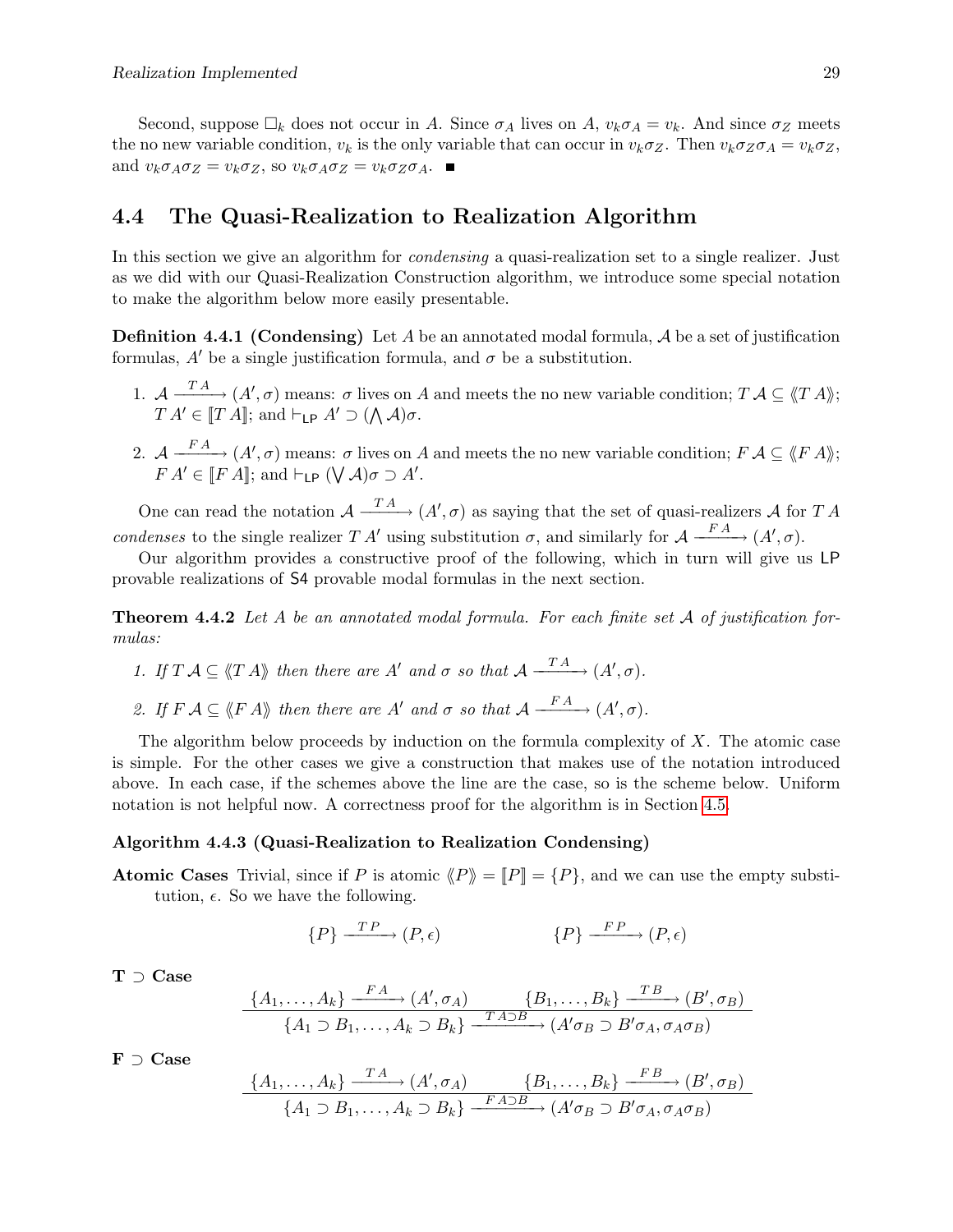Second, suppose $\Box_k$ does not occur in $A$. Since $\sigma_A$ lives on $A$, $v_k\sigma_A = v_k$. And since $\sigma_Z$ meets the no new variable condition, $v_k$ is the only variable that can occur in $v_k\sigma_Z$. Then $v_k\sigma_Z\sigma_A = v_k\sigma_Z$, and $v_k\sigma_A\sigma_Z = v_k\sigma_Z$, so $v_k\sigma_A\sigma_Z = v_k\sigma_Z\sigma_A$. ■

## 4.4 The Quasi-Realization to Realization Algorithm

In this section we give an algorithm for *condensing* a quasi-realization set to a single realizer. Just as we did with our Quasi-Realization Construction algorithm, we introduce some special notation to make the algorithm below more easily presentable.

**Definition 4.4.1 (Condensing)** Let $A$ be an annotated modal formula, $\mathcal{A}$ be a set of justification formulas, $A'$ be a single justification formula, and $\sigma$ be a substitution.

1. $\mathcal{A} \xrightarrow{T\,A} (A', \sigma)$ means: $\sigma$ lives on $A$ and meets the no new variable condition; $T\,\mathcal{A} \subseteq \langle\!\langle T\,A \rangle\!\rangle$; $T\,A' \in [\![T\,A]\!]$; and $\vdash_{\mathsf{LP}} A' \supset (\bigwedge \mathcal{A})\sigma$.

2. $\mathcal{A} \xrightarrow{F\,A} (A', \sigma)$ means: $\sigma$ lives on $A$ and meets the no new variable condition; $F\,\mathcal{A} \subseteq \langle\!\langle F\,A \rangle\!\rangle$; $F\,A' \in [\![F\,A]\!]$; and $\vdash_{\mathsf{LP}} (\bigvee \mathcal{A})\sigma \supset A'$.

One can read the notation $\mathcal{A} \xrightarrow{T\,A} (A', \sigma)$ as saying that the set of quasi-realizers $\mathcal{A}$ for $T\,A$ *condenses* to the single realizer $T\,A'$ using substitution $\sigma$, and similarly for $\mathcal{A} \xrightarrow{F\,A} (A', \sigma)$.

Our algorithm provides a constructive proof of the following, which in turn will give us $\mathsf{LP}$ provable realizations of $\mathsf{S4}$ provable modal formulas in the next section.

**Theorem 4.4.2** *Let $A$ be an annotated modal formula. For each finite set $\mathcal{A}$ of justification formulas:*

1. *If $T\,\mathcal{A} \subseteq \langle\!\langle T\,A \rangle\!\rangle$ then there are $A'$ and $\sigma$ so that $\mathcal{A} \xrightarrow{T\,A} (A', \sigma)$.*

2. *If $F\,\mathcal{A} \subseteq \langle\!\langle F\,A \rangle\!\rangle$ then there are $A'$ and $\sigma$ so that $\mathcal{A} \xrightarrow{F\,A} (A', \sigma)$.*

The algorithm below proceeds by induction on the formula complexity of $X$. The atomic case is simple. For the other cases we give a construction that makes use of the notation introduced above. In each case, if the schemes above the line are the case, so is the scheme below. Uniform notation is not helpful now. A correctness proof for the algorithm is in Section 4.5.

**Algorithm 4.4.3 (Quasi-Realization to Realization Condensing)**

**Atomic Cases** Trivial, since if $P$ is atomic $\langle\!\langle P \rangle\!\rangle = [\![P]\!] = \{P\}$, and we can use the empty substitution, $\epsilon$. So we have the following.

$$\{P\} \xrightarrow{T\,P} (P, \epsilon) \qquad\qquad \{P\} \xrightarrow{F\,P} (P, \epsilon)$$

**T $\supset$ Case**

$$\frac{\{A_1, \ldots, A_k\} \xrightarrow{F\,A} (A', \sigma_A) \qquad \{B_1, \ldots, B_k\} \xrightarrow{T\,B} (B', \sigma_B)}{\{A_1 \supset B_1, \ldots, A_k \supset B_k\} \xrightarrow{T\,A \supset B} (A'\sigma_B \supset B'\sigma_A, \sigma_A\sigma_B)}$$

**F $\supset$ Case**

$$\frac{\{A_1, \ldots, A_k\} \xrightarrow{T\,A} (A', \sigma_A) \qquad \{B_1, \ldots, B_k\} \xrightarrow{F\,B} (B', \sigma_B)}{\{A_1 \supset B_1, \ldots, A_k \supset B_k\} \xrightarrow{F\,A \supset B} (A'\sigma_B \supset B'\sigma_A, \sigma_A\sigma_B)}$$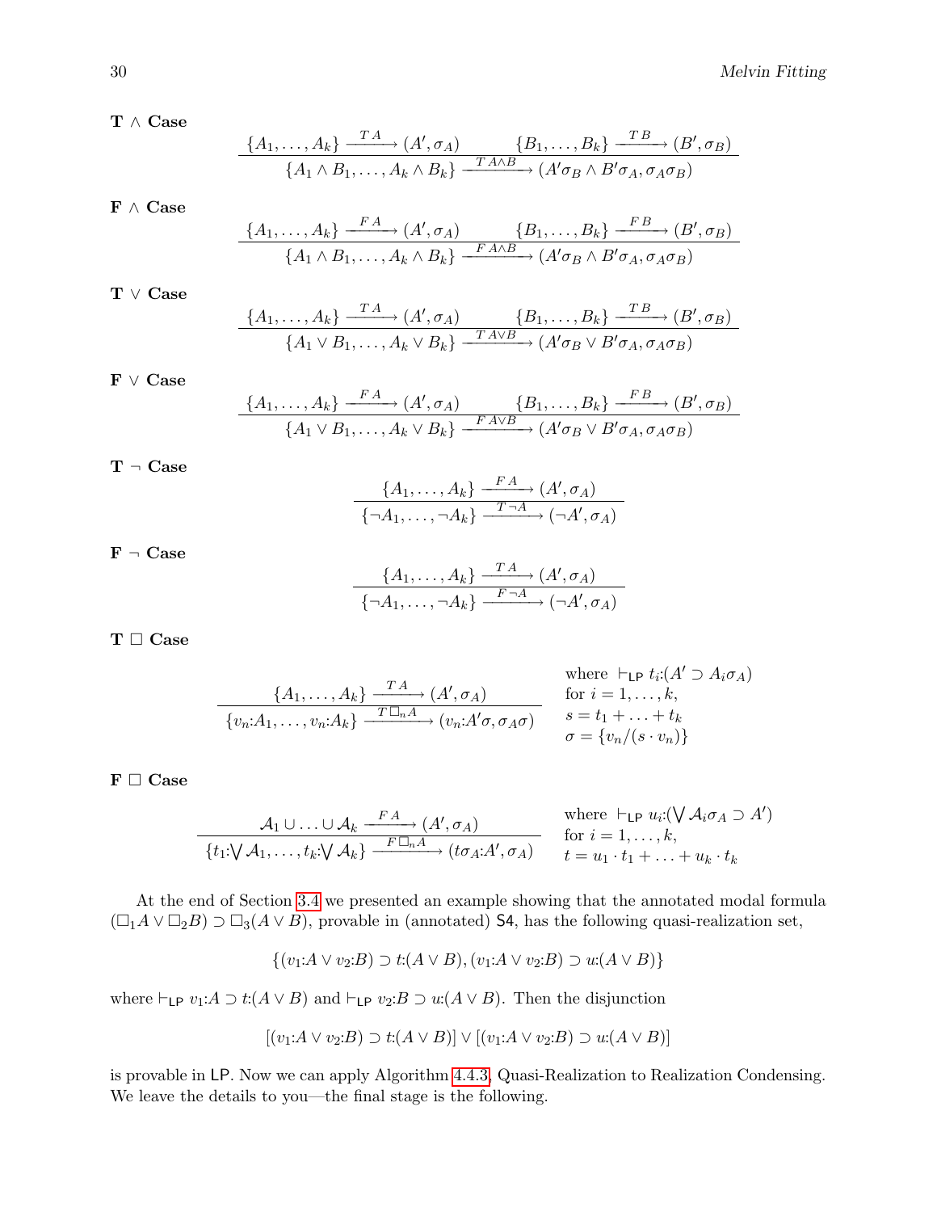**T ∧ Case**

$$\frac{\{A_1, \ldots, A_k\} \xrightarrow{T\,A} (A', \sigma_A) \qquad \{B_1, \ldots, B_k\} \xrightarrow{T\,B} (B', \sigma_B)}{\{A_1 \wedge B_1, \ldots, A_k \wedge B_k\} \xrightarrow{T\,A \wedge B} (A'\sigma_B \wedge B'\sigma_A, \sigma_A\sigma_B)}$$

**F ∧ Case**

$$\frac{\{A_1, \ldots, A_k\} \xrightarrow{F\,A} (A', \sigma_A) \qquad \{B_1, \ldots, B_k\} \xrightarrow{F\,B} (B', \sigma_B)}{\{A_1 \wedge B_1, \ldots, A_k \wedge B_k\} \xrightarrow{F\,A \wedge B} (A'\sigma_B \wedge B'\sigma_A, \sigma_A\sigma_B)}$$

**T ∨ Case**

$$\frac{\{A_1, \ldots, A_k\} \xrightarrow{T\,A} (A', \sigma_A) \qquad \{B_1, \ldots, B_k\} \xrightarrow{T\,B} (B', \sigma_B)}{\{A_1 \vee B_1, \ldots, A_k \vee B_k\} \xrightarrow{T\,A \vee B} (A'\sigma_B \vee B'\sigma_A, \sigma_A\sigma_B)}$$

**F ∨ Case**

$$\frac{\{A_1, \ldots, A_k\} \xrightarrow{F\,A} (A', \sigma_A) \qquad \{B_1, \ldots, B_k\} \xrightarrow{F\,B} (B', \sigma_B)}{\{A_1 \vee B_1, \ldots, A_k \vee B_k\} \xrightarrow{F\,A \vee B} (A'\sigma_B \vee B'\sigma_A, \sigma_A\sigma_B)}$$

**T ¬ Case**

$$\frac{\{A_1, \ldots, A_k\} \xrightarrow{F\,A} (A', \sigma_A)}{\{\neg A_1, \ldots, \neg A_k\} \xrightarrow{T\,\neg A} (\neg A', \sigma_A)}$$

**F ¬ Case**

$$\frac{\{A_1, \ldots, A_k\} \xrightarrow{T\,A} (A', \sigma_A)}{\{\neg A_1, \ldots, \neg A_k\} \xrightarrow{F\,\neg A} (\neg A', \sigma_A)}$$

**T □ Case**

$$\frac{\{A_1, \ldots, A_k\} \xrightarrow{T\,A} (A', \sigma_A)}{\{v_n{:}A_1, \ldots, v_n{:}A_k\} \xrightarrow{T\,\Box_n A} (v_n{:}A'\sigma, \sigma_A\sigma)}$$

where $\vdash_{\mathsf{LP}} t_i{:}(A' \supset A_i\sigma_A)$
for $i = 1, \ldots, k$,
$s = t_1 + \ldots + t_k$
$\sigma = \{v_n/(s \cdot v_n)\}$

**F □ Case**

$$\frac{\mathcal{A}_1 \cup \ldots \cup \mathcal{A}_k \xrightarrow{F\,A} (A', \sigma_A)}{\{t_1{:}\bigvee \mathcal{A}_1, \ldots, t_k{:}\bigvee \mathcal{A}_k\} \xrightarrow{F\,\Box_n A} (t\sigma_A{:}A', \sigma_A)}$$

where $\vdash_{\mathsf{LP}} u_i{:}(\bigvee \mathcal{A}_i\sigma_A \supset A')$
for $i = 1, \ldots, k$,
$t = u_1 \cdot t_1 + \ldots + u_k \cdot t_k$

At the end of Section 3.4 we presented an example showing that the annotated modal formula $(\Box_1 A \vee \Box_2 B) \supset \Box_3(A \vee B)$, provable in (annotated) S4, has the following quasi-realization set,

$$\{(v_1{:}A \vee v_2{:}B) \supset t{:}(A \vee B), (v_1{:}A \vee v_2{:}B) \supset u{:}(A \vee B)\}$$

where $\vdash_{\mathsf{LP}} v_1{:}A \supset t{:}(A \vee B)$ and $\vdash_{\mathsf{LP}} v_2{:}B \supset u{:}(A \vee B)$. Then the disjunction

$$[(v_1{:}A \vee v_2{:}B) \supset t{:}(A \vee B)] \vee [(v_1{:}A \vee v_2{:}B) \supset u{:}(A \vee B)]$$

is provable in LP. Now we can apply Algorithm 4.4.3, Quasi-Realization to Realization Condensing. We leave the details to you—the final stage is the following.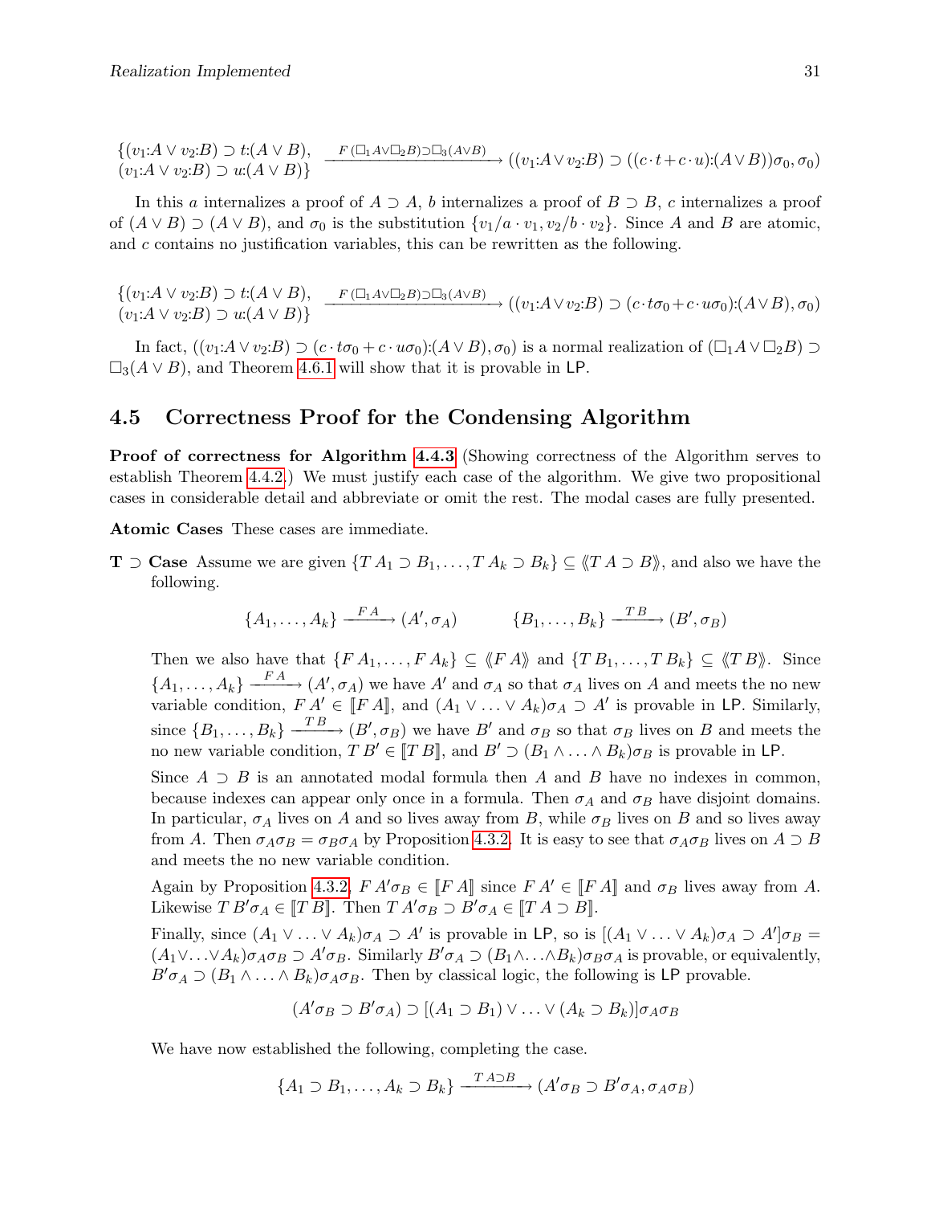$$\begin{array}{l}\{(v_1{:}A \vee v_2{:}B) \supset t{:}(A \vee B), \\ (v_1{:}A \vee v_2{:}B) \supset u{:}(A \vee B)\}\end{array} \xrightarrow{F\,(\Box_1 A \vee \Box_2 B) \supset \Box_3(A \vee B)} ((v_1{:}A \vee v_2{:}B) \supset ((c \cdot t + c \cdot u){:}(A \vee B))\sigma_0, \sigma_0)$$

In this $a$ internalizes a proof of $A \supset A$, $b$ internalizes a proof of $B \supset B$, $c$ internalizes a proof of $(A \vee B) \supset (A \vee B)$, and $\sigma_0$ is the substitution $\{v_1/a \cdot v_1, v_2/b \cdot v_2\}$. Since $A$ and $B$ are atomic, and $c$ contains no justification variables, this can be rewritten as the following.

$$\begin{array}{l}\{(v_1{:}A \vee v_2{:}B) \supset t{:}(A \vee B), \\ (v_1{:}A \vee v_2{:}B) \supset u{:}(A \vee B)\}\end{array} \xrightarrow{F\,(\Box_1 A \vee \Box_2 B) \supset \Box_3(A \vee B)} ((v_1{:}A \vee v_2{:}B) \supset (c \cdot t\sigma_0 + c \cdot u\sigma_0){:}(A \vee B), \sigma_0)$$

In fact, $((v_1{:}A \vee v_2{:}B) \supset (c \cdot t\sigma_0 + c \cdot u\sigma_0){:}(A \vee B), \sigma_0)$ is a normal realization of $(\Box_1 A \vee \Box_2 B) \supset \Box_3(A \vee B)$, and Theorem 4.6.1 will show that it is provable in $\mathsf{LP}$.

## 4.5 Correctness Proof for the Condensing Algorithm

**Proof of correctness for Algorithm 4.4.3** (Showing correctness of the Algorithm serves to establish Theorem 4.4.2.) We must justify each case of the algorithm. We give two propositional cases in considerable detail and abbreviate or omit the rest. The modal cases are fully presented.

**Atomic Cases** These cases are immediate.

**T $\supset$ Case** Assume we are given $\{T\,A_1 \supset B_1, \ldots, T\,A_k \supset B_k\} \subseteq \langle\!\langle T\,A \supset B \rangle\!\rangle$, and also we have the following.

$$\{A_1, \ldots, A_k\} \xrightarrow{F\,A} (A', \sigma_A) \qquad \{B_1, \ldots, B_k\} \xrightarrow{T\,B} (B', \sigma_B)$$

Then we also have that $\{F\,A_1, \ldots, F\,A_k\} \subseteq \langle\!\langle F\,A \rangle\!\rangle$ and $\{T\,B_1, \ldots, T\,B_k\} \subseteq \langle\!\langle T\,B \rangle\!\rangle$. Since $\{A_1, \ldots, A_k\} \xrightarrow{F\,A} (A', \sigma_A)$ we have $A'$ and $\sigma_A$ so that $\sigma_A$ lives on $A$ and meets the no new variable condition, $F\,A' \in [\![F\,A]\!]$, and $(A_1 \vee \ldots \vee A_k)\sigma_A \supset A'$ is provable in $\mathsf{LP}$. Similarly, since $\{B_1, \ldots, B_k\} \xrightarrow{T\,B} (B', \sigma_B)$ we have $B'$ and $\sigma_B$ so that $\sigma_B$ lives on $B$ and meets the no new variable condition, $T\,B' \in [\![T\,B]\!]$, and $B' \supset (B_1 \wedge \ldots \wedge B_k)\sigma_B$ is provable in $\mathsf{LP}$.

Since $A \supset B$ is an annotated modal formula then $A$ and $B$ have no indexes in common, because indexes can appear only once in a formula. Then $\sigma_A$ and $\sigma_B$ have disjoint domains. In particular, $\sigma_A$ lives on $A$ and so lives away from $B$, while $\sigma_B$ lives on $B$ and so lives away from $A$. Then $\sigma_A\sigma_B = \sigma_B\sigma_A$ by Proposition 4.3.2. It is easy to see that $\sigma_A\sigma_B$ lives on $A \supset B$ and meets the no new variable condition.

Again by Proposition 4.3.2, $F\,A'\sigma_B \in [\![F\,A]\!]$ since $F\,A' \in [\![F\,A]\!]$ and $\sigma_B$ lives away from $A$. Likewise $T\,B'\sigma_A \in [\![T\,B]\!]$. Then $T\,A'\sigma_B \supset B'\sigma_A \in [\![T\,A \supset B]\!]$.

Finally, since $(A_1 \vee \ldots \vee A_k)\sigma_A \supset A'$ is provable in $\mathsf{LP}$, so is $[(A_1 \vee \ldots \vee A_k)\sigma_A \supset A']\sigma_B = (A_1 \vee \ldots \vee A_k)\sigma_A\sigma_B \supset A'\sigma_B$. Similarly $B'\sigma_A \supset (B_1 \wedge \ldots \wedge B_k)\sigma_B\sigma_A$ is provable, or equivalently, $B'\sigma_A \supset (B_1 \wedge \ldots \wedge B_k)\sigma_A\sigma_B$. Then by classical logic, the following is $\mathsf{LP}$ provable.

$$(A'\sigma_B \supset B'\sigma_A) \supset [(A_1 \supset B_1) \vee \ldots \vee (A_k \supset B_k)]\sigma_A\sigma_B$$

We have now established the following, completing the case.

$$\{A_1 \supset B_1, \ldots, A_k \supset B_k\} \xrightarrow{T\,A \supset B} (A'\sigma_B \supset B'\sigma_A, \sigma_A\sigma_B)$$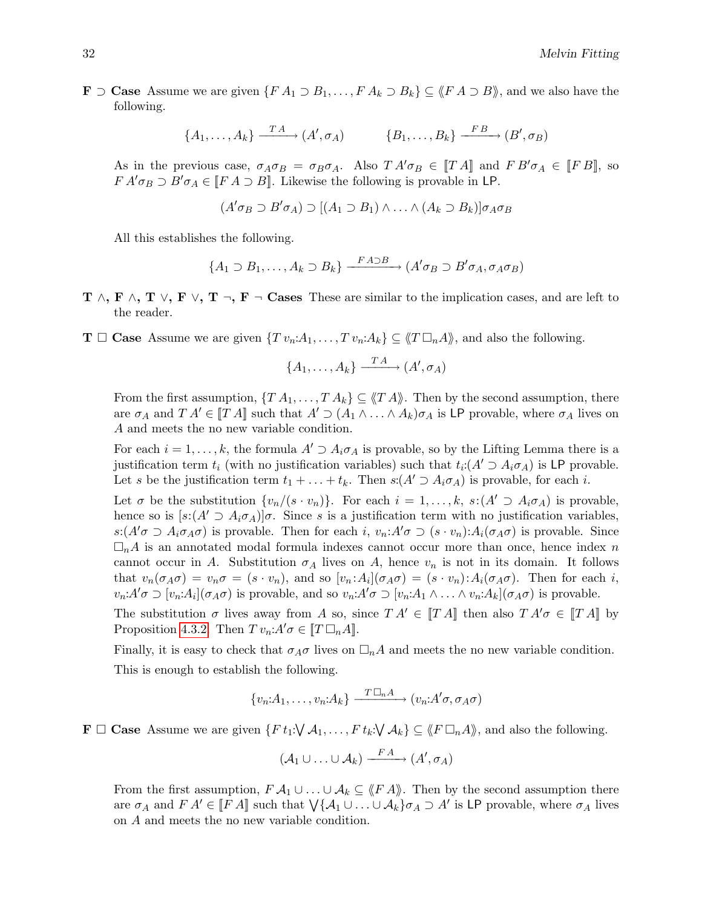**F $\supset$ Case** Assume we are given $\{F\,A_1 \supset B_1, \ldots, F\,A_k \supset B_k\} \subseteq \langle\!\langle F\,A \supset B\rangle\!\rangle$, and we also have the following.

$$\{A_1, \ldots, A_k\} \xrightarrow{T\,A} (A', \sigma_A) \qquad\qquad \{B_1, \ldots, B_k\} \xrightarrow{F\,B} (B', \sigma_B)$$

As in the previous case, $\sigma_A\sigma_B = \sigma_B\sigma_A$. Also $T\,A'\sigma_B \in [\![T\,A]\!]$ and $F\,B'\sigma_A \in [\![F\,B]\!]$, so $F\,A'\sigma_B \supset B'\sigma_A \in [\![F\,A \supset B]\!]$. Likewise the following is provable in LP.

$$(A'\sigma_B \supset B'\sigma_A) \supset [(A_1 \supset B_1) \wedge \ldots \wedge (A_k \supset B_k)]\sigma_A\sigma_B$$

All this establishes the following.

$$\{A_1 \supset B_1, \ldots, A_k \supset B_k\} \xrightarrow{F\,A \supset B} (A'\sigma_B \supset B'\sigma_A, \sigma_A\sigma_B)$$

**T $\wedge$, F $\wedge$, T $\vee$, F $\vee$, T $\neg$, F $\neg$ Cases** These are similar to the implication cases, and are left to the reader.

**T $\Box$ Case** Assume we are given $\{T\,v_n{:}A_1, \ldots, T\,v_n{:}A_k\} \subseteq \langle\!\langle T\,\Box_n A\rangle\!\rangle$, and also the following.

$$\{A_1, \ldots, A_k\} \xrightarrow{T\,A} (A', \sigma_A)$$

From the first assumption, $\{T\,A_1, \ldots, T\,A_k\} \subseteq \langle\!\langle T\,A\rangle\!\rangle$. Then by the second assumption, there are $\sigma_A$ and $T\,A' \in [\![T\,A]\!]$ such that $A' \supset (A_1 \wedge \ldots \wedge A_k)\sigma_A$ is LP provable, where $\sigma_A$ lives on $A$ and meets the no new variable condition.

For each $i = 1, \ldots, k$, the formula $A' \supset A_i\sigma_A$ is provable, so by the Lifting Lemma there is a justification term $t_i$ (with no justification variables) such that $t_i{:}(A' \supset A_i\sigma_A)$ is LP provable. Let $s$ be the justification term $t_1 + \ldots + t_k$. Then $s{:}(A' \supset A_i\sigma_A)$ is provable, for each $i$.

Let $\sigma$ be the substitution $\{v_n/(s \cdot v_n)\}$. For each $i = 1, \ldots, k$, $s{:}(A' \supset A_i\sigma_A)$ is provable, hence so is $[s{:}(A' \supset A_i\sigma_A)]\sigma$. Since $s$ is a justification term with no justification variables, $s{:}(A'\sigma \supset A_i\sigma_A\sigma)$ is provable. Then for each $i$, $v_n{:}A'\sigma \supset (s \cdot v_n){:}A_i(\sigma_A\sigma)$ is provable. Since $\Box_n A$ is an annotated modal formula indexes cannot occur more than once, hence index $n$ cannot occur in $A$. Substitution $\sigma_A$ lives on $A$, hence $v_n$ is not in its domain. It follows that $v_n(\sigma_A\sigma) = v_n\sigma = (s \cdot v_n)$, and so $[v_n{:}A_i](\sigma_A\sigma) = (s \cdot v_n){:}A_i(\sigma_A\sigma)$. Then for each $i$, $v_n{:}A'\sigma \supset [v_n{:}A_i](\sigma_A\sigma)$ is provable, and so $v_n{:}A'\sigma \supset [v_n{:}A_1 \wedge \ldots \wedge v_n{:}A_k](\sigma_A\sigma)$ is provable.

The substitution $\sigma$ lives away from $A$ so, since $T\,A' \in [\![T\,A]\!]$ then also $T\,A'\sigma \in [\![T\,A]\!]$ by Proposition 4.3.2. Then $T\,v_n{:}A'\sigma \in [\![T\,\Box_n A]\!]$.

Finally, it is easy to check that $\sigma_A\sigma$ lives on $\Box_n A$ and meets the no new variable condition.

This is enough to establish the following.

$$\{v_n{:}A_1, \ldots, v_n{:}A_k\} \xrightarrow{T\,\Box_n A} (v_n{:}A'\sigma, \sigma_A\sigma)$$

**F $\Box$ Case** Assume we are given $\{F\,t_1{:}\bigvee \mathcal{A}_1, \ldots, F\,t_k{:}\bigvee \mathcal{A}_k\} \subseteq \langle\!\langle F\,\Box_n A\rangle\!\rangle$, and also the following.

$$(\mathcal{A}_1 \cup \ldots \cup \mathcal{A}_k) \xrightarrow{F\,A} (A', \sigma_A)$$

From the first assumption, $F\,\mathcal{A}_1 \cup \ldots \cup \mathcal{A}_k \subseteq \langle\!\langle F\,A\rangle\!\rangle$. Then by the second assumption there are $\sigma_A$ and $F\,A' \in [\![F\,A]\!]$ such that $\bigvee\{\mathcal{A}_1 \cup \ldots \cup \mathcal{A}_k\}\sigma_A \supset A'$ is LP provable, where $\sigma_A$ lives on $A$ and meets the no new variable condition.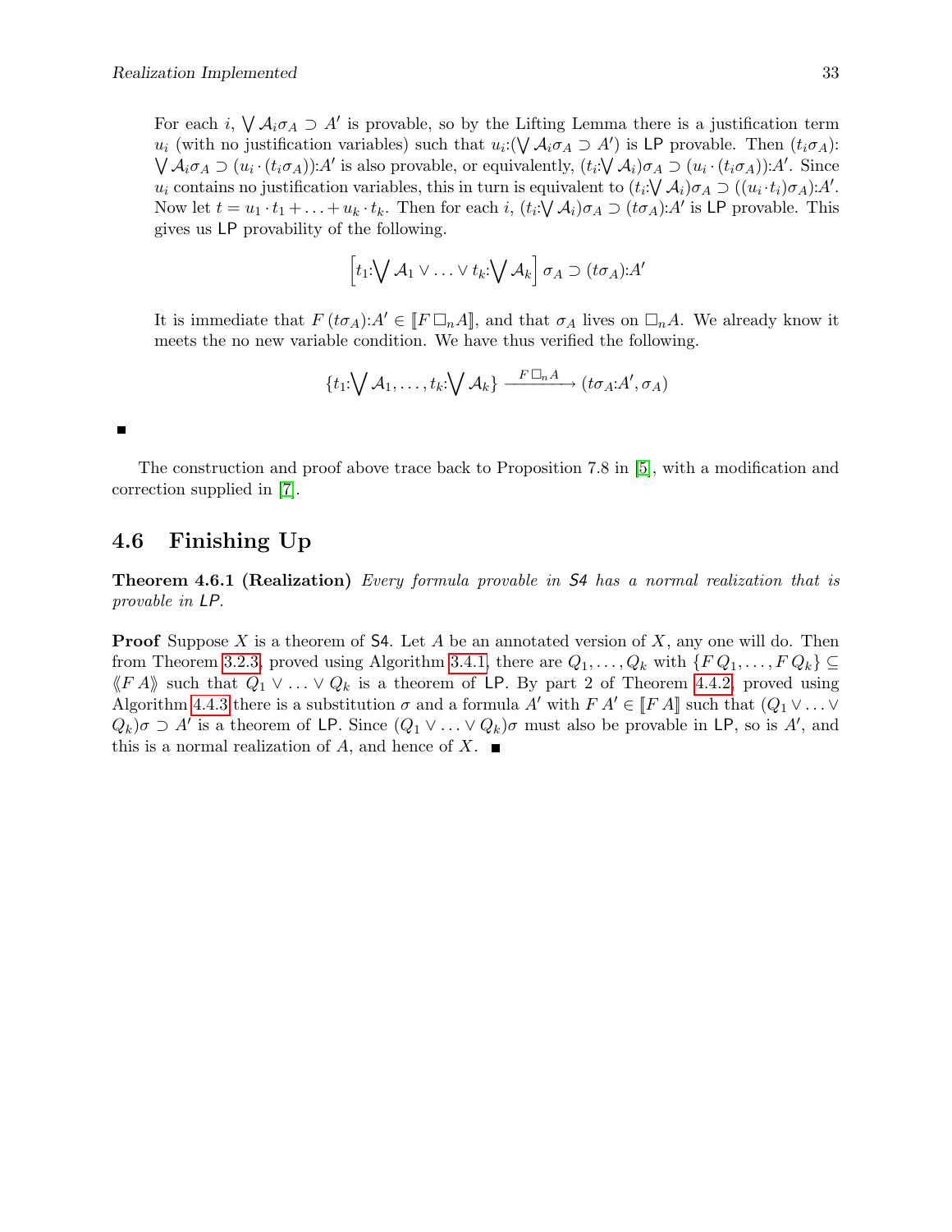For each $i$, $\bigvee \mathcal{A}_i\sigma_A \supset A'$ is provable, so by the Lifting Lemma there is a justification term $u_i$ (with no justification variables) such that $u_i{:}(\bigvee \mathcal{A}_i\sigma_A \supset A')$ is LP provable. Then $(t_i\sigma_A){:}\bigvee \mathcal{A}_i\sigma_A \supset (u_i \cdot (t_i\sigma_A)){:}A'$ is also provable, or equivalently, $(t_i{:}\bigvee \mathcal{A}_i)\sigma_A \supset (u_i \cdot (t_i\sigma_A)){:}A'$. Since $u_i$ contains no justification variables, this in turn is equivalent to $(t_i{:}\bigvee \mathcal{A}_i)\sigma_A \supset ((u_i \cdot t_i)\sigma_A){:}A'$. Now let $t = u_1 \cdot t_1 + \ldots + u_k \cdot t_k$. Then for each $i$, $(t_i{:}\bigvee \mathcal{A}_i)\sigma_A \supset (t\sigma_A){:}A'$ is LP provable. This gives us LP provability of the following.

$$\left[t_1{:}\bigvee \mathcal{A}_1 \vee \ldots \vee t_k{:}\bigvee \mathcal{A}_k\right]\sigma_A \supset (t\sigma_A){:}A'$$

It is immediate that $F\,(t\sigma_A){:}A' \in [\![F\,\Box_n A]\!]$, and that $\sigma_A$ lives on $\Box_n A$. We already know it meets the no new variable condition. We have thus verified the following.

$$\{t_1{:}\bigvee \mathcal{A}_1, \ldots, t_k{:}\bigvee \mathcal{A}_k\} \xrightarrow{F\,\Box_n A} (t\sigma_A{:}A', \sigma_A)$$

■

The construction and proof above trace back to Proposition 7.8 in [5], with a modification and correction supplied in [7].

## 4.6 Finishing Up

**Theorem 4.6.1 (Realization)** *Every formula provable in S4 has a normal realization that is provable in LP.*

**Proof** Suppose $X$ is a theorem of S4. Let $A$ be an annotated version of $X$, any one will do. Then from Theorem 3.2.3, proved using Algorithm 3.4.1, there are $Q_1, \ldots, Q_k$ with $\{F\,Q_1, \ldots, F\,Q_k\} \subseteq \langle\!\langle F\,A \rangle\!\rangle$ such that $Q_1 \vee \ldots \vee Q_k$ is a theorem of LP. By part 2 of Theorem 4.4.2, proved using Algorithm 4.4.3 there is a substitution $\sigma$ and a formula $A'$ with $F\,A' \in [\![F\,A]\!]$ such that $(Q_1 \vee \ldots \vee Q_k)\sigma \supset A'$ is a theorem of LP. Since $(Q_1 \vee \ldots \vee Q_k)\sigma$ must also be provable in LP, so is $A'$, and this is a normal realization of $A$, and hence of $X$. ■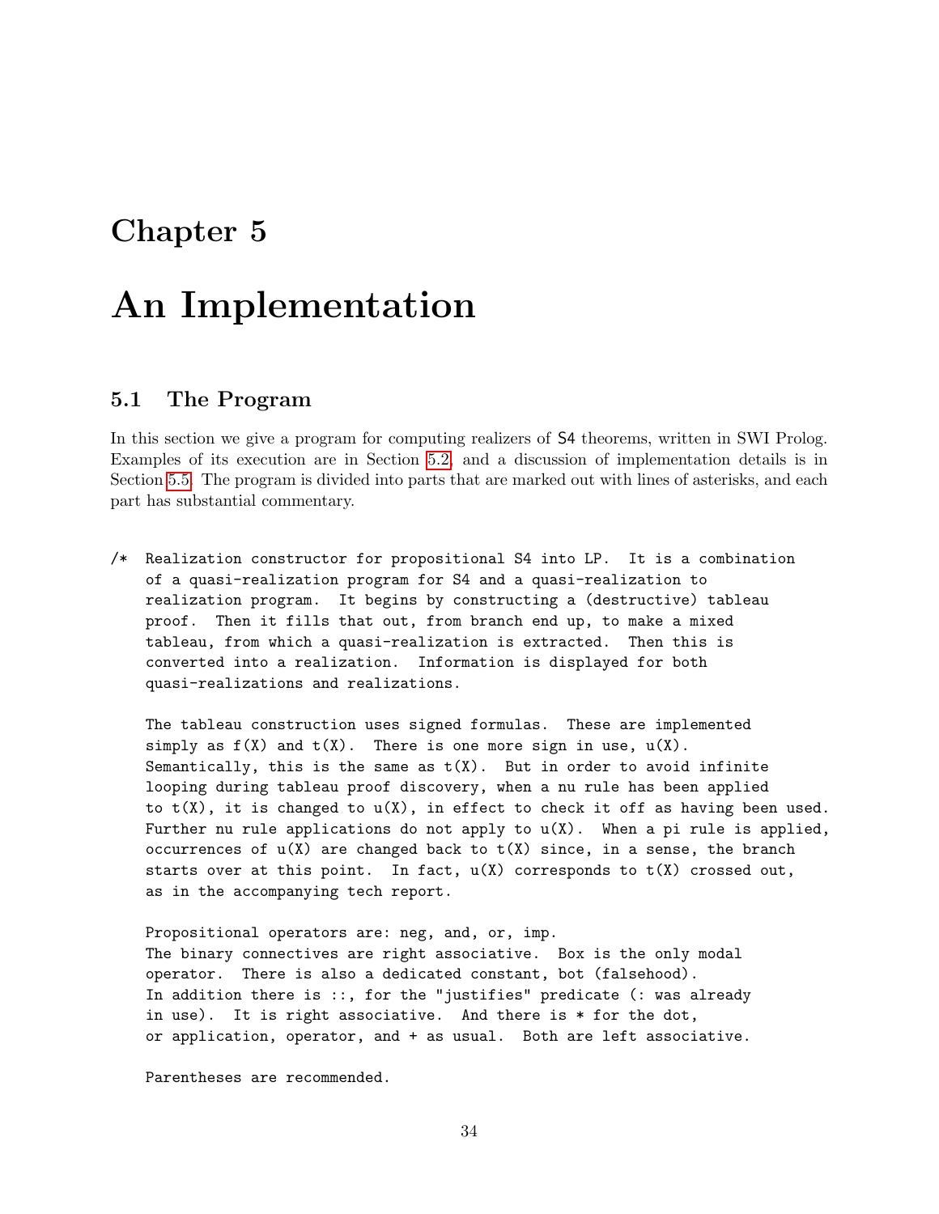# Chapter 5

# An Implementation

## 5.1 The Program

In this section we give a program for computing realizers of S4 theorems, written in SWI Prolog. Examples of its execution are in Section 5.2, and a discussion of implementation details is in Section 5.5. The program is divided into parts that are marked out with lines of asterisks, and each part has substantial commentary.

```
/*  Realization constructor for propositional S4 into LP.  It is a combination
    of a quasi-realization program for S4 and a quasi-realization to
    realization program.  It begins by constructing a (destructive) tableau
    proof.  Then it fills that out, from branch end up, to make a mixed
    tableau, from which a quasi-realization is extracted.  Then this is
    converted into a realization.  Information is displayed for both
    quasi-realizations and realizations.

    The tableau construction uses signed formulas.  These are implemented
    simply as f(X) and t(X).  There is one more sign in use, u(X).
    Semantically, this is the same as t(X).  But in order to avoid infinite
    looping during tableau proof discovery, when a nu rule has been applied
    to t(X), it is changed to u(X), in effect to check it off as having been used.
    Further nu rule applications do not apply to u(X).  When a pi rule is applied,
    occurrences of u(X) are changed back to t(X) since, in a sense, the branch
    starts over at this point.  In fact, u(X) corresponds to t(X) crossed out,
    as in the accompanying tech report.

    Propositional operators are: neg, and, or, imp.
    The binary connectives are right associative.  Box is the only modal
    operator.  There is also a dedicated constant, bot (falsehood).
    In addition there is ::, for the "justifies" predicate (: was already
    in use).  It is right associative.  And there is * for the dot,
    or application, operator, and + as usual.  Both are left associative.

    Parentheses are recommended.
```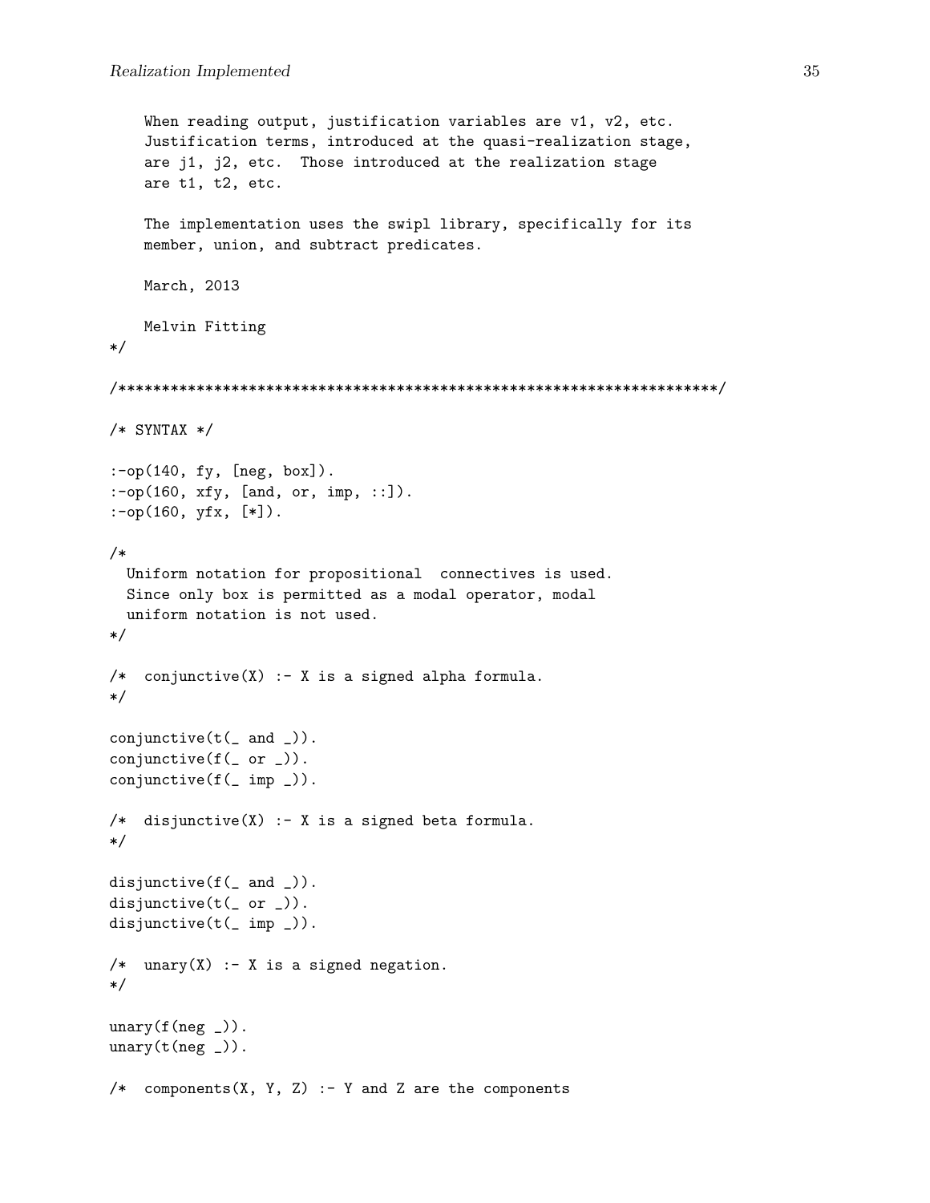```
    When reading output, justification variables are v1, v2, etc.
    Justification terms, introduced at the quasi-realization stage,
    are j1, j2, etc.  Those introduced at the realization stage
    are t1, t2, etc.

    The implementation uses the swipl library, specifically for its
    member, union, and subtract predicates.

    March, 2013

    Melvin Fitting
*/

/*********************************************************************/

/* SYNTAX */

:-op(140, fy, [neg, box]).
:-op(160, xfy, [and, or, imp, ::]).
:-op(160, yfx, [*]).

/*
  Uniform notation for propositional  connectives is used.
  Since only box is permitted as a modal operator, modal
  uniform notation is not used.
*/

/*  conjunctive(X) :- X is a signed alpha formula.
*/

conjunctive(t(_ and _)).
conjunctive(f(_ or _)).
conjunctive(f(_ imp _)).

/*  disjunctive(X) :- X is a signed beta formula.
*/

disjunctive(f(_ and _)).
disjunctive(t(_ or _)).
disjunctive(t(_ imp _)).

/*  unary(X) :- X is a signed negation.
*/

unary(f(neg _)).
unary(t(neg _)).

/*  components(X, Y, Z) :- Y and Z are the components
```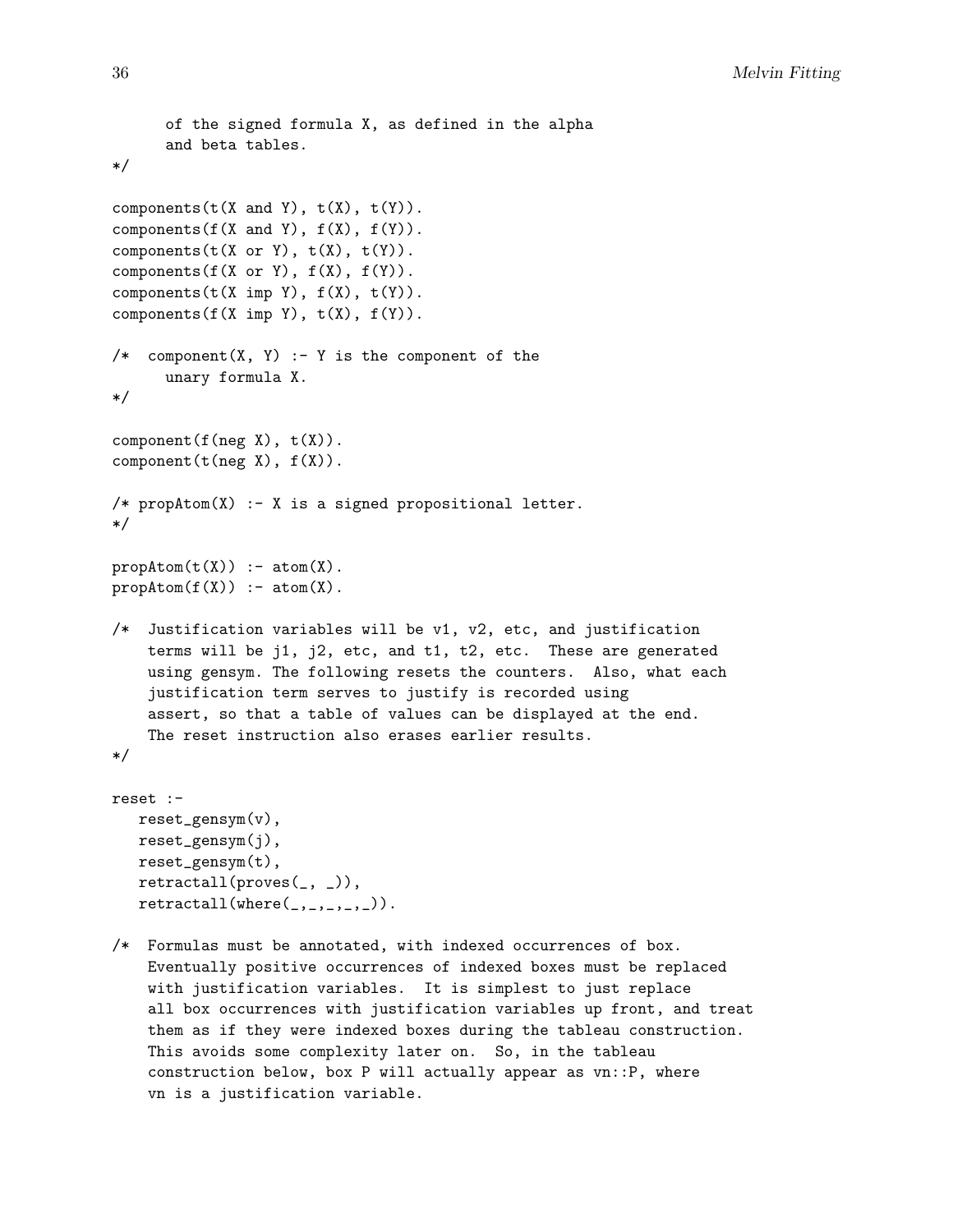```
      of the signed formula X, as defined in the alpha
      and beta tables.
*/

components(t(X and Y), t(X), t(Y)).
components(f(X and Y), f(X), f(Y)).
components(t(X or Y), t(X), t(Y)).
components(f(X or Y), f(X), f(Y)).
components(t(X imp Y), f(X), t(Y)).
components(f(X imp Y), t(X), f(Y)).

/*  component(X, Y) :- Y is the component of the
      unary formula X.
*/

component(f(neg X), t(X)).
component(t(neg X), f(X)).

/* propAtom(X) :- X is a signed propositional letter.
*/

propAtom(t(X)) :- atom(X).
propAtom(f(X)) :- atom(X).

/*  Justification variables will be v1, v2, etc, and justification
    terms will be j1, j2, etc, and t1, t2, etc.  These are generated
    using gensym. The following resets the counters.  Also, what each
    justification term serves to justify is recorded using
    assert, so that a table of values can be displayed at the end.
    The reset instruction also erases earlier results.
*/

reset :-
   reset_gensym(v),
   reset_gensym(j),
   reset_gensym(t),
   retractall(proves(_, _)),
   retractall(where(_,_,_,_,_)).

/*  Formulas must be annotated, with indexed occurrences of box.
    Eventually positive occurrences of indexed boxes must be replaced
    with justification variables.  It is simplest to just replace
    all box occurrences with justification variables up front, and treat
    them as if they were indexed boxes during the tableau construction.
    This avoids some complexity later on.  So, in the tableau
    construction below, box P will actually appear as vn::P, where
    vn is a justification variable.
```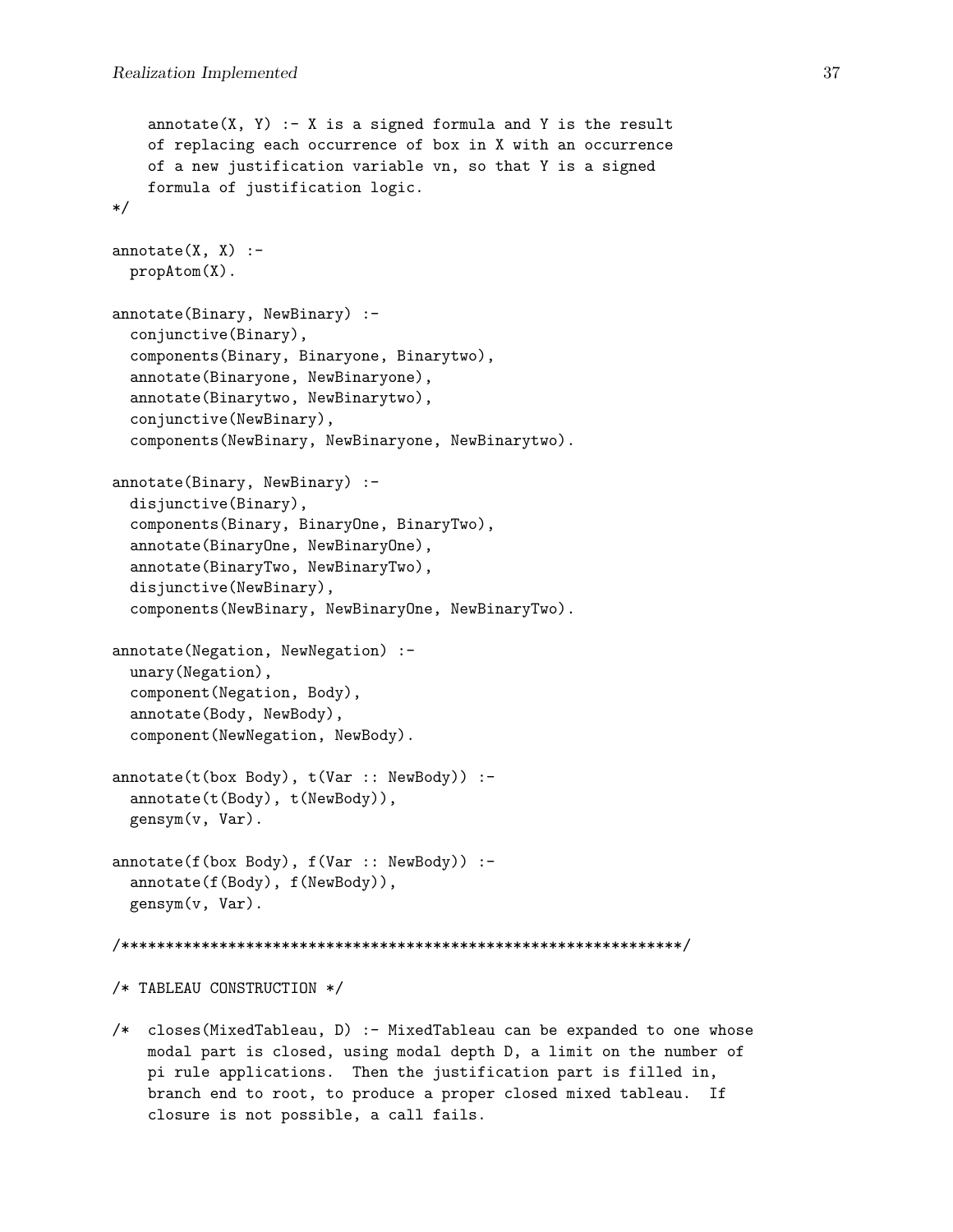```
    annotate(X, Y) :- X is a signed formula and Y is the result
    of replacing each occurrence of box in X with an occurrence
    of a new justification variable vn, so that Y is a signed
    formula of justification logic.
*/

annotate(X, X) :-
  propAtom(X).

annotate(Binary, NewBinary) :-
  conjunctive(Binary),
  components(Binary, Binaryone, Binarytwo),
  annotate(Binaryone, NewBinaryone),
  annotate(Binarytwo, NewBinarytwo),
  conjunctive(NewBinary),
  components(NewBinary, NewBinaryone, NewBinarytwo).

annotate(Binary, NewBinary) :-
  disjunctive(Binary),
  components(Binary, BinaryOne, BinaryTwo),
  annotate(BinaryOne, NewBinaryOne),
  annotate(BinaryTwo, NewBinaryTwo),
  disjunctive(NewBinary),
  components(NewBinary, NewBinaryOne, NewBinaryTwo).

annotate(Negation, NewNegation) :-
  unary(Negation),
  component(Negation, Body),
  annotate(Body, NewBody),
  component(NewNegation, NewBody).

annotate(t(box Body), t(Var :: NewBody)) :-
  annotate(t(Body), t(NewBody)),
  gensym(v, Var).

annotate(f(box Body), f(Var :: NewBody)) :-
  annotate(f(Body), f(NewBody)),
  gensym(v, Var).

/***************************************************************/

/* TABLEAU CONSTRUCTION */

/*  closes(MixedTableau, D) :- MixedTableau can be expanded to one whose
    modal part is closed, using modal depth D, a limit on the number of
    pi rule applications.  Then the justification part is filled in,
    branch end to root, to produce a proper closed mixed tableau.  If
    closure is not possible, a call fails.
```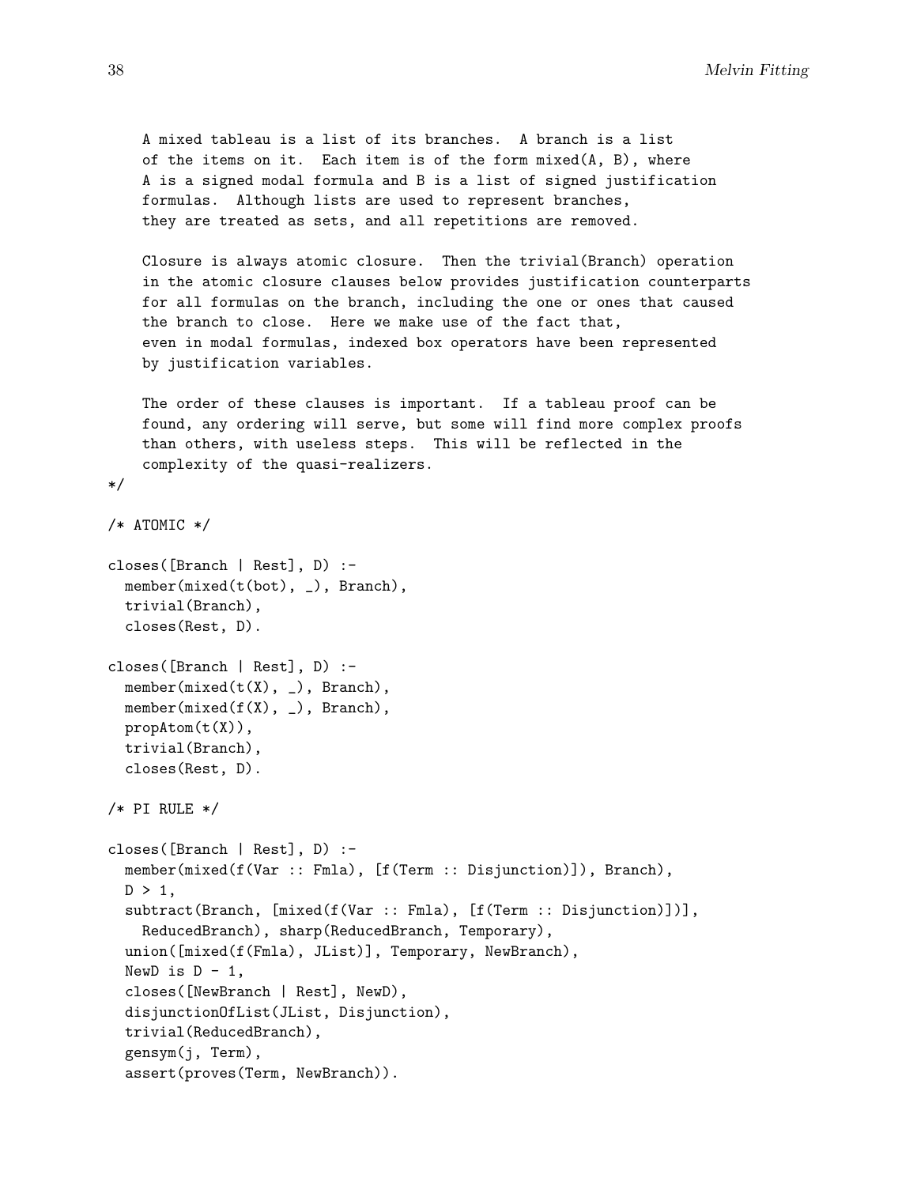```
   A mixed tableau is a list of its branches.  A branch is a list
   of the items on it.  Each item is of the form mixed(A, B), where
   A is a signed modal formula and B is a list of signed justification
   formulas.  Although lists are used to represent branches,
   they are treated as sets, and all repetitions are removed.

   Closure is always atomic closure.  Then the trivial(Branch) operation
   in the atomic closure clauses below provides justification counterparts
   for all formulas on the branch, including the one or ones that caused
   the branch to close.  Here we make use of the fact that,
   even in modal formulas, indexed box operators have been represented
   by justification variables.

   The order of these clauses is important.  If a tableau proof can be
   found, any ordering will serve, but some will find more complex proofs
   than others, with useless steps.  This will be reflected in the
   complexity of the quasi-realizers.
*/

/* ATOMIC */

closes([Branch | Rest], D) :-
  member(mixed(t(bot), _), Branch),
  trivial(Branch),
  closes(Rest, D).

closes([Branch | Rest], D) :-
  member(mixed(t(X), _), Branch),
  member(mixed(f(X), _), Branch),
  propAtom(t(X)),
  trivial(Branch),
  closes(Rest, D).

/* PI RULE */

closes([Branch | Rest], D) :-
  member(mixed(f(Var :: Fmla), [f(Term :: Disjunction)]), Branch),
  D > 1,
  subtract(Branch, [mixed(f(Var :: Fmla), [f(Term :: Disjunction)])],
    ReducedBranch), sharp(ReducedBranch, Temporary),
  union([mixed(f(Fmla), JList)], Temporary, NewBranch),
  NewD is D - 1,
  closes([NewBranch | Rest], NewD),
  disjunctionOfList(JList, Disjunction),
  trivial(ReducedBranch),
  gensym(j, Term),
  assert(proves(Term, NewBranch)).
```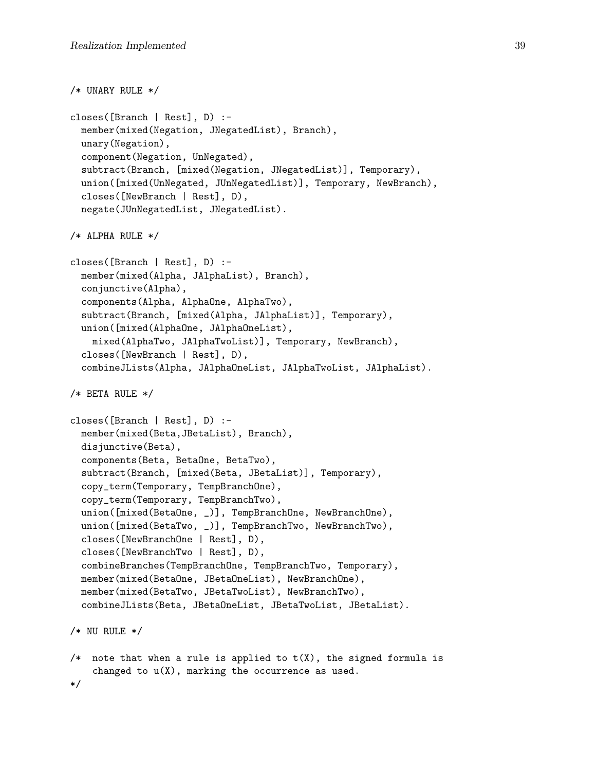```
/* UNARY RULE */

closes([Branch | Rest], D) :-
  member(mixed(Negation, JNegatedList), Branch),
  unary(Negation),
  component(Negation, UnNegated),
  subtract(Branch, [mixed(Negation, JNegatedList)], Temporary),
  union([mixed(UnNegated, JUnNegatedList)], Temporary, NewBranch),
  closes([NewBranch | Rest], D),
  negate(JUnNegatedList, JNegatedList).

/* ALPHA RULE */

closes([Branch | Rest], D) :-
  member(mixed(Alpha, JAlphaList), Branch),
  conjunctive(Alpha),
  components(Alpha, AlphaOne, AlphaTwo),
  subtract(Branch, [mixed(Alpha, JAlphaList)], Temporary),
  union([mixed(AlphaOne, JAlphaOneList),
    mixed(AlphaTwo, JAlphaTwoList)], Temporary, NewBranch),
  closes([NewBranch | Rest], D),
  combineJLists(Alpha, JAlphaOneList, JAlphaTwoList, JAlphaList).

/* BETA RULE */

closes([Branch | Rest], D) :-
  member(mixed(Beta,JBetaList), Branch),
  disjunctive(Beta),
  components(Beta, BetaOne, BetaTwo),
  subtract(Branch, [mixed(Beta, JBetaList)], Temporary),
  copy_term(Temporary, TempBranchOne),
  copy_term(Temporary, TempBranchTwo),
  union([mixed(BetaOne, _)], TempBranchOne, NewBranchOne),
  union([mixed(BetaTwo, _)], TempBranchTwo, NewBranchTwo),
  closes([NewBranchOne | Rest], D),
  closes([NewBranchTwo | Rest], D),
  combineBranches(TempBranchOne, TempBranchTwo, Temporary),
  member(mixed(BetaOne, JBetaOneList), NewBranchOne),
  member(mixed(BetaTwo, JBetaTwoList), NewBranchTwo),
  combineJLists(Beta, JBetaOneList, JBetaTwoList, JBetaList).

/* NU RULE */

/*  note that when a rule is applied to t(X), the signed formula is
    changed to u(X), marking the occurrence as used.
*/
```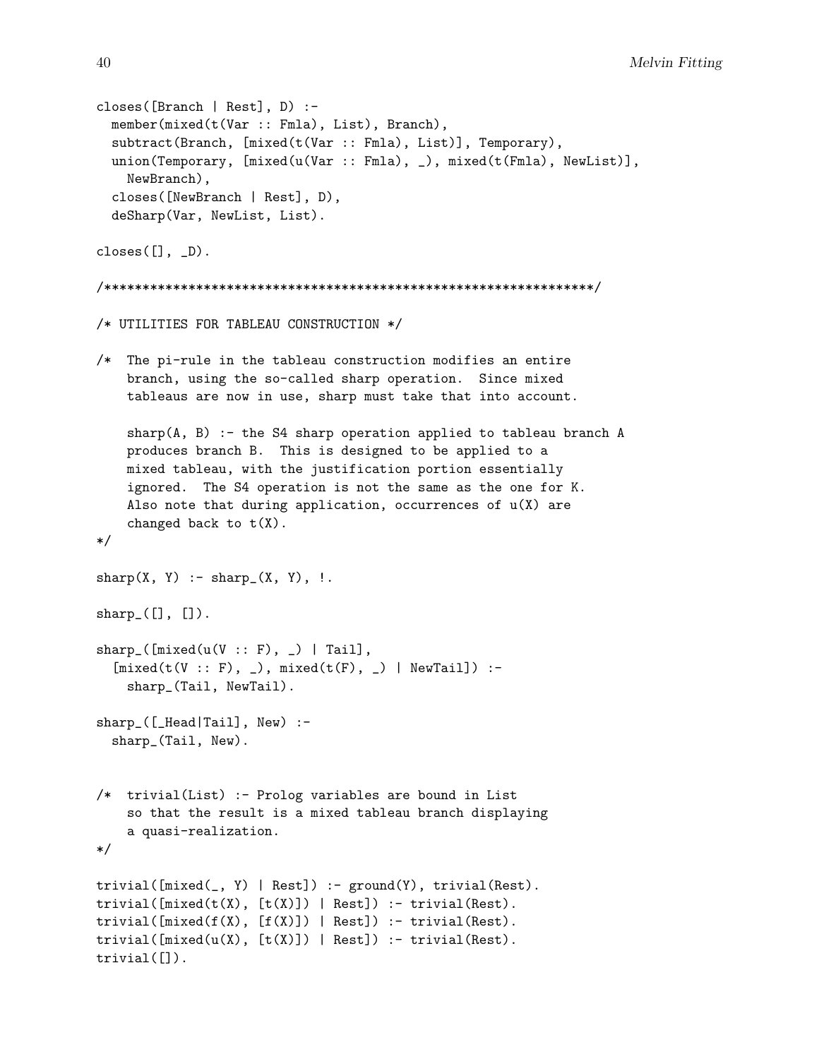```
closes([Branch | Rest], D) :-
  member(mixed(t(Var :: Fmla), List), Branch),
  subtract(Branch, [mixed(t(Var :: Fmla), List)], Temporary),
  union(Temporary, [mixed(u(Var :: Fmla), _), mixed(t(Fmla), NewList)],
    NewBranch),
  closes([NewBranch | Rest], D),
  deSharp(Var, NewList, List).

closes([], _D).

/****************************************************************/

/* UTILITIES FOR TABLEAU CONSTRUCTION */

/*  The pi-rule in the tableau construction modifies an entire
    branch, using the so-called sharp operation.  Since mixed
    tableaus are now in use, sharp must take that into account.

    sharp(A, B) :- the S4 sharp operation applied to tableau branch A
    produces branch B.  This is designed to be applied to a
    mixed tableau, with the justification portion essentially
    ignored.  The S4 operation is not the same as the one for K.
    Also note that during application, occurrences of u(X) are
    changed back to t(X).
*/

sharp(X, Y) :- sharp_(X, Y), !.

sharp_([], []).

sharp_([mixed(u(V :: F), _) | Tail],
  [mixed(t(V :: F), _), mixed(t(F), _) | NewTail]) :-
    sharp_(Tail, NewTail).

sharp_([_Head|Tail], New) :-
  sharp_(Tail, New).


/*  trivial(List) :- Prolog variables are bound in List
    so that the result is a mixed tableau branch displaying
    a quasi-realization.
*/

trivial([mixed(_, Y) | Rest]) :- ground(Y), trivial(Rest).
trivial([mixed(t(X), [t(X)]) | Rest]) :- trivial(Rest).
trivial([mixed(f(X), [f(X)]) | Rest]) :- trivial(Rest).
trivial([mixed(u(X), [t(X)]) | Rest]) :- trivial(Rest).
trivial([]).
```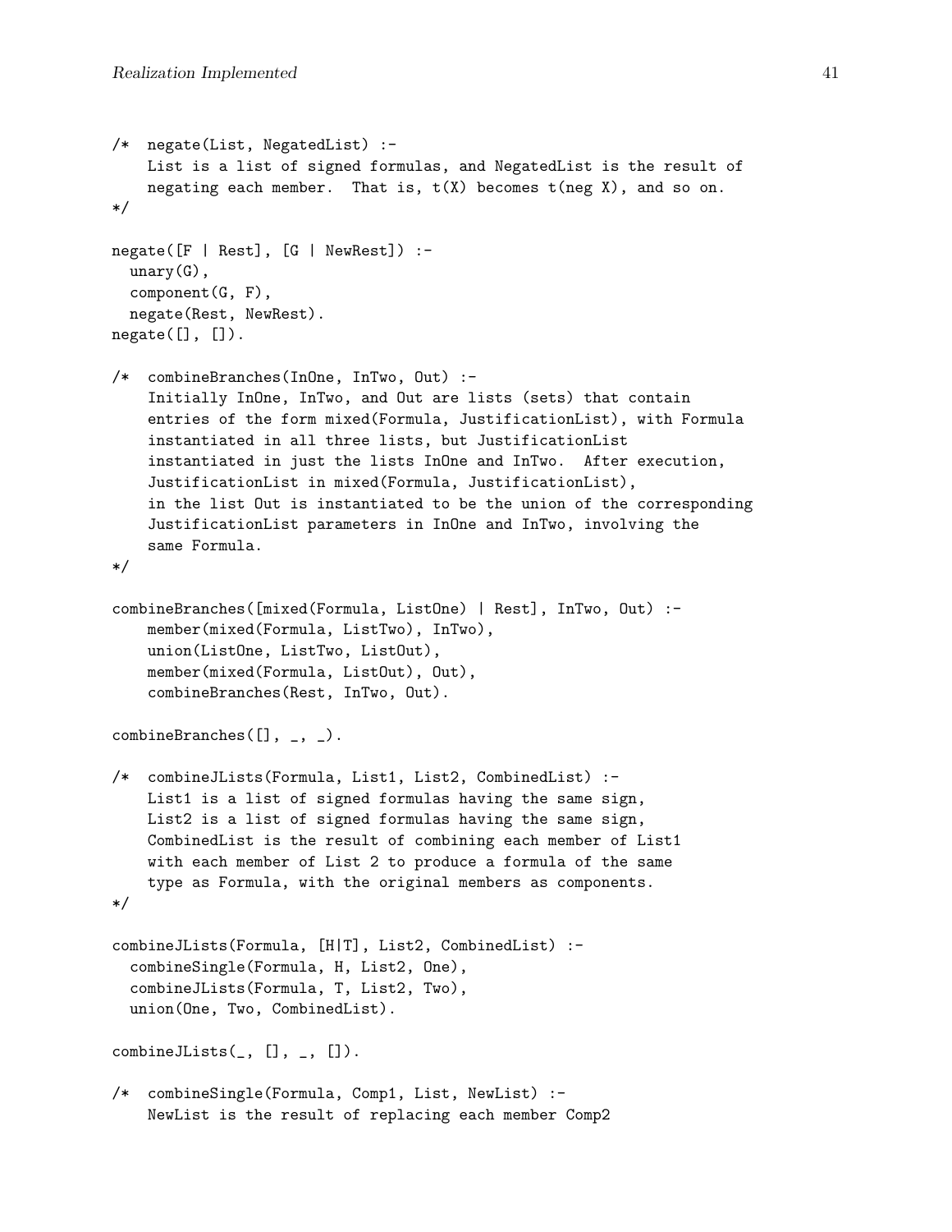```
/*  negate(List, NegatedList) :-
    List is a list of signed formulas, and NegatedList is the result of
    negating each member.  That is, t(X) becomes t(neg X), and so on.
*/

negate([F | Rest], [G | NewRest]) :-
  unary(G),
  component(G, F),
  negate(Rest, NewRest).
negate([], []).

/*  combineBranches(InOne, InTwo, Out) :-
    Initially InOne, InTwo, and Out are lists (sets) that contain
    entries of the form mixed(Formula, JustificationList), with Formula
    instantiated in all three lists, but JustificationList
    instantiated in just the lists InOne and InTwo.  After execution,
    JustificationList in mixed(Formula, JustificationList),
    in the list Out is instantiated to be the union of the corresponding
    JustificationList parameters in InOne and InTwo, involving the
    same Formula.
*/

combineBranches([mixed(Formula, ListOne) | Rest], InTwo, Out) :-
    member(mixed(Formula, ListTwo), InTwo),
    union(ListOne, ListTwo, ListOut),
    member(mixed(Formula, ListOut), Out),
    combineBranches(Rest, InTwo, Out).

combineBranches([], _, _).

/*  combineJLists(Formula, List1, List2, CombinedList) :-
    List1 is a list of signed formulas having the same sign,
    List2 is a list of signed formulas having the same sign,
    CombinedList is the result of combining each member of List1
    with each member of List 2 to produce a formula of the same
    type as Formula, with the original members as components.
*/

combineJLists(Formula, [H|T], List2, CombinedList) :-
  combineSingle(Formula, H, List2, One),
  combineJLists(Formula, T, List2, Two),
  union(One, Two, CombinedList).

combineJLists(_, [], _, []).

/*  combineSingle(Formula, Comp1, List, NewList) :-
    NewList is the result of replacing each member Comp2
```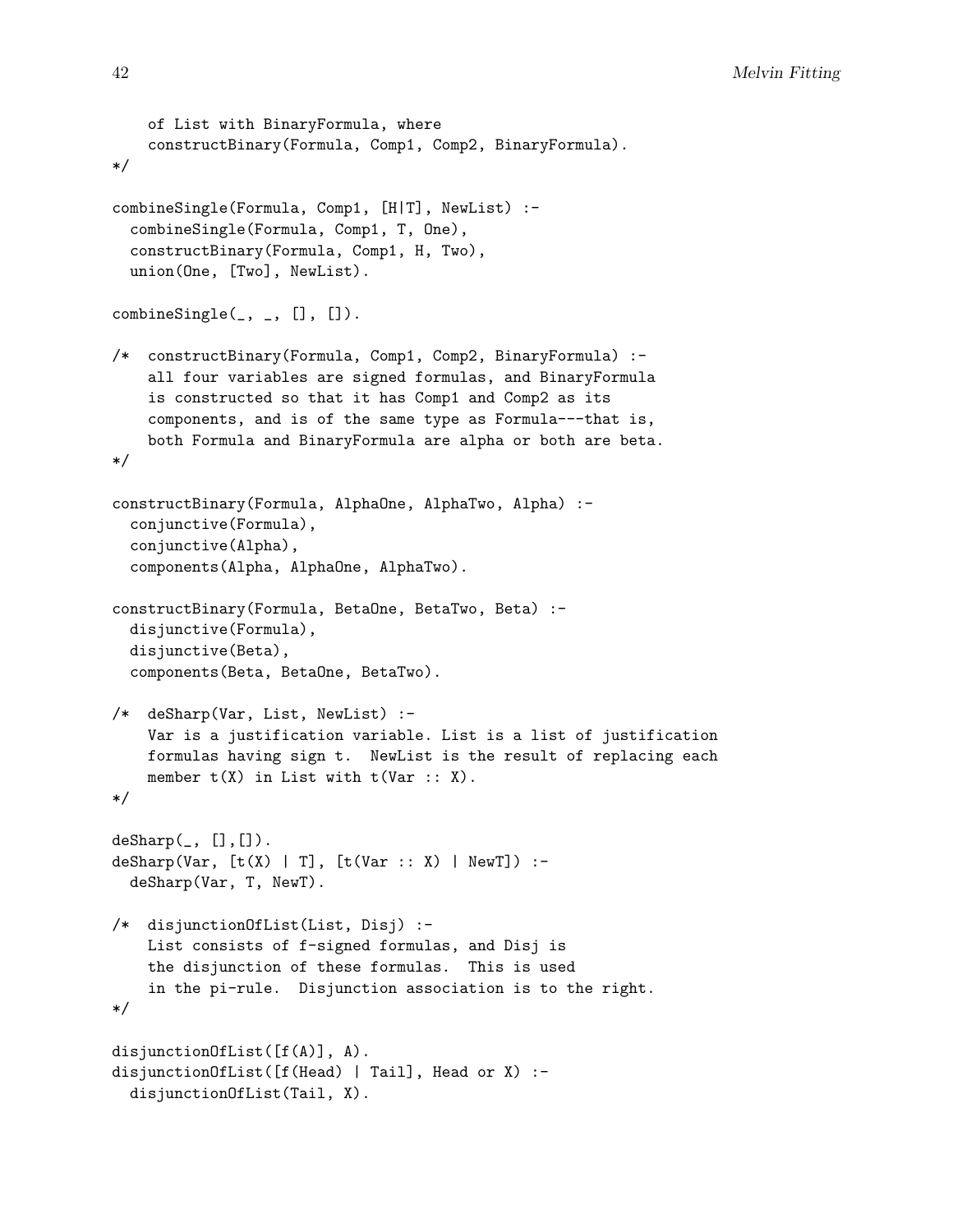```
    of List with BinaryFormula, where
    constructBinary(Formula, Comp1, Comp2, BinaryFormula).
*/

combineSingle(Formula, Comp1, [H|T], NewList) :-
  combineSingle(Formula, Comp1, T, One),
  constructBinary(Formula, Comp1, H, Two),
  union(One, [Two], NewList).

combineSingle(_, _, [], []).

/*  constructBinary(Formula, Comp1, Comp2, BinaryFormula) :-
    all four variables are signed formulas, and BinaryFormula
    is constructed so that it has Comp1 and Comp2 as its
    components, and is of the same type as Formula---that is,
    both Formula and BinaryFormula are alpha or both are beta.
*/

constructBinary(Formula, AlphaOne, AlphaTwo, Alpha) :-
  conjunctive(Formula),
  conjunctive(Alpha),
  components(Alpha, AlphaOne, AlphaTwo).

constructBinary(Formula, BetaOne, BetaTwo, Beta) :-
  disjunctive(Formula),
  disjunctive(Beta),
  components(Beta, BetaOne, BetaTwo).

/*  deSharp(Var, List, NewList) :-
    Var is a justification variable. List is a list of justification
    formulas having sign t.  NewList is the result of replacing each
    member t(X) in List with t(Var :: X).
*/

deSharp(_, [],[]).
deSharp(Var, [t(X) | T], [t(Var :: X) | NewT]) :-
  deSharp(Var, T, NewT).

/*  disjunctionOfList(List, Disj) :-
    List consists of f-signed formulas, and Disj is
    the disjunction of these formulas.  This is used
    in the pi-rule.  Disjunction association is to the right.
*/

disjunctionOfList([f(A)], A).
disjunctionOfList([f(Head) | Tail], Head or X) :-
  disjunctionOfList(Tail, X).
```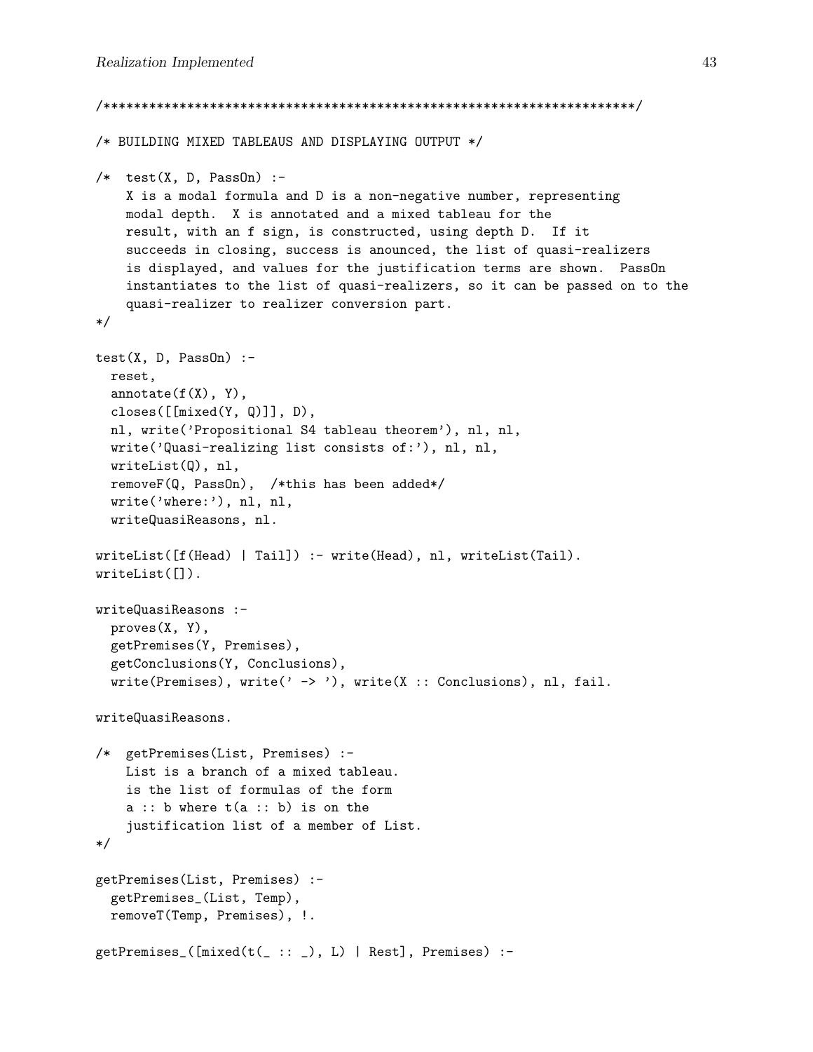```
/**********************************************************************/

/* BUILDING MIXED TABLEAUS AND DISPLAYING OUTPUT */

/*  test(X, D, PassOn) :-
    X is a modal formula and D is a non-negative number, representing
    modal depth.  X is annotated and a mixed tableau for the
    result, with an f sign, is constructed, using depth D.  If it
    succeeds in closing, success is anounced, the list of quasi-realizers
    is displayed, and values for the justification terms are shown.  PassOn
    instantiates to the list of quasi-realizers, so it can be passed on to the
    quasi-realizer to realizer conversion part.
*/

test(X, D, PassOn) :-
  reset,
  annotate(f(X), Y),
  closes([[mixed(Y, Q)]], D),
  nl, write('Propositional S4 tableau theorem'), nl, nl,
  write('Quasi-realizing list consists of:'), nl, nl,
  writeList(Q), nl,
  removeF(Q, PassOn),  /*this has been added*/
  write('where:'), nl, nl,
  writeQuasiReasons, nl.

writeList([f(Head) | Tail]) :- write(Head), nl, writeList(Tail).
writeList([]).

writeQuasiReasons :-
  proves(X, Y),
  getPremises(Y, Premises),
  getConclusions(Y, Conclusions),
  write(Premises), write(' -> '), write(X :: Conclusions), nl, fail.

writeQuasiReasons.

/*  getPremises(List, Premises) :-
    List is a branch of a mixed tableau.
    is the list of formulas of the form
    a :: b where t(a :: b) is on the
    justification list of a member of List.
*/

getPremises(List, Premises) :-
  getPremises_(List, Temp),
  removeT(Temp, Premises), !.

getPremises_([mixed(t(_ :: _), L) | Rest], Premises) :-
```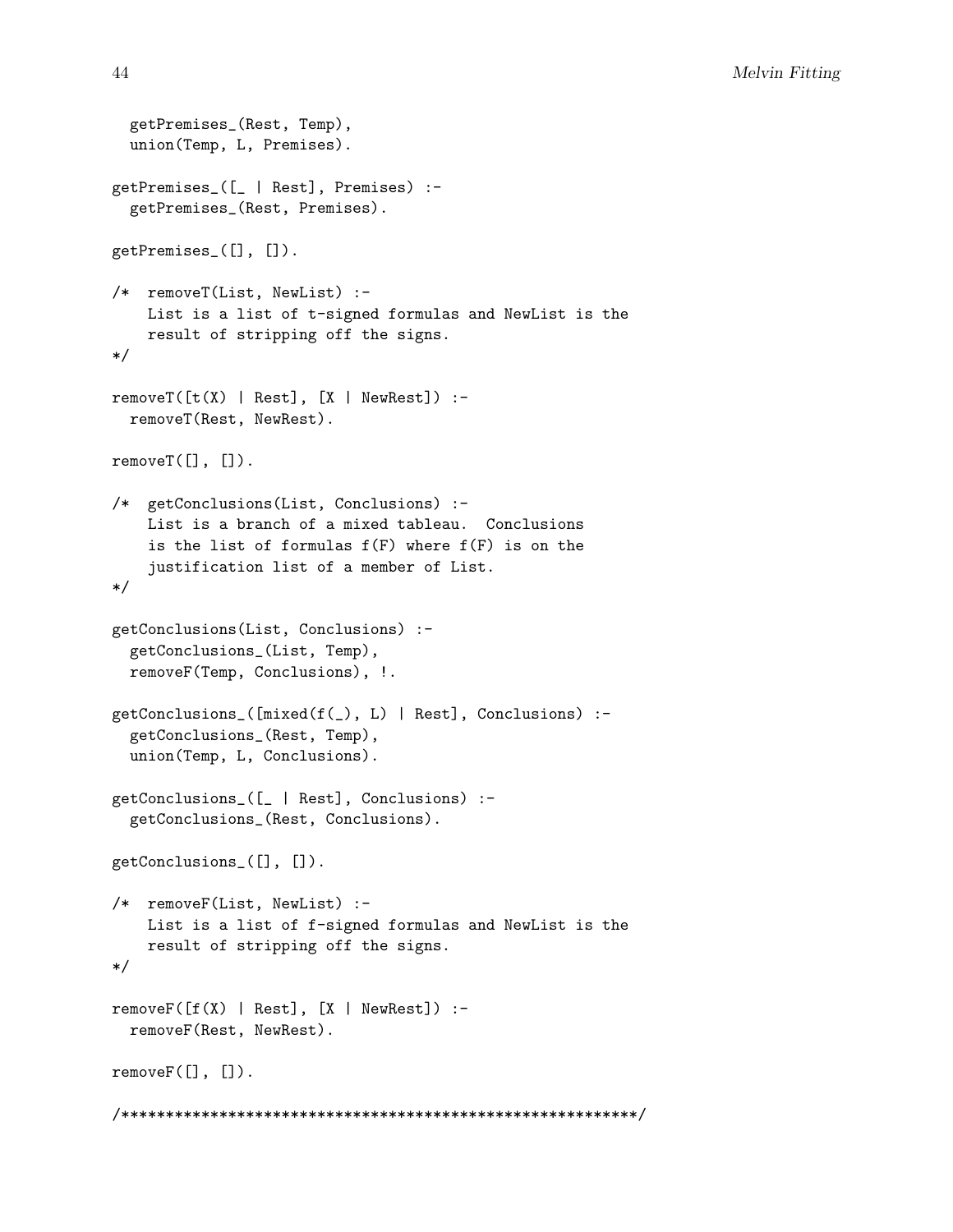```
  getPremises_(Rest, Temp),
  union(Temp, L, Premises).

getPremises_([_ | Rest], Premises) :-
  getPremises_(Rest, Premises).

getPremises_([], []).

/*  removeT(List, NewList) :-
    List is a list of t-signed formulas and NewList is the
    result of stripping off the signs.
*/

removeT([t(X) | Rest], [X | NewRest]) :-
  removeT(Rest, NewRest).

removeT([], []).

/*  getConclusions(List, Conclusions) :-
    List is a branch of a mixed tableau.  Conclusions
    is the list of formulas f(F) where f(F) is on the
    justification list of a member of List.
*/

getConclusions(List, Conclusions) :-
  getConclusions_(List, Temp),
  removeF(Temp, Conclusions), !.

getConclusions_([mixed(f(_), L) | Rest], Conclusions) :-
  getConclusions_(Rest, Temp),
  union(Temp, L, Conclusions).

getConclusions_([_ | Rest], Conclusions) :-
  getConclusions_(Rest, Conclusions).

getConclusions_([], []).

/*  removeF(List, NewList) :-
    List is a list of f-signed formulas and NewList is the
    result of stripping off the signs.
*/

removeF([f(X) | Rest], [X | NewRest]) :-
  removeF(Rest, NewRest).

removeF([], []).

/*********************************************************/
```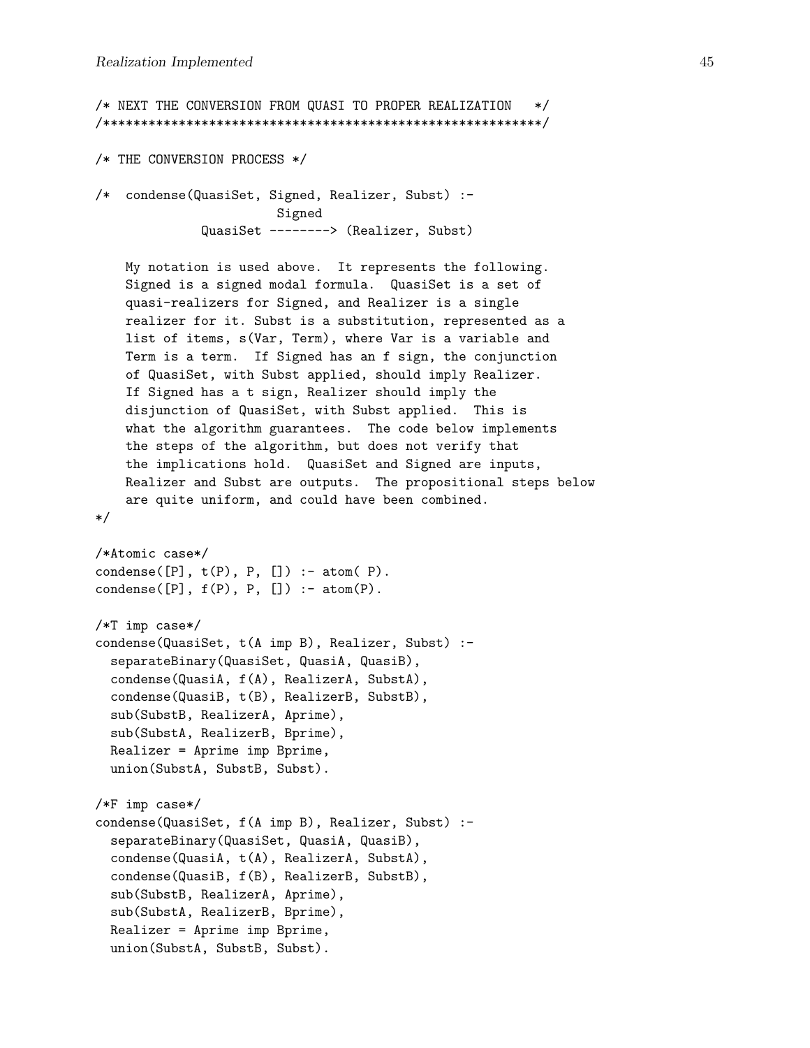```
/* NEXT THE CONVERSION FROM QUASI TO PROPER REALIZATION   */
/*********************************************************/

/* THE CONVERSION PROCESS */

/*  condense(QuasiSet, Signed, Realizer, Subst) :-
                         Signed
              QuasiSet --------> (Realizer, Subst)

    My notation is used above.  It represents the following.
    Signed is a signed modal formula.  QuasiSet is a set of
    quasi-realizers for Signed, and Realizer is a single
    realizer for it. Subst is a substitution, represented as a
    list of items, s(Var, Term), where Var is a variable and
    Term is a term.  If Signed has an f sign, the conjunction
    of QuasiSet, with Subst applied, should imply Realizer.
    If Signed has a t sign, Realizer should imply the
    disjunction of QuasiSet, with Subst applied.  This is
    what the algorithm guarantees.  The code below implements
    the steps of the algorithm, but does not verify that
    the implications hold.  QuasiSet and Signed are inputs,
    Realizer and Subst are outputs.  The propositional steps below
    are quite uniform, and could have been combined.
*/

/*Atomic case*/
condense([P], t(P), P, []) :- atom( P).
condense([P], f(P), P, []) :- atom(P).

/*T imp case*/
condense(QuasiSet, t(A imp B), Realizer, Subst) :-
  separateBinary(QuasiSet, QuasiA, QuasiB),
  condense(QuasiA, f(A), RealizerA, SubstA),
  condense(QuasiB, t(B), RealizerB, SubstB),
  sub(SubstB, RealizerA, Aprime),
  sub(SubstA, RealizerB, Bprime),
  Realizer = Aprime imp Bprime,
  union(SubstA, SubstB, Subst).

/*F imp case*/
condense(QuasiSet, f(A imp B), Realizer, Subst) :-
  separateBinary(QuasiSet, QuasiA, QuasiB),
  condense(QuasiA, t(A), RealizerA, SubstA),
  condense(QuasiB, f(B), RealizerB, SubstB),
  sub(SubstB, RealizerA, Aprime),
  sub(SubstA, RealizerB, Bprime),
  Realizer = Aprime imp Bprime,
  union(SubstA, SubstB, Subst).
```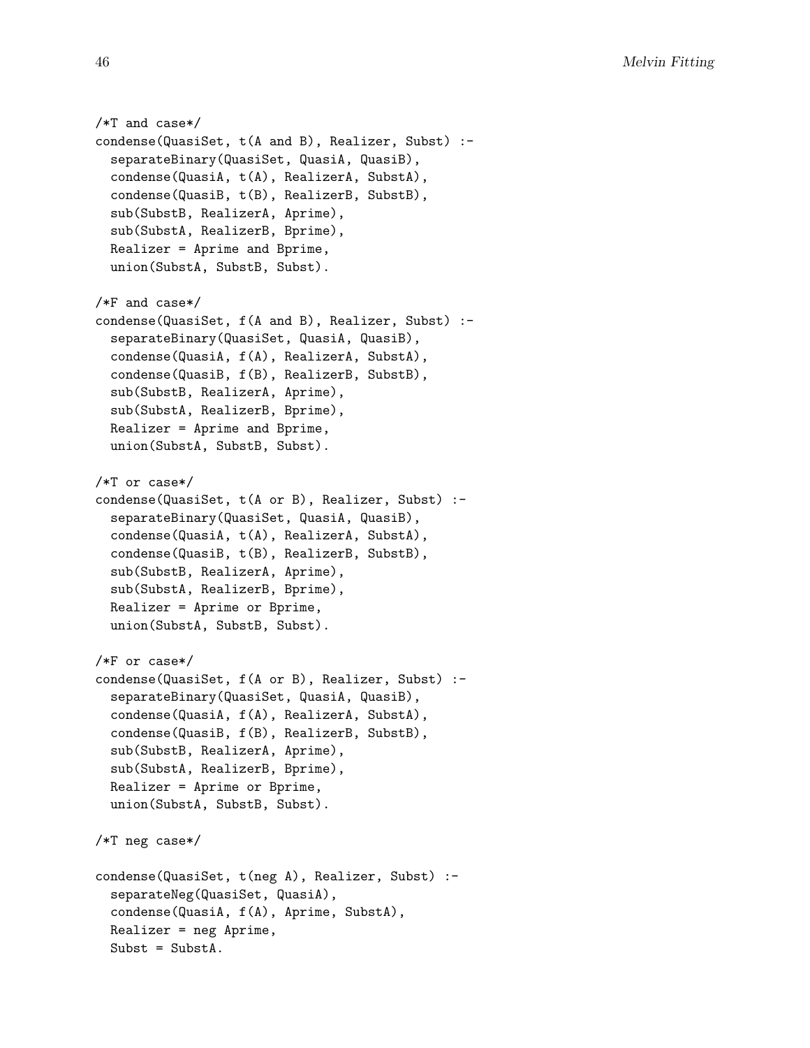```
/*T and case*/
condense(QuasiSet, t(A and B), Realizer, Subst) :-
  separateBinary(QuasiSet, QuasiA, QuasiB),
  condense(QuasiA, t(A), RealizerA, SubstA),
  condense(QuasiB, t(B), RealizerB, SubstB),
  sub(SubstB, RealizerA, Aprime),
  sub(SubstA, RealizerB, Bprime),
  Realizer = Aprime and Bprime,
  union(SubstA, SubstB, Subst).

/*F and case*/
condense(QuasiSet, f(A and B), Realizer, Subst) :-
  separateBinary(QuasiSet, QuasiA, QuasiB),
  condense(QuasiA, f(A), RealizerA, SubstA),
  condense(QuasiB, f(B), RealizerB, SubstB),
  sub(SubstB, RealizerA, Aprime),
  sub(SubstA, RealizerB, Bprime),
  Realizer = Aprime and Bprime,
  union(SubstA, SubstB, Subst).

/*T or case*/
condense(QuasiSet, t(A or B), Realizer, Subst) :-
  separateBinary(QuasiSet, QuasiA, QuasiB),
  condense(QuasiA, t(A), RealizerA, SubstA),
  condense(QuasiB, t(B), RealizerB, SubstB),
  sub(SubstB, RealizerA, Aprime),
  sub(SubstA, RealizerB, Bprime),
  Realizer = Aprime or Bprime,
  union(SubstA, SubstB, Subst).

/*F or case*/
condense(QuasiSet, f(A or B), Realizer, Subst) :-
  separateBinary(QuasiSet, QuasiA, QuasiB),
  condense(QuasiA, f(A), RealizerA, SubstA),
  condense(QuasiB, f(B), RealizerB, SubstB),
  sub(SubstB, RealizerA, Aprime),
  sub(SubstA, RealizerB, Bprime),
  Realizer = Aprime or Bprime,
  union(SubstA, SubstB, Subst).

/*T neg case*/

condense(QuasiSet, t(neg A), Realizer, Subst) :-
  separateNeg(QuasiSet, QuasiA),
  condense(QuasiA, f(A), Aprime, SubstA),
  Realizer = neg Aprime,
  Subst = SubstA.
```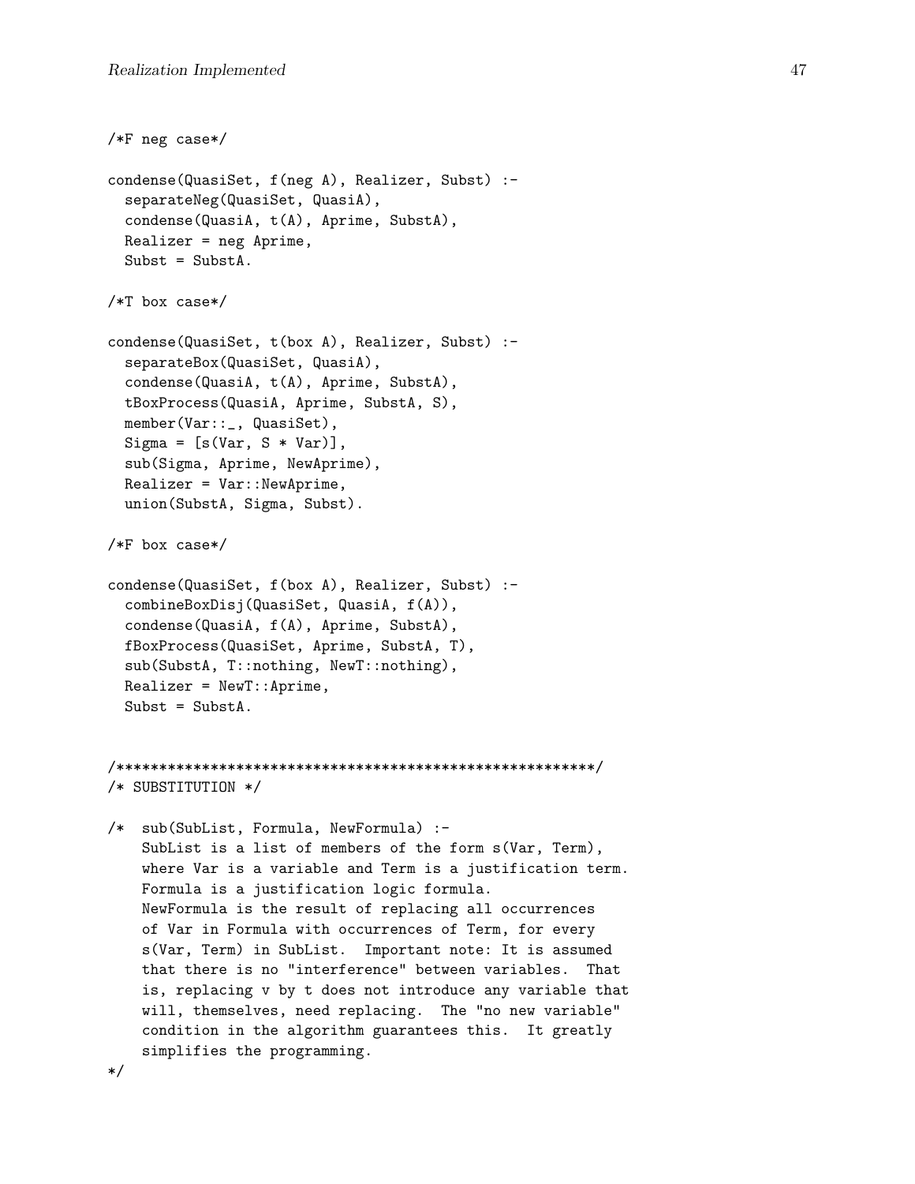```
/*F neg case*/

condense(QuasiSet, f(neg A), Realizer, Subst) :-
  separateNeg(QuasiSet, QuasiA),
  condense(QuasiA, t(A), Aprime, SubstA),
  Realizer = neg Aprime,
  Subst = SubstA.

/*T box case*/

condense(QuasiSet, t(box A), Realizer, Subst) :-
  separateBox(QuasiSet, QuasiA),
  condense(QuasiA, t(A), Aprime, SubstA),
  tBoxProcess(QuasiA, Aprime, SubstA, S),
  member(Var::_, QuasiSet),
  Sigma = [s(Var, S * Var)],
  sub(Sigma, Aprime, NewAprime),
  Realizer = Var::NewAprime,
  union(SubstA, Sigma, Subst).

/*F box case*/

condense(QuasiSet, f(box A), Realizer, Subst) :-
  combineBoxDisj(QuasiSet, QuasiA, f(A)),
  condense(QuasiA, f(A), Aprime, SubstA),
  fBoxProcess(QuasiSet, Aprime, SubstA, T),
  sub(SubstA, T::nothing, NewT::nothing),
  Realizer = NewT::Aprime,
  Subst = SubstA.


/*******************************************************/
/* SUBSTITUTION */

/*  sub(SubList, Formula, NewFormula) :-
    SubList is a list of members of the form s(Var, Term),
    where Var is a variable and Term is a justification term.
    Formula is a justification logic formula.
    NewFormula is the result of replacing all occurrences
    of Var in Formula with occurrences of Term, for every
    s(Var, Term) in SubList.  Important note: It is assumed
    that there is no "interference" between variables.  That
    is, replacing v by t does not introduce any variable that
    will, themselves, need replacing.  The "no new variable"
    condition in the algorithm guarantees this.  It greatly
    simplifies the programming.
*/
```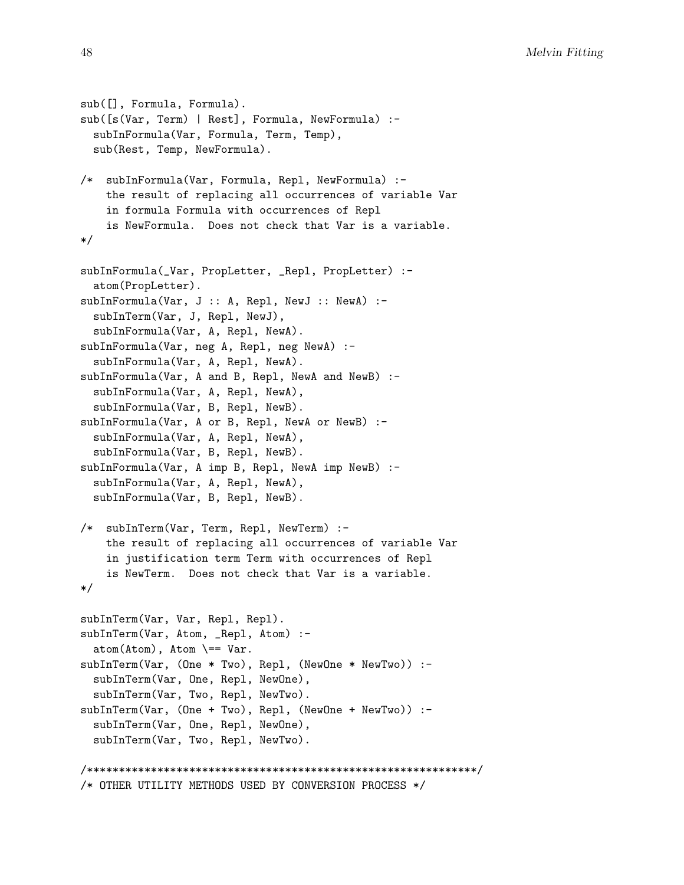```
sub([], Formula, Formula).
sub([s(Var, Term) | Rest], Formula, NewFormula) :-
  subInFormula(Var, Formula, Term, Temp),
  sub(Rest, Temp, NewFormula).

/*  subInFormula(Var, Formula, Repl, NewFormula) :-
    the result of replacing all occurrences of variable Var
    in formula Formula with occurrences of Repl
    is NewFormula.  Does not check that Var is a variable.
*/

subInFormula(_Var, PropLetter, _Repl, PropLetter) :-
  atom(PropLetter).
subInFormula(Var, J :: A, Repl, NewJ :: NewA) :-
  subInTerm(Var, J, Repl, NewJ),
  subInFormula(Var, A, Repl, NewA).
subInFormula(Var, neg A, Repl, neg NewA) :-
  subInFormula(Var, A, Repl, NewA).
subInFormula(Var, A and B, Repl, NewA and NewB) :-
  subInFormula(Var, A, Repl, NewA),
  subInFormula(Var, B, Repl, NewB).
subInFormula(Var, A or B, Repl, NewA or NewB) :-
  subInFormula(Var, A, Repl, NewA),
  subInFormula(Var, B, Repl, NewB).
subInFormula(Var, A imp B, Repl, NewA imp NewB) :-
  subInFormula(Var, A, Repl, NewA),
  subInFormula(Var, B, Repl, NewB).

/*  subInTerm(Var, Term, Repl, NewTerm) :-
    the result of replacing all occurrences of variable Var
    in justification term Term with occurrences of Repl
    is NewTerm.  Does not check that Var is a variable.
*/

subInTerm(Var, Var, Repl, Repl).
subInTerm(Var, Atom, _Repl, Atom) :-
  atom(Atom), Atom \== Var.
subInTerm(Var, (One * Two), Repl, (NewOne * NewTwo)) :-
  subInTerm(Var, One, Repl, NewOne),
  subInTerm(Var, Two, Repl, NewTwo).
subInTerm(Var, (One + Two), Repl, (NewOne + NewTwo)) :-
  subInTerm(Var, One, Repl, NewOne),
  subInTerm(Var, Two, Repl, NewTwo).

/***********************************************************/
/* OTHER UTILITY METHODS USED BY CONVERSION PROCESS */
```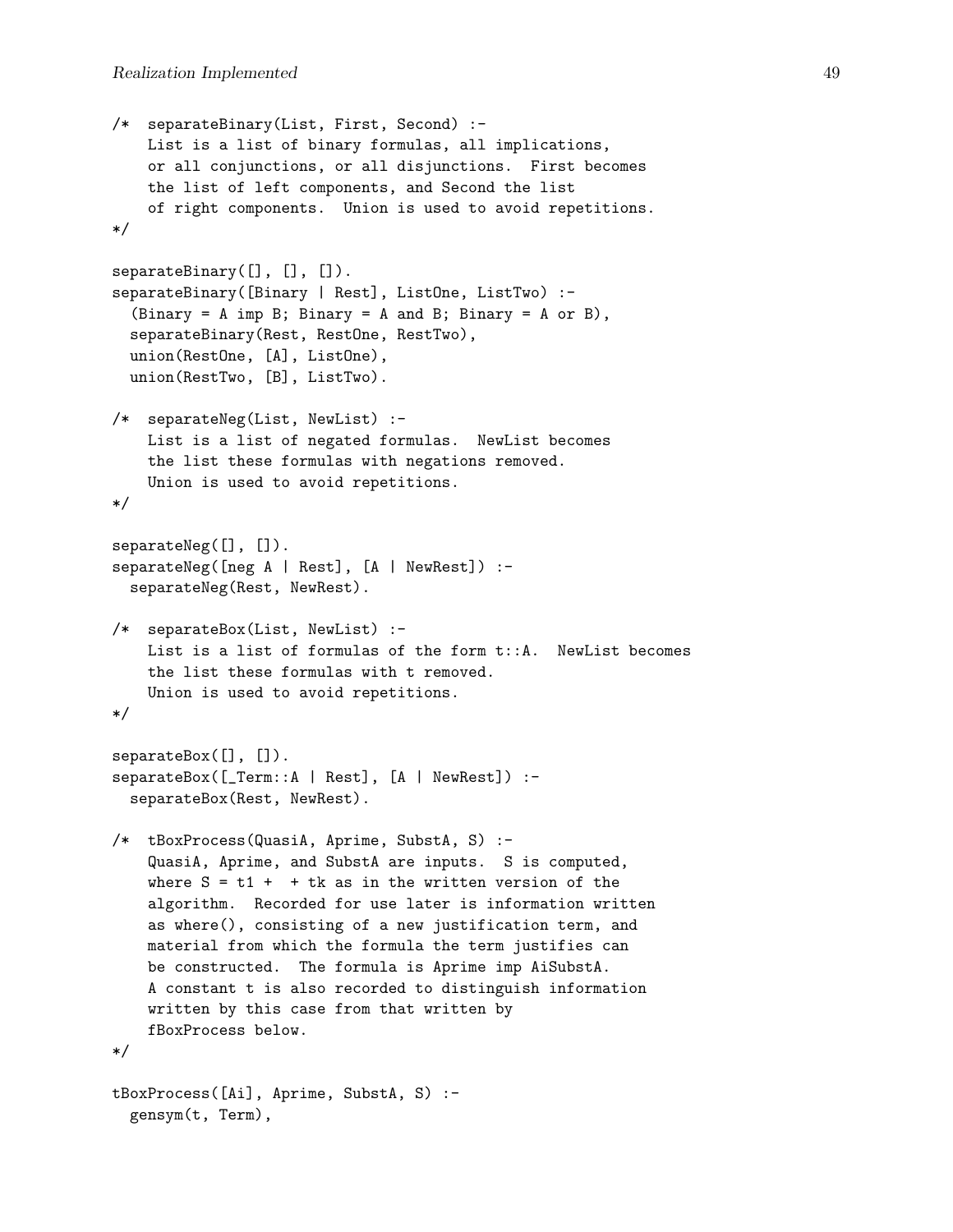```
/*  separateBinary(List, First, Second) :-
    List is a list of binary formulas, all implications,
    or all conjunctions, or all disjunctions.  First becomes
    the list of left components, and Second the list
    of right components.  Union is used to avoid repetitions.
*/

separateBinary([], [], []).
separateBinary([Binary | Rest], ListOne, ListTwo) :-
  (Binary = A imp B; Binary = A and B; Binary = A or B),
  separateBinary(Rest, RestOne, RestTwo),
  union(RestOne, [A], ListOne),
  union(RestTwo, [B], ListTwo).

/*  separateNeg(List, NewList) :-
    List is a list of negated formulas.  NewList becomes
    the list these formulas with negations removed.
    Union is used to avoid repetitions.
*/

separateNeg([], []).
separateNeg([neg A | Rest], [A | NewRest]) :-
  separateNeg(Rest, NewRest).

/*  separateBox(List, NewList) :-
    List is a list of formulas of the form t::A.  NewList becomes
    the list these formulas with t removed.
    Union is used to avoid repetitions.
*/

separateBox([], []).
separateBox([_Term::A | Rest], [A | NewRest]) :-
  separateBox(Rest, NewRest).

/*  tBoxProcess(QuasiA, Aprime, SubstA, S) :-
    QuasiA, Aprime, and SubstA are inputs.  S is computed,
    where S = t1 +  + tk as in the written version of the
    algorithm.  Recorded for use later is information written
    as where(), consisting of a new justification term, and
    material from which the formula the term justifies can
    be constructed.  The formula is Aprime imp AiSubstA.
    A constant t is also recorded to distinguish information
    written by this case from that written by
    fBoxProcess below.
*/

tBoxProcess([Ai], Aprime, SubstA, S) :-
  gensym(t, Term),
```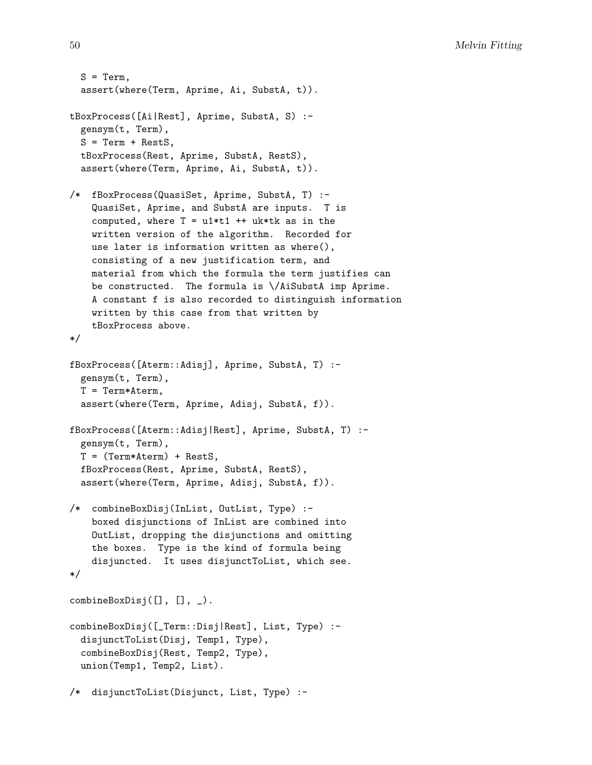```
  S = Term,
  assert(where(Term, Aprime, Ai, SubstA, t)).

tBoxProcess([Ai|Rest], Aprime, SubstA, S) :-
  gensym(t, Term),
  S = Term + RestS,
  tBoxProcess(Rest, Aprime, SubstA, RestS),
  assert(where(Term, Aprime, Ai, SubstA, t)).

/*  fBoxProcess(QuasiSet, Aprime, SubstA, T) :-
    QuasiSet, Aprime, and SubstA are inputs.  T is
    computed, where T = u1*t1 ++ uk*tk as in the
    written version of the algorithm.  Recorded for
    use later is information written as where(),
    consisting of a new justification term, and
    material from which the formula the term justifies can
    be constructed.  The formula is \/AiSubstA imp Aprime.
    A constant f is also recorded to distinguish information
    written by this case from that written by
    tBoxProcess above.
*/

fBoxProcess([Aterm::Adisj], Aprime, SubstA, T) :-
  gensym(t, Term),
  T = Term*Aterm,
  assert(where(Term, Aprime, Adisj, SubstA, f)).

fBoxProcess([Aterm::Adisj|Rest], Aprime, SubstA, T) :-
  gensym(t, Term),
  T = (Term*Aterm) + RestS,
  fBoxProcess(Rest, Aprime, SubstA, RestS),
  assert(where(Term, Aprime, Adisj, SubstA, f)).

/*  combineBoxDisj(InList, OutList, Type) :-
    boxed disjunctions of InList are combined into
    OutList, dropping the disjunctions and omitting
    the boxes.  Type is the kind of formula being
    disjuncted.  It uses disjunctToList, which see.
*/

combineBoxDisj([], [], _).

combineBoxDisj([_Term::Disj|Rest], List, Type) :-
  disjunctToList(Disj, Temp1, Type),
  combineBoxDisj(Rest, Temp2, Type),
  union(Temp1, Temp2, List).

/*  disjunctToList(Disjunct, List, Type) :-
```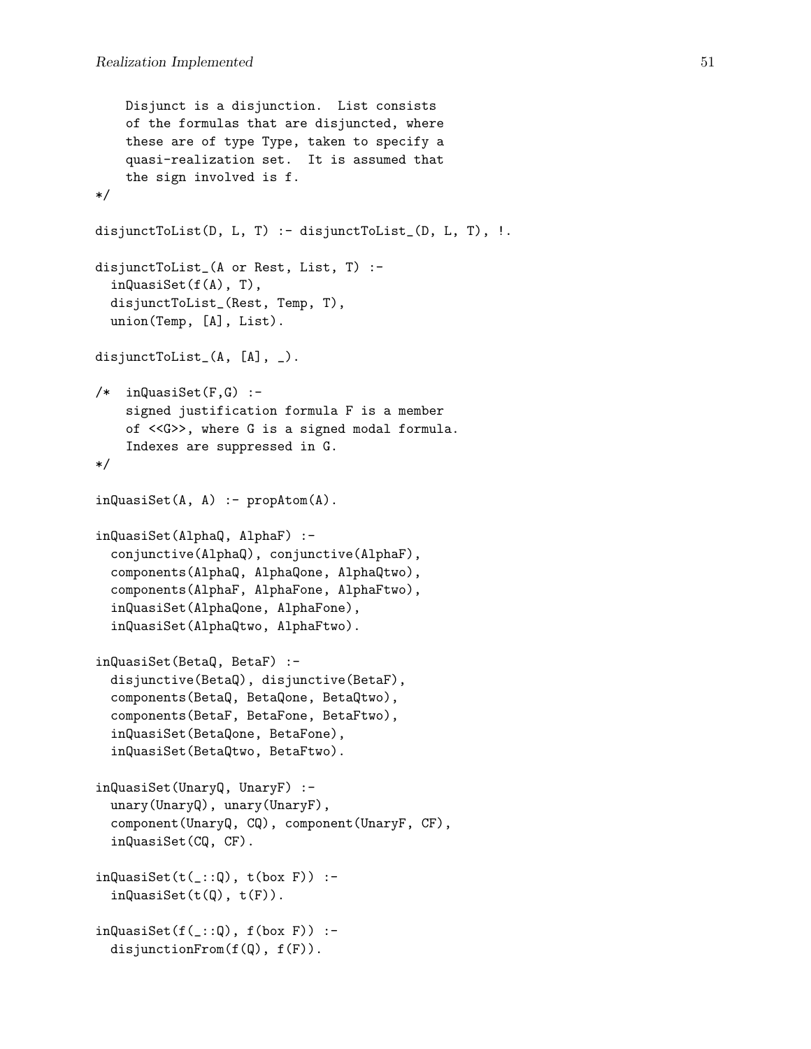```
    Disjunct is a disjunction.  List consists
    of the formulas that are disjuncted, where
    these are of type Type, taken to specify a
    quasi-realization set.  It is assumed that
    the sign involved is f.
*/

disjunctToList(D, L, T) :- disjunctToList_(D, L, T), !.

disjunctToList_(A or Rest, List, T) :-
  inQuasiSet(f(A), T),
  disjunctToList_(Rest, Temp, T),
  union(Temp, [A], List).

disjunctToList_(A, [A], _).

/*  inQuasiSet(F,G) :-
    signed justification formula F is a member
    of <<G>>, where G is a signed modal formula.
    Indexes are suppressed in G.
*/

inQuasiSet(A, A) :- propAtom(A).

inQuasiSet(AlphaQ, AlphaF) :-
  conjunctive(AlphaQ), conjunctive(AlphaF),
  components(AlphaQ, AlphaQone, AlphaQtwo),
  components(AlphaF, AlphaFone, AlphaFtwo),
  inQuasiSet(AlphaQone, AlphaFone),
  inQuasiSet(AlphaQtwo, AlphaFtwo).

inQuasiSet(BetaQ, BetaF) :-
  disjunctive(BetaQ), disjunctive(BetaF),
  components(BetaQ, BetaQone, BetaQtwo),
  components(BetaF, BetaFone, BetaFtwo),
  inQuasiSet(BetaQone, BetaFone),
  inQuasiSet(BetaQtwo, BetaFtwo).

inQuasiSet(UnaryQ, UnaryF) :-
  unary(UnaryQ), unary(UnaryF),
  component(UnaryQ, CQ), component(UnaryF, CF),
  inQuasiSet(CQ, CF).

inQuasiSet(t(_::Q), t(box F)) :-
  inQuasiSet(t(Q), t(F)).

inQuasiSet(f(_::Q), f(box F)) :-
  disjunctionFrom(f(Q), f(F)).
```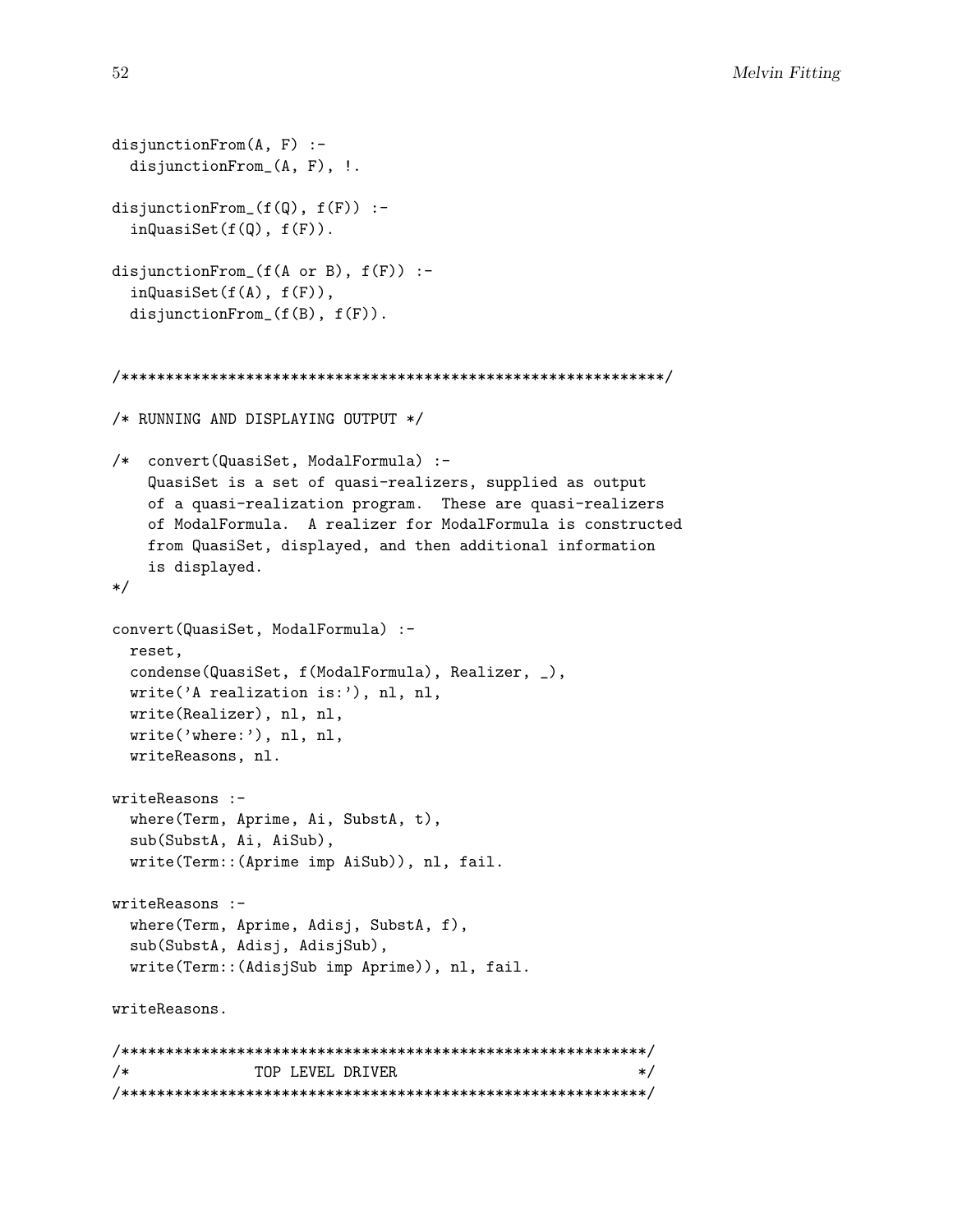```
disjunctionFrom(A, F) :-
  disjunctionFrom_(A, F), !.

disjunctionFrom_(f(Q), f(F)) :-
  inQuasiSet(f(Q), f(F)).

disjunctionFrom_(f(A or B), f(F)) :-
  inQuasiSet(f(A), f(F)),
  disjunctionFrom_(f(B), f(F)).


/***************************************************************/

/* RUNNING AND DISPLAYING OUTPUT */

/*  convert(QuasiSet, ModalFormula) :-
    QuasiSet is a set of quasi-realizers, supplied as output
    of a quasi-realization program.  These are quasi-realizers
    of ModalFormula.  A realizer for ModalFormula is constructed
    from QuasiSet, displayed, and then additional information
    is displayed.
*/

convert(QuasiSet, ModalFormula) :-
  reset,
  condense(QuasiSet, f(ModalFormula), Realizer, _),
  write('A realization is:'), nl, nl,
  write(Realizer), nl, nl,
  write('where:'), nl, nl,
  writeReasons, nl.

writeReasons :-
  where(Term, Aprime, Ai, SubstA, t),
  sub(SubstA, Ai, AiSub),
  write(Term::(Aprime imp AiSub)), nl, fail.

writeReasons :-
  where(Term, Aprime, Adisj, SubstA, f),
  sub(SubstA, Adisj, AdisjSub),
  write(Term::(AdisjSub imp Aprime)), nl, fail.

writeReasons.

/************************************************************/
/*               TOP LEVEL DRIVER                           */
/************************************************************/
```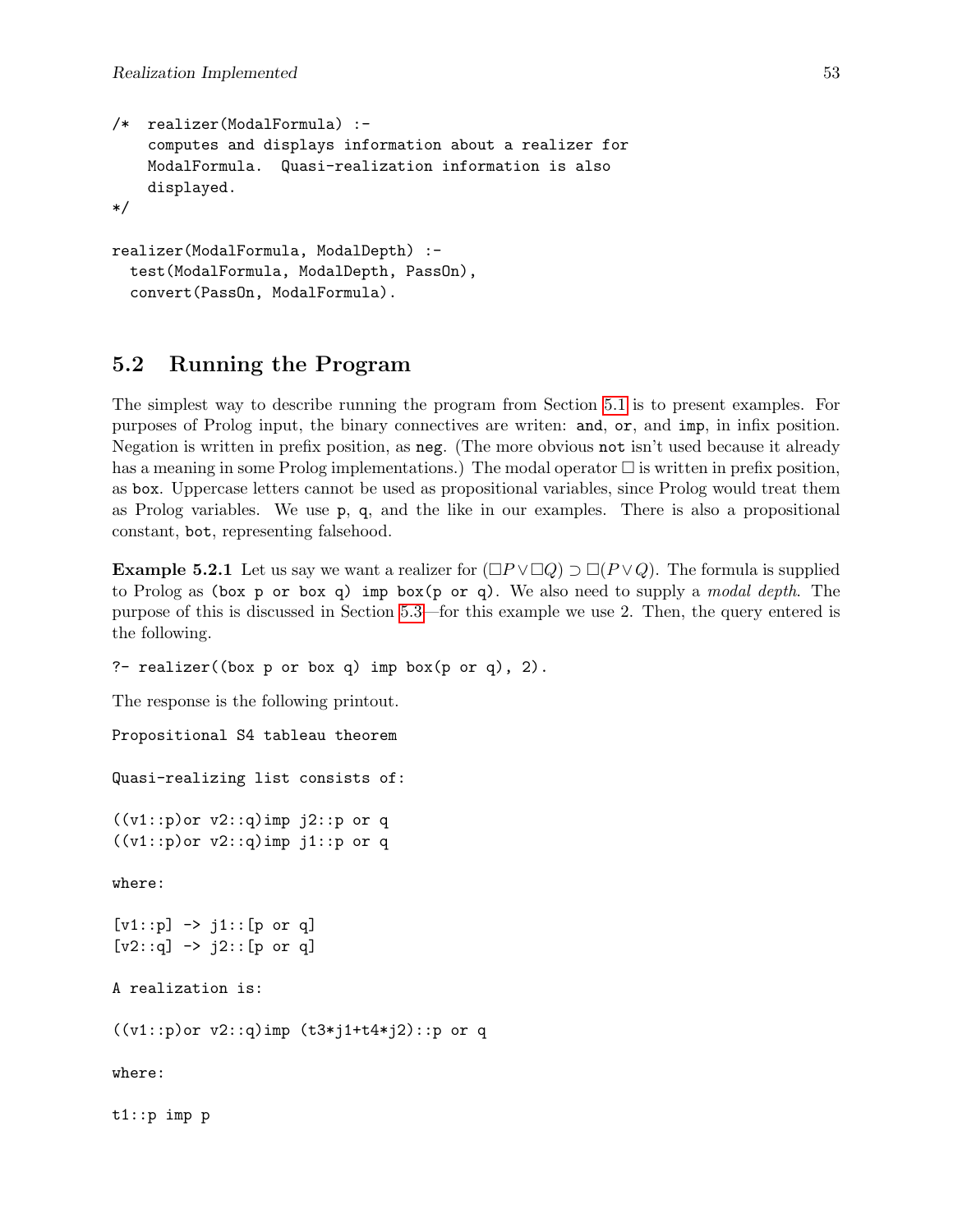```
/*  realizer(ModalFormula) :-
    computes and displays information about a realizer for
    ModalFormula.  Quasi-realization information is also
    displayed.
*/

realizer(ModalFormula, ModalDepth) :-
  test(ModalFormula, ModalDepth, PassOn),
  convert(PassOn, ModalFormula).
```

## 5.2 Running the Program

The simplest way to describe running the program from Section 5.1 is to present examples. For purposes of Prolog input, the binary connectives are writen: `and`, `or`, and `imp`, in infix position. Negation is written in prefix position, as `neg`. (The more obvious `not` isn't used because it already has a meaning in some Prolog implementations.) The modal operator $\Box$ is written in prefix position, as `box`. Uppercase letters cannot be used as propositional variables, since Prolog would treat them as Prolog variables. We use `p`, `q`, and the like in our examples. There is also a propositional constant, `bot`, representing falsehood.

**Example 5.2.1** Let us say we want a realizer for $(\Box P \vee \Box Q) \supset \Box(P \vee Q)$. The formula is supplied to Prolog as `(box p or box q) imp box(p or q)`. We also need to supply a *modal depth*. The purpose of this is discussed in Section 5.3—for this example we use 2. Then, the query entered is the following.

```
?- realizer((box p or box q) imp box(p or q), 2).
```

The response is the following printout.

```
Propositional S4 tableau theorem

Quasi-realizing list consists of:

((v1::p)or v2::q)imp j2::p or q
((v1::p)or v2::q)imp j1::p or q

where:

[v1::p] -> j1::[p or q]
[v2::q] -> j2::[p or q]

A realization is:

((v1::p)or v2::q)imp (t3*j1+t4*j2)::p or q

where:

t1::p imp p
```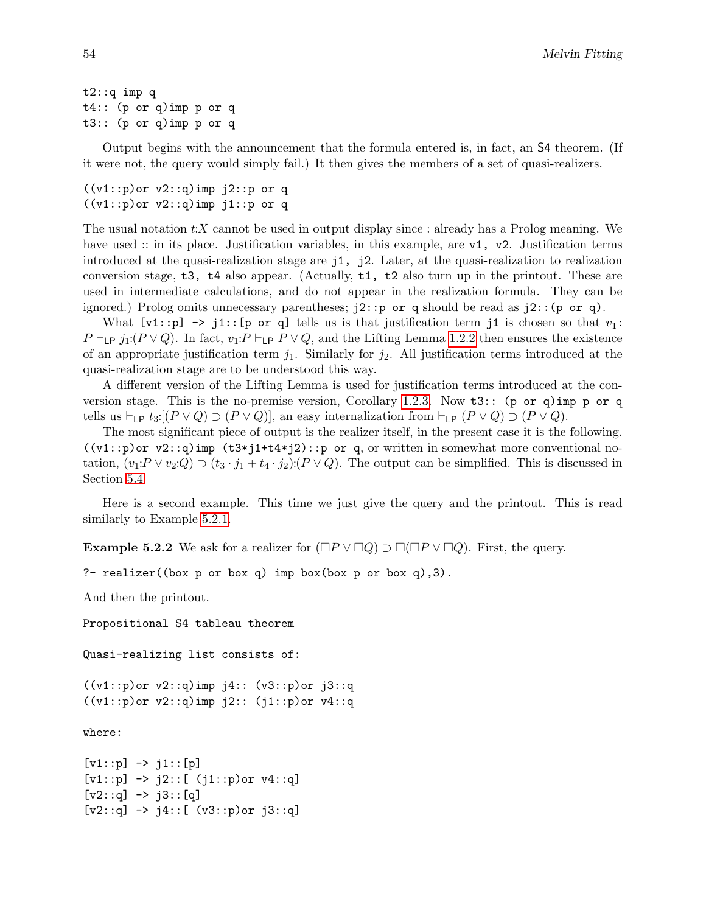```
t2::q imp q
t4:: (p or q)imp p or q
t3:: (p or q)imp p or q
```

Output begins with the announcement that the formula entered is, in fact, an S4 theorem. (If it were not, the query would simply fail.) It then gives the members of a set of quasi-realizers.

```
((v1::p)or v2::q)imp j2::p or q
((v1::p)or v2::q)imp j1::p or q
```

The usual notation $t{:}X$ cannot be used in output display since : already has a Prolog meaning. We have used :: in its place. Justification variables, in this example, are `v1, v2`. Justification terms introduced at the quasi-realization stage are `j1, j2`. Later, at the quasi-realization to realization conversion stage, `t3, t4` also appear. (Actually, `t1, t2` also turn up in the printout. These are used in intermediate calculations, and do not appear in the realization formula. They can be ignored.) Prolog omits unnecessary parentheses; `j2::p or q` should be read as `j2::(p or q)`.

What `[v1::p] -> j1::[p or q]` tells us is that justification term `j1` is chosen so that $v_1{:}P \vdash_{\mathsf{LP}} j_1{:}(P \vee Q)$. In fact, $v_1{:}P \vdash_{\mathsf{LP}} P \vee Q$, and the Lifting Lemma 1.2.2 then ensures the existence of an appropriate justification term $j_1$. Similarly for $j_2$. All justification terms introduced at the quasi-realization stage are to be understood this way.

A different version of the Lifting Lemma is used for justification terms introduced at the conversion stage. This is the no-premise version, Corollary 1.2.3. Now `t3:: (p or q)imp p or q` tells us $\vdash_{\mathsf{LP}} t_3{:}[(P \vee Q) \supset (P \vee Q)]$, an easy internalization from $\vdash_{\mathsf{LP}} (P \vee Q) \supset (P \vee Q)$.

The most significant piece of output is the realizer itself, in the present case it is the following. `((v1::p)or v2::q)imp (t3*j1+t4*j2)::p or q`, or written in somewhat more conventional notation, $(v_1{:}P \vee v_2{:}Q) \supset (t_3 \cdot j_1 + t_4 \cdot j_2){:}(P \vee Q)$. The output can be simplified. This is discussed in Section 5.4.

Here is a second example. This time we just give the query and the printout. This is read similarly to Example 5.2.1.

**Example 5.2.2** We ask for a realizer for $(\Box P \vee \Box Q) \supset \Box(\Box P \vee \Box Q)$. First, the query.

```
?- realizer((box p or box q) imp box(box p or box q),3).
```

And then the printout.

```
Propositional S4 tableau theorem

Quasi-realizing list consists of:

((v1::p)or v2::q)imp j4:: (v3::p)or j3::q
((v1::p)or v2::q)imp j2:: (j1::p)or v4::q

where:

[v1::p] -> j1::[p]
[v1::p] -> j2::[ (j1::p)or v4::q]
[v2::q] -> j3::[q]
[v2::q] -> j4::[ (v3::p)or j3::q]
```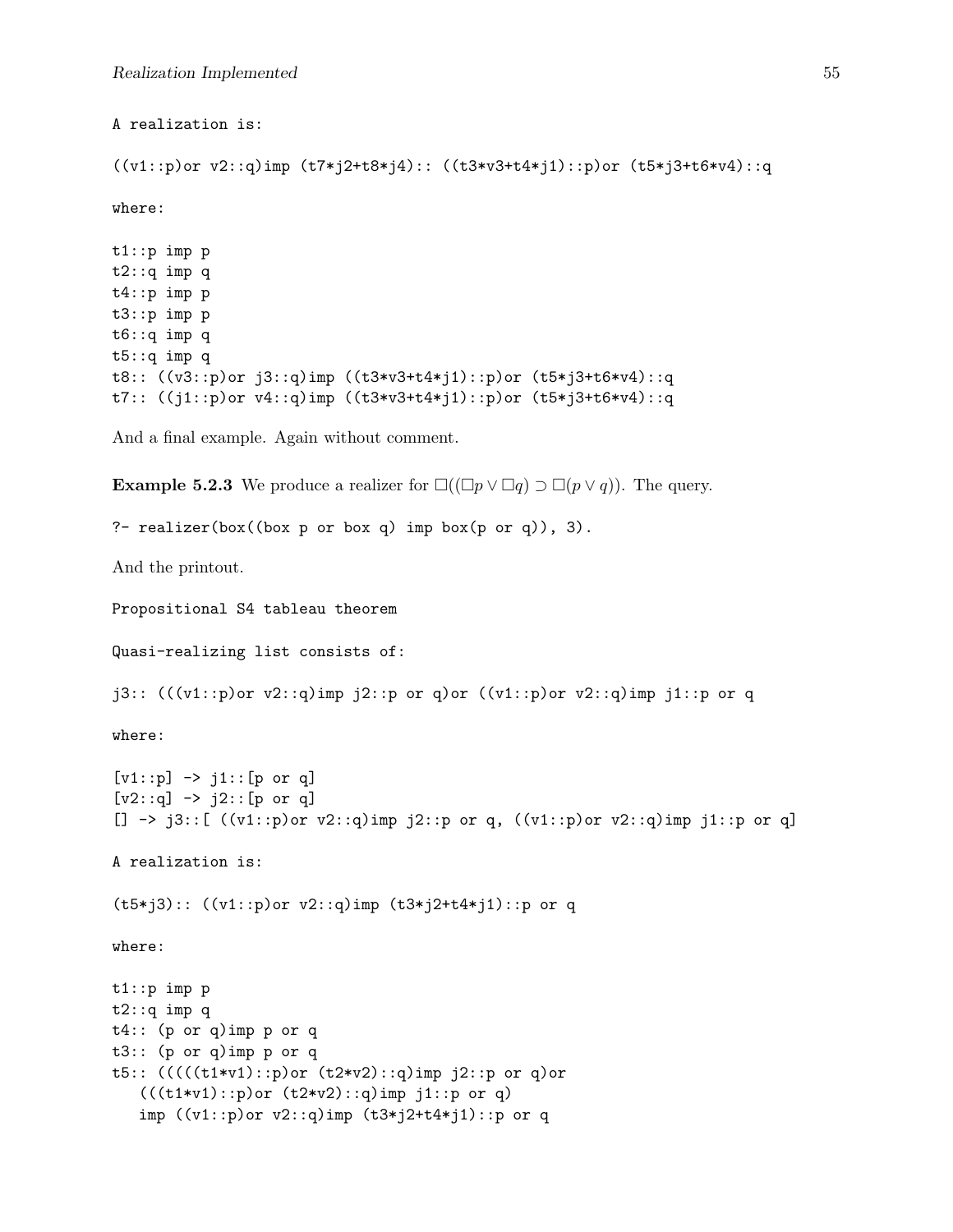```
A realization is:

((v1::p)or v2::q)imp (t7*j2+t8*j4):: ((t3*v3+t4*j1)::p)or (t5*j3+t6*v4)::q

where:

t1::p imp p
t2::q imp q
t4::p imp p
t3::p imp p
t6::q imp q
t5::q imp q
t8:: ((v3::p)or j3::q)imp ((t3*v3+t4*j1)::p)or (t5*j3+t6*v4)::q
t7:: ((j1::p)or v4::q)imp ((t3*v3+t4*j1)::p)or (t5*j3+t6*v4)::q
```

And a final example. Again without comment.

**Example 5.2.3** We produce a realizer for $\Box((\Box p \vee \Box q) \supset \Box(p \vee q))$. The query.

```
?- realizer(box((box p or box q) imp box(p or q)), 3).
```

And the printout.

```
Propositional S4 tableau theorem

Quasi-realizing list consists of:

j3:: (((v1::p)or v2::q)imp j2::p or q)or ((v1::p)or v2::q)imp j1::p or q

where:

[v1::p] -> j1::[p or q]
[v2::q] -> j2::[p or q]
[] -> j3::[ ((v1::p)or v2::q)imp j2::p or q, ((v1::p)or v2::q)imp j1::p or q]

A realization is:

(t5*j3):: ((v1::p)or v2::q)imp (t3*j2+t4*j1)::p or q

where:

t1::p imp p
t2::q imp q
t4:: (p or q)imp p or q
t3:: (p or q)imp p or q
t5:: (((((t1*v1)::p)or (t2*v2)::q)imp j2::p or q)or
   (((t1*v1)::p)or (t2*v2)::q)imp j1::p or q)
   imp ((v1::p)or v2::q)imp (t3*j2+t4*j1)::p or q
```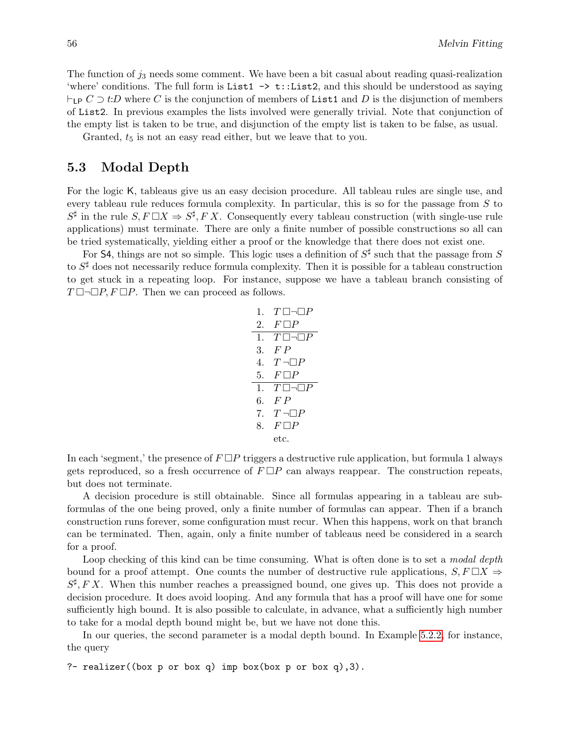The function of $j_3$ needs some comment. We have been a bit casual about reading quasi-realization 'where' conditions. The full form is `List1 -> t::List2`, and this should be understood as saying $\vdash_{\mathsf{LP}} C \supset t{:}D$ where $C$ is the conjunction of members of `List1` and $D$ is the disjunction of members of `List2`. In previous examples the lists involved were generally trivial. Note that conjunction of the empty list is taken to be true, and disjunction of the empty list is taken to be false, as usual.

Granted, $t_5$ is not an easy read either, but we leave that to you.

## 5.3 Modal Depth

For the logic $\mathsf{K}$, tableaus give us an easy decision procedure. All tableau rules are single use, and every tableau rule reduces formula complexity. In particular, this is so for the passage from $S$ to $S^\sharp$ in the rule $S, F\,\Box X \Rightarrow S^\sharp, F\,X$. Consequently every tableau construction (with single-use rule applications) must terminate. There are only a finite number of possible constructions so all can be tried systematically, yielding either a proof or the knowledge that there does not exist one.

For $\mathsf{S4}$, things are not so simple. This logic uses a definition of $S^\sharp$ such that the passage from $S$ to $S^\sharp$ does not necessarily reduce formula complexity. Then it is possible for a tableau construction to get stuck in a repeating loop. For instance, suppose we have a tableau branch consisting of $T\,\Box\neg\Box P, F\,\Box P$. Then we can proceed as follows.

$$
\begin{array}{rl}
1. & T\,\Box\neg\Box P \\
2. & F\,\Box P \\
\hline
1. & T\,\Box\neg\Box P \\
3. & F\,P \\
4. & T\,\neg\Box P \\
5. & F\,\Box P \\
\hline
1. & T\,\Box\neg\Box P \\
6. & F\,P \\
7. & T\,\neg\Box P \\
8. & F\,\Box P \\
 & \text{etc.}
\end{array}
$$

In each 'segment,' the presence of $F\,\Box P$ triggers a destructive rule application, but formula 1 always gets reproduced, so a fresh occurrence of $F\,\Box P$ can always reappear. The construction repeats, but does not terminate.

A decision procedure is still obtainable. Since all formulas appearing in a tableau are subformulas of the one being proved, only a finite number of formulas can appear. Then if a branch construction runs forever, some configuration must recur. When this happens, work on that branch can be terminated. Then, again, only a finite number of tableaus need be considered in a search for a proof.

Loop checking of this kind can be time consuming. What is often done is to set a *modal depth* bound for a proof attempt. One counts the number of destructive rule applications, $S, F\,\Box X \Rightarrow S^\sharp, F\,X$. When this number reaches a preassigned bound, one gives up. This does not provide a decision procedure. It does avoid looping. And any formula that has a proof will have one for some sufficiently high bound. It is also possible to calculate, in advance, what a sufficiently high number to take for a modal depth bound might be, but we have not done this.

In our queries, the second parameter is a modal depth bound. In Example 5.2.2, for instance, the query

```
?- realizer((box p or box q) imp box(box p or box q),3).
```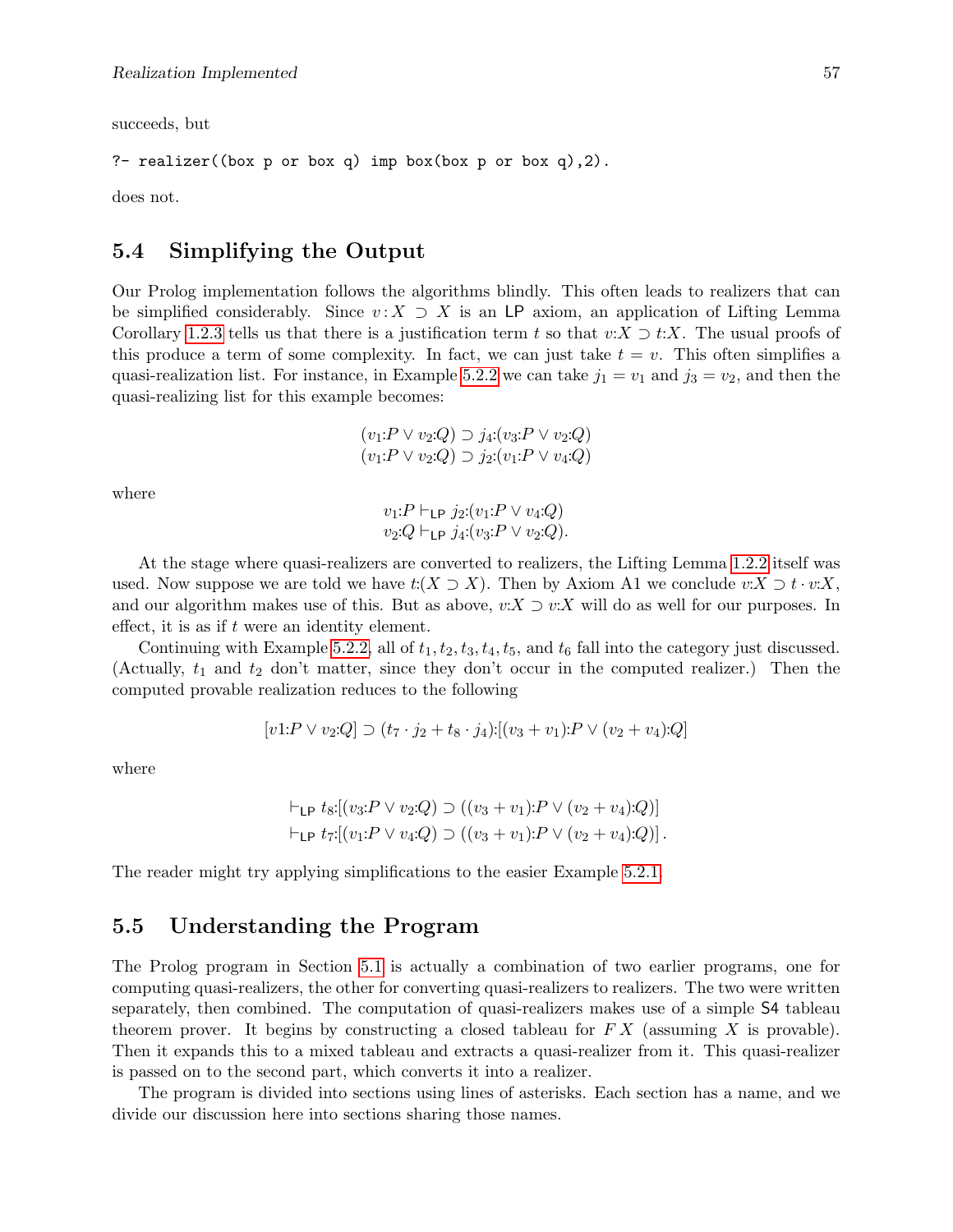succeeds, but

```
?- realizer((box p or box q) imp box(box p or box q),2).
```

does not.

## 5.4 Simplifying the Output

Our Prolog implementation follows the algorithms blindly. This often leads to realizers that can be simplified considerably. Since $v:X \supset X$ is an LP axiom, an application of Lifting Lemma Corollary 1.2.3 tells us that there is a justification term $t$ so that $v{:}X \supset t{:}X$. The usual proofs of this produce a term of some complexity. In fact, we can just take $t = v$. This often simplifies a quasi-realization list. For instance, in Example 5.2.2 we can take $j_1 = v_1$ and $j_3 = v_2$, and then the quasi-realizing list for this example becomes:

$$
\begin{gathered}
(v_1{:}P \vee v_2{:}Q) \supset j_4{:}(v_3{:}P \vee v_2{:}Q) \\
(v_1{:}P \vee v_2{:}Q) \supset j_2{:}(v_1{:}P \vee v_4{:}Q)
\end{gathered}
$$

where

$$
\begin{gathered}
v_1{:}P \vdash_{\mathsf{LP}} j_2{:}(v_1{:}P \vee v_4{:}Q) \\
v_2{:}Q \vdash_{\mathsf{LP}} j_4{:}(v_3{:}P \vee v_2{:}Q).
\end{gathered}
$$

At the stage where quasi-realizers are converted to realizers, the Lifting Lemma 1.2.2 itself was used. Now suppose we are told we have $t{:}(X \supset X)$. Then by Axiom A1 we conclude $v{:}X \supset t \cdot v{:}X$, and our algorithm makes use of this. But as above, $v{:}X \supset v{:}X$ will do as well for our purposes. In effect, it is as if $t$ were an identity element.

Continuing with Example 5.2.2, all of $t_1, t_2, t_3, t_4, t_5$, and $t_6$ fall into the category just discussed. (Actually, $t_1$ and $t_2$ don't matter, since they don't occur in the computed realizer.) Then the computed provable realization reduces to the following

$$
[v1{:}P \vee v_2{:}Q] \supset (t_7 \cdot j_2 + t_8 \cdot j_4){:}[(v_3 + v_1){:}P \vee (v_2 + v_4){:}Q]
$$

where

$$
\begin{gathered}
\vdash_{\mathsf{LP}} t_8{:}[(v_3{:}P \vee v_2{:}Q) \supset ((v_3 + v_1){:}P \vee (v_2 + v_4){:}Q)] \\
\vdash_{\mathsf{LP}} t_7{:}[(v_1{:}P \vee v_4{:}Q) \supset ((v_3 + v_1){:}P \vee (v_2 + v_4){:}Q)].
\end{gathered}
$$

The reader might try applying simplifications to the easier Example 5.2.1.

## 5.5 Understanding the Program

The Prolog program in Section 5.1 is actually a combination of two earlier programs, one for computing quasi-realizers, the other for converting quasi-realizers to realizers. The two were written separately, then combined. The computation of quasi-realizers makes use of a simple S4 tableau theorem prover. It begins by constructing a closed tableau for $F\,X$ (assuming $X$ is provable). Then it expands this to a mixed tableau and extracts a quasi-realizer from it. This quasi-realizer is passed on to the second part, which converts it into a realizer.

The program is divided into sections using lines of asterisks. Each section has a name, and we divide our discussion here into sections sharing those names.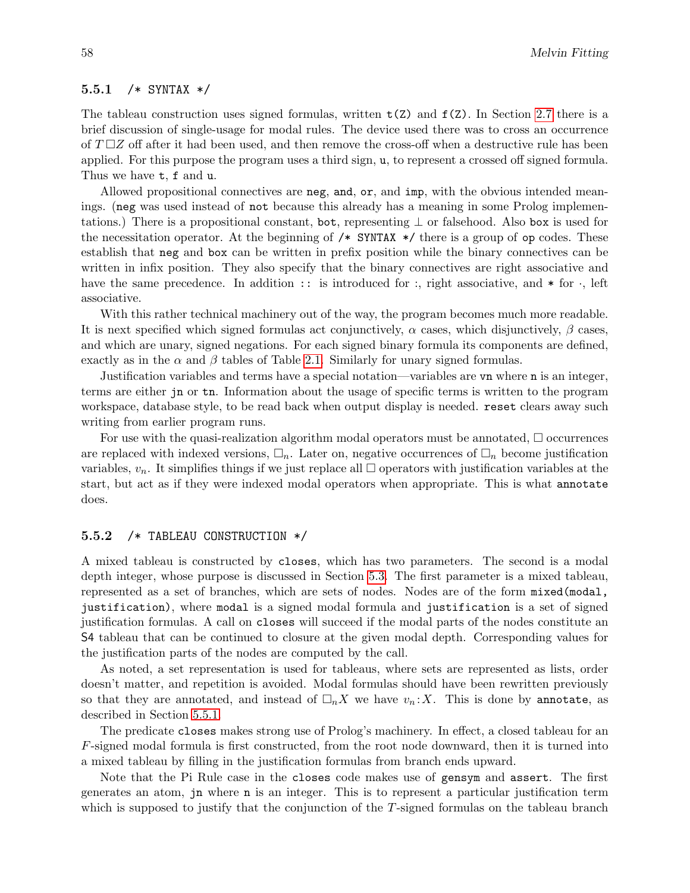### 5.5.1 /* SYNTAX */

The tableau construction uses signed formulas, written `t(Z)` and `f(Z)`. In Section 2.7 there is a brief discussion of single-usage for modal rules. The device used there was to cross an occurrence of $T\,\Box Z$ off after it had been used, and then remove the cross-off when a destructive rule has been applied. For this purpose the program uses a third sign, `u`, to represent a crossed off signed formula. Thus we have `t`, `f` and `u`.

Allowed propositional connectives are `neg`, `and`, `or`, and `imp`, with the obvious intended meanings. (`neg` was used instead of `not` because this already has a meaning in some Prolog implementations.) There is a propositional constant, `bot`, representing $\bot$ or falsehood. Also `box` is used for the necessitation operator. At the beginning of `/* SYNTAX */` there is a group of `op` codes. These establish that `neg` and `box` can be written in prefix position while the binary connectives can be written in infix position. They also specify that the binary connectives are right associative and have the same precedence. In addition `::` is introduced for :, right associative, and `*` for $\cdot$, left associative.

With this rather technical machinery out of the way, the program becomes much more readable. It is next specified which signed formulas act conjunctively, $\alpha$ cases, which disjunctively, $\beta$ cases, and which are unary, signed negations. For each signed binary formula its components are defined, exactly as in the $\alpha$ and $\beta$ tables of Table 2.1. Similarly for unary signed formulas.

Justification variables and terms have a special notation—variables are `vn` where `n` is an integer, terms are either `jn` or `tn`. Information about the usage of specific terms is written to the program workspace, database style, to be read back when output display is needed. `reset` clears away such writing from earlier program runs.

For use with the quasi-realization algorithm modal operators must be annotated, $\Box$ occurrences are replaced with indexed versions, $\Box_n$. Later on, negative occurrences of $\Box_n$ become justification variables, $v_n$. It simplifies things if we just replace all $\Box$ operators with justification variables at the start, but act as if they were indexed modal operators when appropriate. This is what `annotate` does.

### 5.5.2 /* TABLEAU CONSTRUCTION */

A mixed tableau is constructed by `closes`, which has two parameters. The second is a modal depth integer, whose purpose is discussed in Section 5.3. The first parameter is a mixed tableau, represented as a set of branches, which are sets of nodes. Nodes are of the form `mixed(modal, justification)`, where `modal` is a signed modal formula and `justification` is a set of signed justification formulas. A call on `closes` will succeed if the modal parts of the nodes constitute an S4 tableau that can be continued to closure at the given modal depth. Corresponding values for the justification parts of the nodes are computed by the call.

As noted, a set representation is used for tableaus, where sets are represented as lists, order doesn't matter, and repetition is avoided. Modal formulas should have been rewritten previously so that they are annotated, and instead of $\Box_n X$ we have $v_n{:}X$. This is done by `annotate`, as described in Section 5.5.1.

The predicate `closes` makes strong use of Prolog's machinery. In effect, a closed tableau for an $F$-signed modal formula is first constructed, from the root node downward, then it is turned into a mixed tableau by filling in the justification formulas from branch ends upward.

Note that the Pi Rule case in the `closes` code makes use of `gensym` and `assert`. The first generates an atom, `jn` where `n` is an integer. This is to represent a particular justification term which is supposed to justify that the conjunction of the $T$-signed formulas on the tableau branch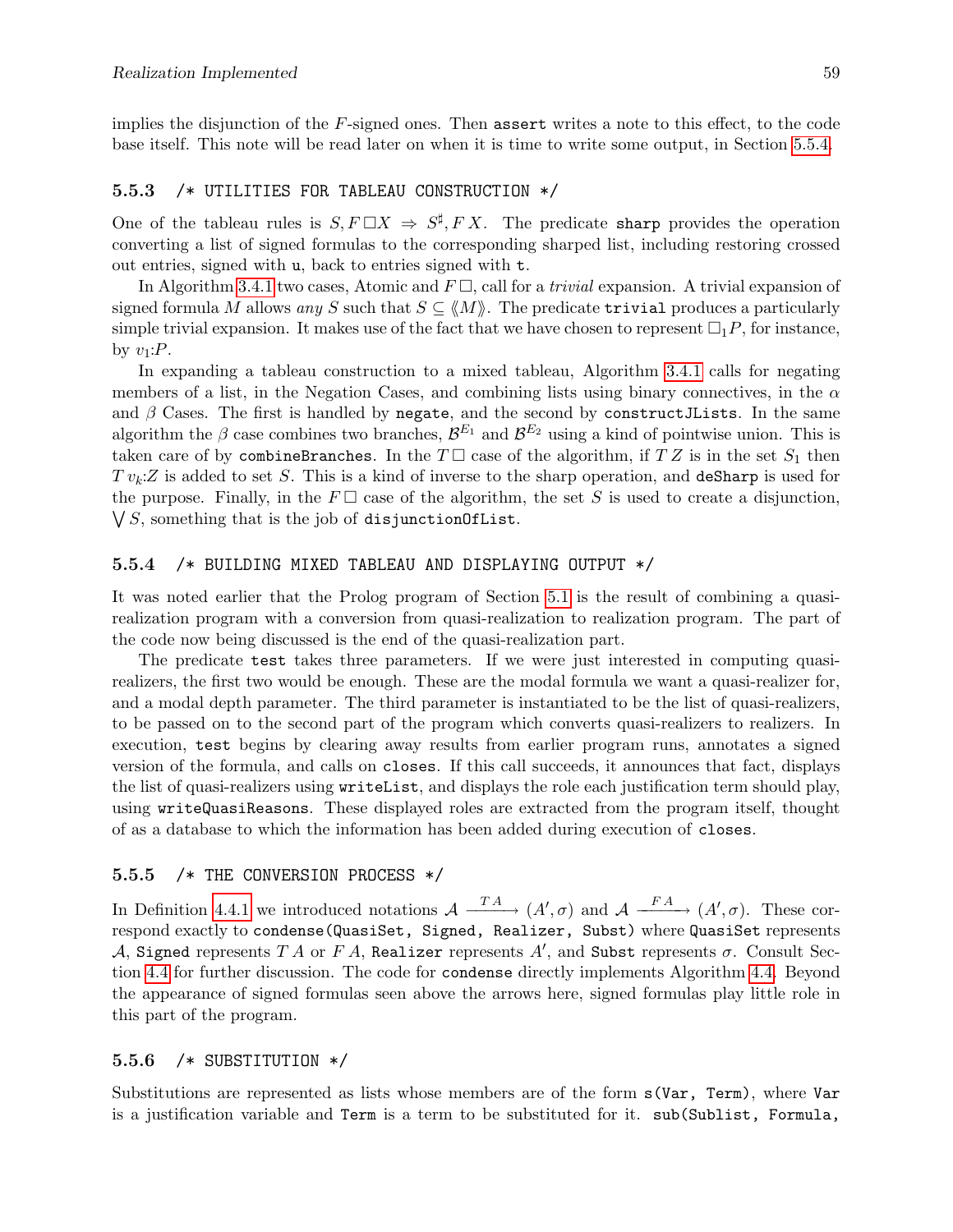implies the disjunction of the $F$-signed ones. Then `assert` writes a note to this effect, to the code base itself. This note will be read later on when it is time to write some output, in Section 5.5.4.

### 5.5.3 /* UTILITIES FOR TABLEAU CONSTRUCTION */

One of the tableau rules is $S, F\,\Box X \Rightarrow S^\sharp, F\,X$. The predicate `sharp` provides the operation converting a list of signed formulas to the corresponding sharped list, including restoring crossed out entries, signed with `u`, back to entries signed with `t`.

In Algorithm 3.4.1 two cases, Atomic and $F\,\Box$, call for a *trivial* expansion. A trivial expansion of signed formula $M$ allows *any* $S$ such that $S \subseteq \langle\!\langle M \rangle\!\rangle$. The predicate `trivial` produces a particularly simple trivial expansion. It makes use of the fact that we have chosen to represent $\Box_1 P$, for instance, by $v_1{:}P$.

In expanding a tableau construction to a mixed tableau, Algorithm 3.4.1 calls for negating members of a list, in the Negation Cases, and combining lists using binary connectives, in the $\alpha$ and $\beta$ Cases. The first is handled by `negate`, and the second by `constructJLists`. In the same algorithm the $\beta$ case combines two branches, $\mathcal{B}^{E_1}$ and $\mathcal{B}^{E_2}$ using a kind of pointwise union. This is taken care of by `combineBranches`. In the $T\,\Box$ case of the algorithm, if $T\,Z$ is in the set $S_1$ then $T\,v_k{:}Z$ is added to set $S$. This is a kind of inverse to the sharp operation, and `deSharp` is used for the purpose. Finally, in the $F\,\Box$ case of the algorithm, the set $S$ is used to create a disjunction, $\bigvee S$, something that is the job of `disjunctionOfList`.

### 5.5.4 /* BUILDING MIXED TABLEAU AND DISPLAYING OUTPUT */

It was noted earlier that the Prolog program of Section 5.1 is the result of combining a quasi-realization program with a conversion from quasi-realization to realization program. The part of the code now being discussed is the end of the quasi-realization part.

The predicate `test` takes three parameters. If we were just interested in computing quasi-realizers, the first two would be enough. These are the modal formula we want a quasi-realizer for, and a modal depth parameter. The third parameter is instantiated to be the list of quasi-realizers, to be passed on to the second part of the program which converts quasi-realizers to realizers. In execution, `test` begins by clearing away results from earlier program runs, annotates a signed version of the formula, and calls on `closes`. If this call succeeds, it announces that fact, displays the list of quasi-realizers using `writeList`, and displays the role each justification term should play, using `writeQuasiReasons`. These displayed roles are extracted from the program itself, thought of as a database to which the information has been added during execution of `closes`.

### 5.5.5 /* THE CONVERSION PROCESS */

In Definition 4.4.1 we introduced notations $\mathcal{A} \xrightarrow{T\,A} (A', \sigma)$ and $\mathcal{A} \xrightarrow{F\,A} (A', \sigma)$. These correspond exactly to `condense(QuasiSet, Signed, Realizer, Subst)` where `QuasiSet` represents $\mathcal{A}$, `Signed` represents $T\,A$ or $F\,A$, `Realizer` represents $A'$, and `Subst` represents $\sigma$. Consult Section 4.4 for further discussion. The code for `condense` directly implements Algorithm 4.4. Beyond the appearance of signed formulas seen above the arrows here, signed formulas play little role in this part of the program.

### 5.5.6 /* SUBSTITUTION */

Substitutions are represented as lists whose members are of the form `s(Var, Term)`, where `Var` is a justification variable and `Term` is a term to be substituted for it. `sub(Sublist, Formula,`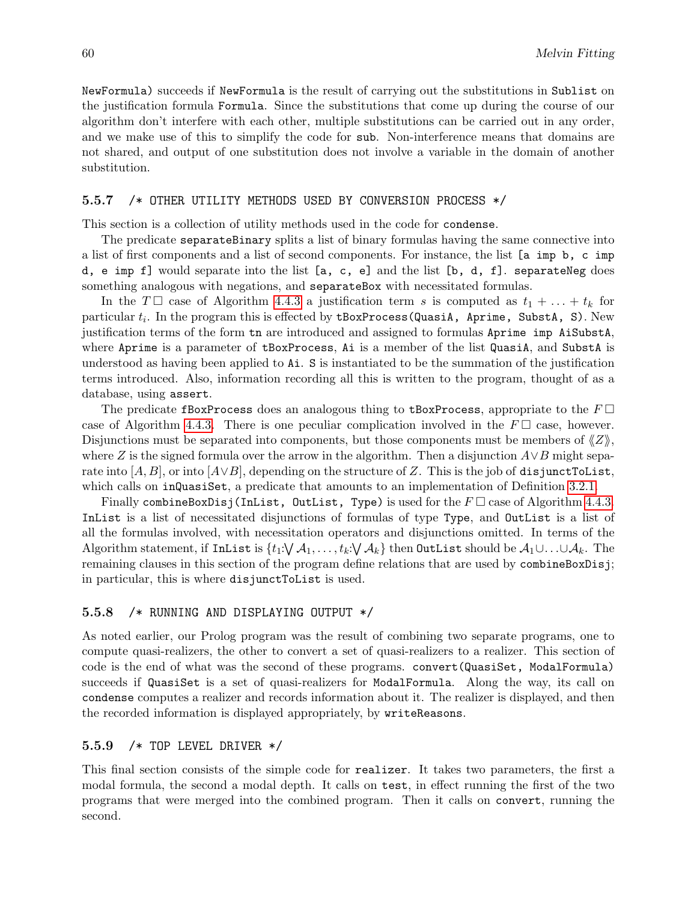NewFormula) succeeds if NewFormula is the result of carrying out the substitutions in Sublist on the justification formula Formula. Since the substitutions that come up during the course of our algorithm don't interfere with each other, multiple substitutions can be carried out in any order, and we make use of this to simplify the code for sub. Non-interference means that domains are not shared, and output of one substitution does not involve a variable in the domain of another substitution.

### 5.5.7 /* OTHER UTILITY METHODS USED BY CONVERSION PROCESS */

This section is a collection of utility methods used in the code for condense.

The predicate separateBinary splits a list of binary formulas having the same connective into a list of first components and a list of second components. For instance, the list [a imp b, c imp d, e imp f] would separate into the list [a, c, e] and the list [b, d, f]. separateNeg does something analogous with negations, and separateBox with necessitated formulas.

In the $T\,\Box$ case of Algorithm 4.4.3 a justification term $s$ is computed as $t_1 + \ldots + t_k$ for particular $t_i$. In the program this is effected by tBoxProcess(QuasiA, Aprime, SubstA, S). New justification terms of the form tn are introduced and assigned to formulas Aprime imp AiSubstA, where Aprime is a parameter of tBoxProcess, Ai is a member of the list QuasiA, and SubstA is understood as having been applied to Ai. S is instantiated to be the summation of the justification terms introduced. Also, information recording all this is written to the program, thought of as a database, using assert.

The predicate fBoxProcess does an analogous thing to tBoxProcess, appropriate to the $F\,\Box$ case of Algorithm 4.4.3. There is one peculiar complication involved in the $F\,\Box$ case, however. Disjunctions must be separated into components, but those components must be members of $\langle\!\langle Z \rangle\!\rangle$, where $Z$ is the signed formula over the arrow in the algorithm. Then a disjunction $A \vee B$ might separate into $[A, B]$, or into $[A \vee B]$, depending on the structure of $Z$. This is the job of disjunctToList, which calls on inQuasiSet, a predicate that amounts to an implementation of Definition 3.2.1.

Finally combineBoxDisj(InList, OutList, Type) is used for the $F\,\Box$ case of Algorithm 4.4.3. InList is a list of necessitated disjunctions of formulas of type Type, and OutList is a list of all the formulas involved, with necessitation operators and disjunctions omitted. In terms of the Algorithm statement, if InList is $\{t_1{:}\bigvee \mathcal{A}_1, \ldots, t_k{:}\bigvee \mathcal{A}_k\}$ then OutList should be $\mathcal{A}_1 \cup \ldots \cup \mathcal{A}_k$. The remaining clauses in this section of the program define relations that are used by combineBoxDisj; in particular, this is where disjunctToList is used.

### 5.5.8 /* RUNNING AND DISPLAYING OUTPUT */

As noted earlier, our Prolog program was the result of combining two separate programs, one to compute quasi-realizers, the other to convert a set of quasi-realizers to a realizer. This section of code is the end of what was the second of these programs. convert(QuasiSet, ModalFormula) succeeds if QuasiSet is a set of quasi-realizers for ModalFormula. Along the way, its call on condense computes a realizer and records information about it. The realizer is displayed, and then the recorded information is displayed appropriately, by writeReasons.

### 5.5.9 /* TOP LEVEL DRIVER */

This final section consists of the simple code for realizer. It takes two parameters, the first a modal formula, the second a modal depth. It calls on test, in effect running the first of the two programs that were merged into the combined program. Then it calls on convert, running the second.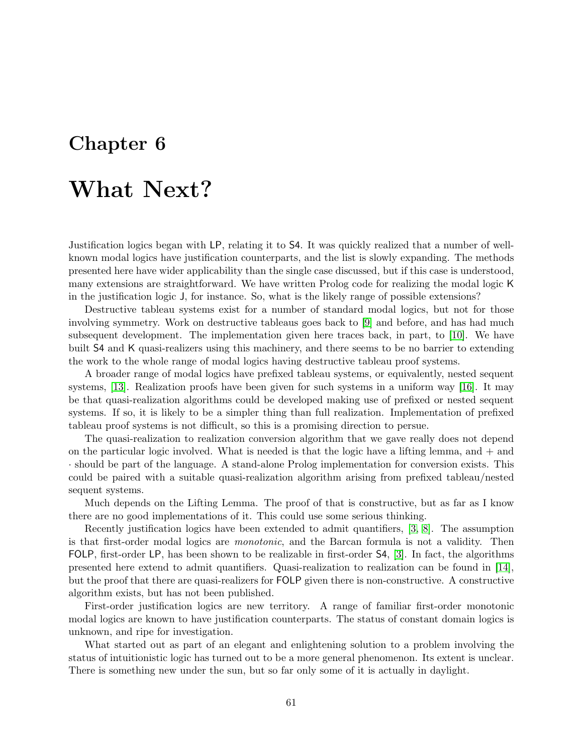# Chapter 6

# What Next?

Justification logics began with LP, relating it to S4. It was quickly realized that a number of well-known modal logics have justification counterparts, and the list is slowly expanding. The methods presented here have wider applicability than the single case discussed, but if this case is understood, many extensions are straightforward. We have written Prolog code for realizing the modal logic K in the justification logic J, for instance. So, what is the likely range of possible extensions?

Destructive tableau systems exist for a number of standard modal logics, but not for those involving symmetry. Work on destructive tableaus goes back to [9] and before, and has had much subsequent development. The implementation given here traces back, in part, to [10]. We have built S4 and K quasi-realizers using this machinery, and there seems to be no barrier to extending the work to the whole range of modal logics having destructive tableau proof systems.

A broader range of modal logics have prefixed tableau systems, or equivalently, nested sequent systems, [13]. Realization proofs have been given for such systems in a uniform way [16]. It may be that quasi-realization algorithms could be developed making use of prefixed or nested sequent systems. If so, it is likely to be a simpler thing than full realization. Implementation of prefixed tableau proof systems is not difficult, so this is a promising direction to persue.

The quasi-realization to realization conversion algorithm that we gave really does not depend on the particular logic involved. What is needed is that the logic have a lifting lemma, and $+$ and $\cdot$ should be part of the language. A stand-alone Prolog implementation for conversion exists. This could be paired with a suitable quasi-realization algorithm arising from prefixed tableau/nested sequent systems.

Much depends on the Lifting Lemma. The proof of that is constructive, but as far as I know there are no good implementations of it. This could use some serious thinking.

Recently justification logics have been extended to admit quantifiers, [3, 8]. The assumption is that first-order modal logics are *monotonic*, and the Barcan formula is not a validity. Then FOLP, first-order LP, has been shown to be realizable in first-order S4, [3]. In fact, the algorithms presented here extend to admit quantifiers. Quasi-realization to realization can be found in [14], but the proof that there are quasi-realizers for FOLP given there is non-constructive. A constructive algorithm exists, but has not been published.

First-order justification logics are new territory. A range of familiar first-order monotonic modal logics are known to have justification counterparts. The status of constant domain logics is unknown, and ripe for investigation.

What started out as part of an elegant and enlightening solution to a problem involving the status of intuitionistic logic has turned out to be a more general phenomenon. Its extent is unclear. There is something new under the sun, but so far only some of it is actually in daylight.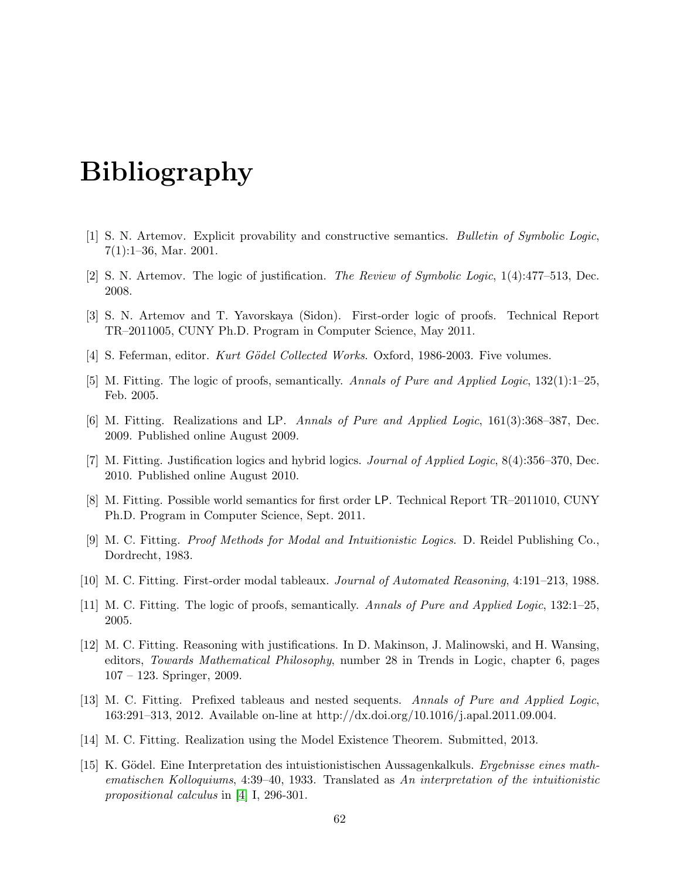# Bibliography

[1] S. N. Artemov. Explicit provability and constructive semantics. *Bulletin of Symbolic Logic*, 7(1):1–36, Mar. 2001.

[2] S. N. Artemov. The logic of justification. *The Review of Symbolic Logic*, 1(4):477–513, Dec. 2008.

[3] S. N. Artemov and T. Yavorskaya (Sidon). First-order logic of proofs. Technical Report TR–2011005, CUNY Ph.D. Program in Computer Science, May 2011.

[4] S. Feferman, editor. *Kurt Gödel Collected Works*. Oxford, 1986-2003. Five volumes.

[5] M. Fitting. The logic of proofs, semantically. *Annals of Pure and Applied Logic*, 132(1):1–25, Feb. 2005.

[6] M. Fitting. Realizations and LP. *Annals of Pure and Applied Logic*, 161(3):368–387, Dec. 2009. Published online August 2009.

[7] M. Fitting. Justification logics and hybrid logics. *Journal of Applied Logic*, 8(4):356–370, Dec. 2010. Published online August 2010.

[8] M. Fitting. Possible world semantics for first order LP. Technical Report TR–2011010, CUNY Ph.D. Program in Computer Science, Sept. 2011.

[9] M. C. Fitting. *Proof Methods for Modal and Intuitionistic Logics*. D. Reidel Publishing Co., Dordrecht, 1983.

[10] M. C. Fitting. First-order modal tableaux. *Journal of Automated Reasoning*, 4:191–213, 1988.

[11] M. C. Fitting. The logic of proofs, semantically. *Annals of Pure and Applied Logic*, 132:1–25, 2005.

[12] M. C. Fitting. Reasoning with justifications. In D. Makinson, J. Malinowski, and H. Wansing, editors, *Towards Mathematical Philosophy*, number 28 in Trends in Logic, chapter 6, pages 107 – 123. Springer, 2009.

[13] M. C. Fitting. Prefixed tableaus and nested sequents. *Annals of Pure and Applied Logic*, 163:291–313, 2012. Available on-line at http://dx.doi.org/10.1016/j.apal.2011.09.004.

[14] M. C. Fitting. Realization using the Model Existence Theorem. Submitted, 2013.

[15] K. Gödel. Eine Interpretation des intuistionistischen Aussagenkalkuls. *Ergebnisse eines mathematischen Kolloquiums*, 4:39–40, 1933. Translated as *An interpretation of the intuitionistic propositional calculus* in [4] I, 296-301.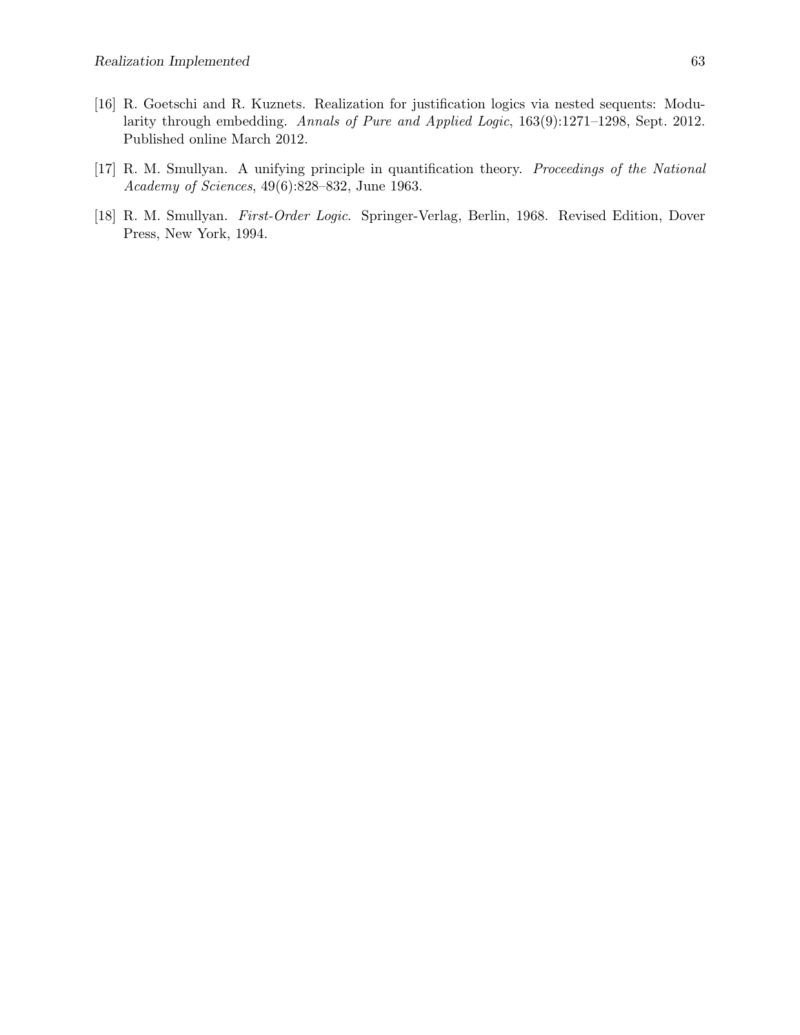[16] R. Goetschi and R. Kuznets. Realization for justification logics via nested sequents: Modularity through embedding. *Annals of Pure and Applied Logic*, 163(9):1271–1298, Sept. 2012. Published online March 2012.

[17] R. M. Smullyan. A unifying principle in quantification theory. *Proceedings of the National Academy of Sciences*, 49(6):828–832, June 1963.

[18] R. M. Smullyan. *First-Order Logic*. Springer-Verlag, Berlin, 1968. Revised Edition, Dover Press, New York, 1994.